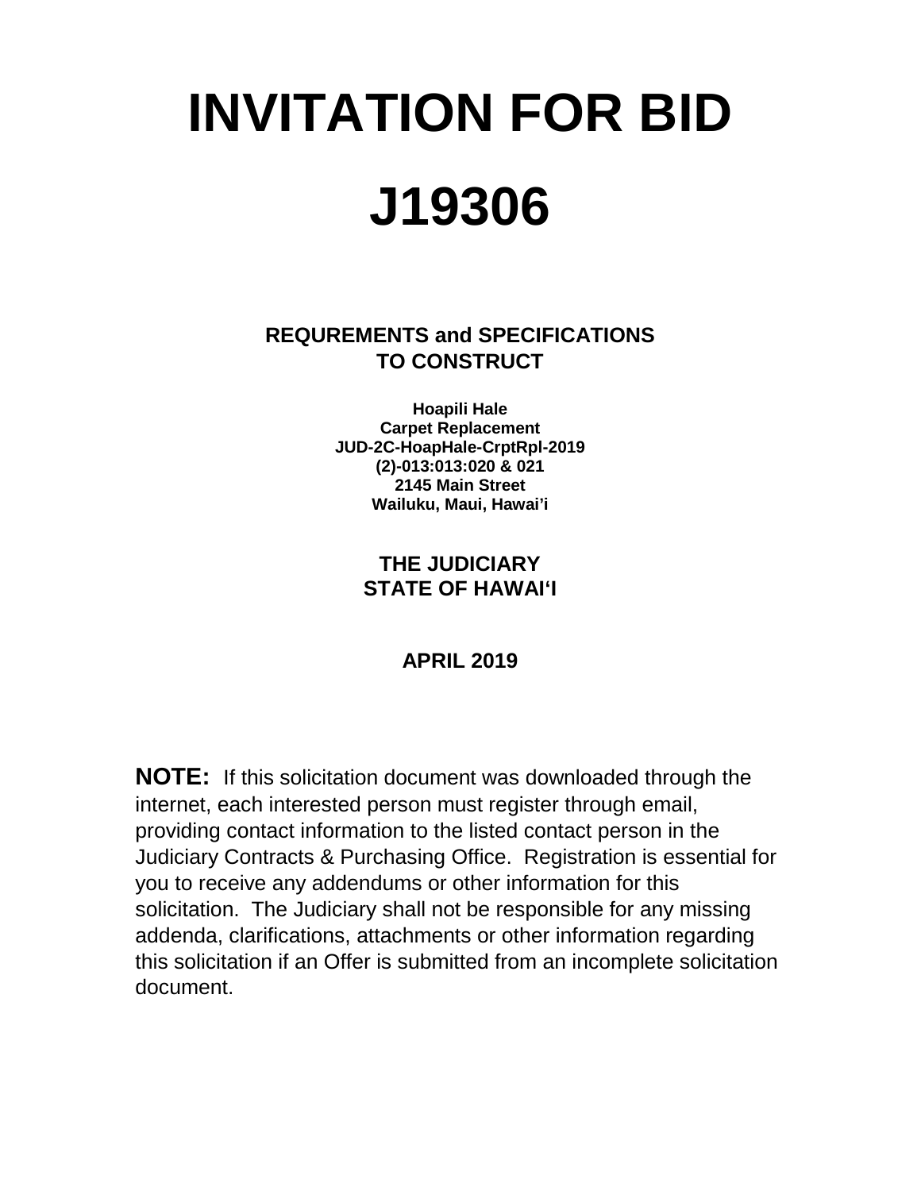# INVITATION FOR BID

# J19306

**REQUREMENTS and SPECIFICATIONS**
**TO CONSTRUCT**

**Hoapili Hale**
**Carpet Replacement**
**JUD-2C-HoapHale-CrptRpl-2019**
**(2)-013:013:020 & 021**
**2145 Main Street**
**Wailuku, Maui, Hawai'i**

**THE JUDICIARY**
**STATE OF HAWAI'I**

**APRIL 2019**

**NOTE:** If this solicitation document was downloaded through the internet, each interested person must register through email, providing contact information to the listed contact person in the Judiciary Contracts & Purchasing Office. Registration is essential for you to receive any addendums or other information for this solicitation. The Judiciary shall not be responsible for any missing addenda, clarifications, attachments or other information regarding this solicitation if an Offer is submitted from an incomplete solicitation document.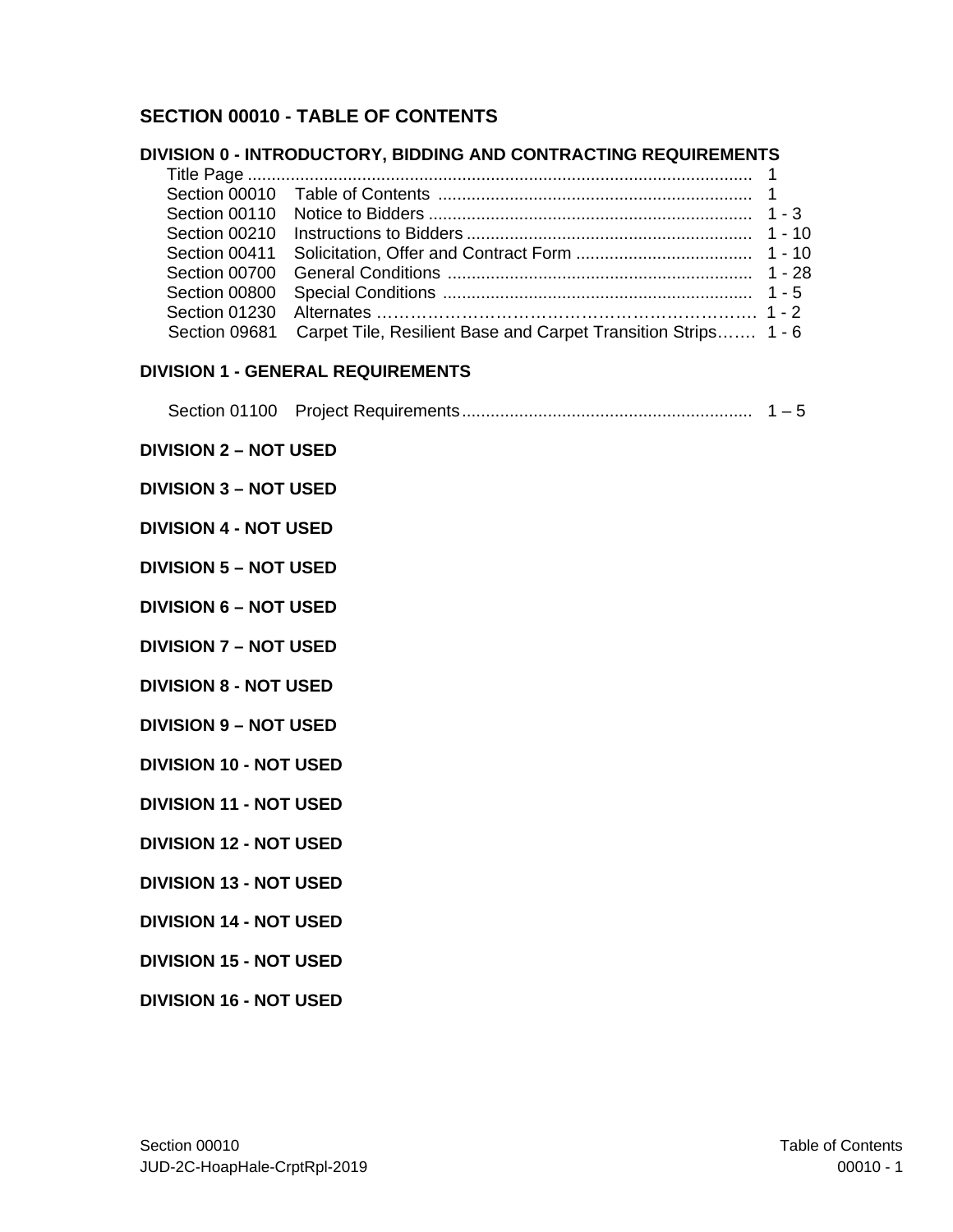## SECTION 00010 - TABLE OF CONTENTS

### DIVISION 0 - INTRODUCTORY, BIDDING AND CONTRACTING REQUIREMENTS

| | | |
|---|---|---|
| Title Page | | 1 |
| Section 00010 | Table of Contents | 1 |
| Section 00110 | Notice to Bidders | 1 - 3 |
| Section 00210 | Instructions to Bidders | 1 - 10 |
| Section 00411 | Solicitation, Offer and Contract Form | 1 - 10 |
| Section 00700 | General Conditions | 1 - 28 |
| Section 00800 | Special Conditions | 1 - 5 |
| Section 01230 | Alternates | 1 - 2 |
| Section 09681 | Carpet Tile, Resilient Base and Carpet Transition Strips | 1 - 6 |

### DIVISION 1 - GENERAL REQUIREMENTS

| | | |
|---|---|---|
| Section 01100 | Project Requirements | 1 – 5 |

**DIVISION 2 – NOT USED**

**DIVISION 3 – NOT USED**

**DIVISION 4 - NOT USED**

**DIVISION 5 – NOT USED**

**DIVISION 6 – NOT USED**

**DIVISION 7 – NOT USED**

**DIVISION 8 - NOT USED**

**DIVISION 9 – NOT USED**

**DIVISION 10 - NOT USED**

**DIVISION 11 - NOT USED**

**DIVISION 12 - NOT USED**

**DIVISION 13 - NOT USED**

**DIVISION 14 - NOT USED**

**DIVISION 15 - NOT USED**

**DIVISION 16 - NOT USED**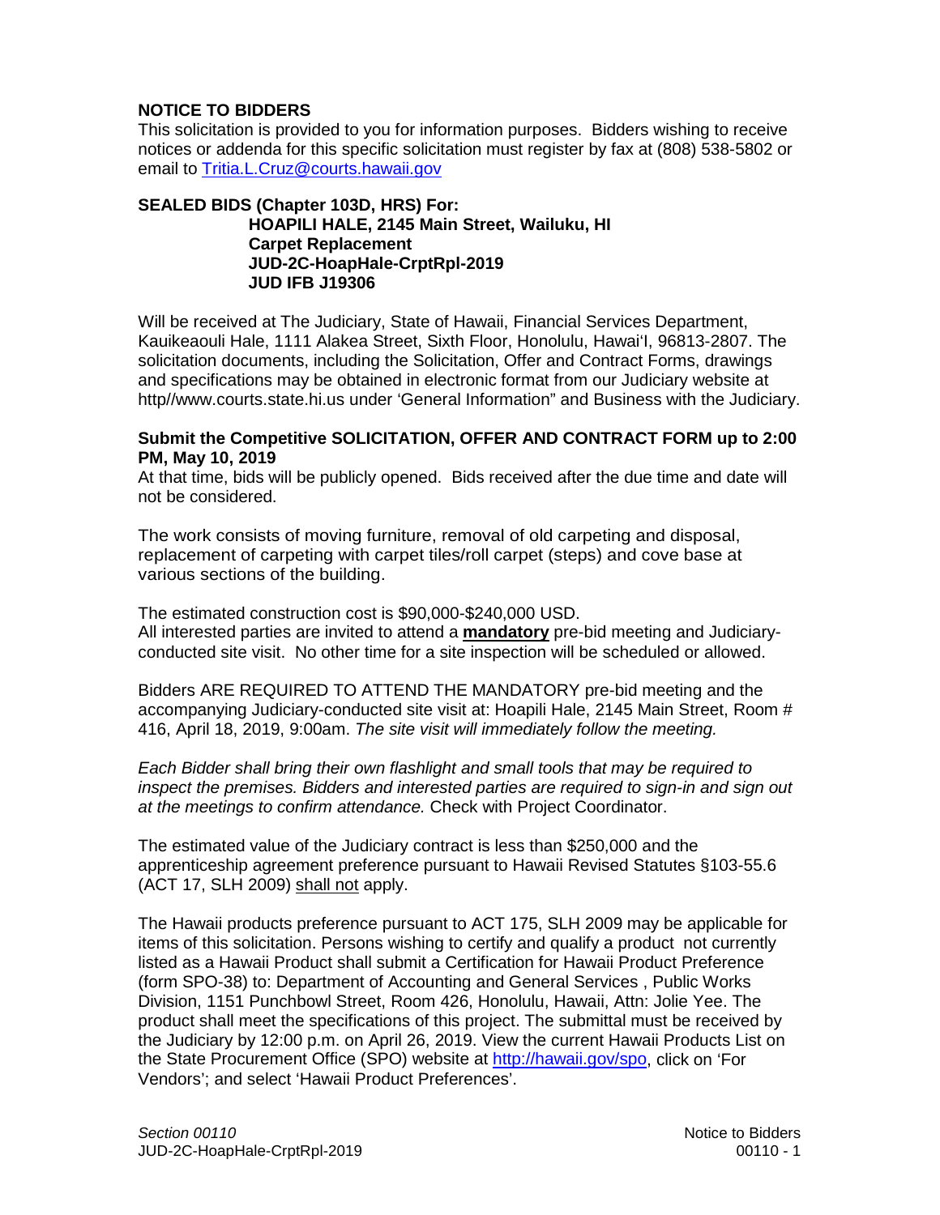## NOTICE TO BIDDERS

This solicitation is provided to you for information purposes. Bidders wishing to receive notices or addenda for this specific solicitation must register by fax at (808) 538-5802 or email to Tritia.L.Cruz@courts.hawaii.gov

**SEALED BIDS (Chapter 103D, HRS) For:**
**HOAPILI HALE, 2145 Main Street, Wailuku, HI**
**Carpet Replacement**
**JUD-2C-HoapHale-CrptRpl-2019**
**JUD IFB J19306**

Will be received at The Judiciary, State of Hawaii, Financial Services Department, Kauikeaouli Hale, 1111 Alakea Street, Sixth Floor, Honolulu, Hawai'I, 96813-2807. The solicitation documents, including the Solicitation, Offer and Contract Forms, drawings and specifications may be obtained in electronic format from our Judiciary website at http//www.courts.state.hi.us under 'General Information" and Business with the Judiciary.

**Submit the Competitive SOLICITATION, OFFER AND CONTRACT FORM up to 2:00 PM, May 10, 2019**

At that time, bids will be publicly opened. Bids received after the due time and date will not be considered.

The work consists of moving furniture, removal of old carpeting and disposal, replacement of carpeting with carpet tiles/roll carpet (steps) and cove base at various sections of the building.

The estimated construction cost is $90,000-$240,000 USD.
All interested parties are invited to attend a **mandatory** pre-bid meeting and Judiciary-conducted site visit. No other time for a site inspection will be scheduled or allowed.

Bidders ARE REQUIRED TO ATTEND THE MANDATORY pre-bid meeting and the accompanying Judiciary-conducted site visit at: Hoapili Hale, 2145 Main Street, Room # 416, April 18, 2019, 9:00am. *The site visit will immediately follow the meeting.*

*Each Bidder shall bring their own flashlight and small tools that may be required to inspect the premises. Bidders and interested parties are required to sign-in and sign out at the meetings to confirm attendance.* Check with Project Coordinator.

The estimated value of the Judiciary contract is less than $250,000 and the apprenticeship agreement preference pursuant to Hawaii Revised Statutes §103-55.6 (ACT 17, SLH 2009) shall not apply.

The Hawaii products preference pursuant to ACT 175, SLH 2009 may be applicable for items of this solicitation. Persons wishing to certify and qualify a product not currently listed as a Hawaii Product shall submit a Certification for Hawaii Product Preference (form SPO-38) to: Department of Accounting and General Services , Public Works Division, 1151 Punchbowl Street, Room 426, Honolulu, Hawaii, Attn: Jolie Yee. The product shall meet the specifications of this project. The submittal must be received by the Judiciary by 12:00 p.m. on April 26, 2019. View the current Hawaii Products List on the State Procurement Office (SPO) website at http://hawaii.gov/spo, click on 'For Vendors'; and select 'Hawaii Product Preferences'.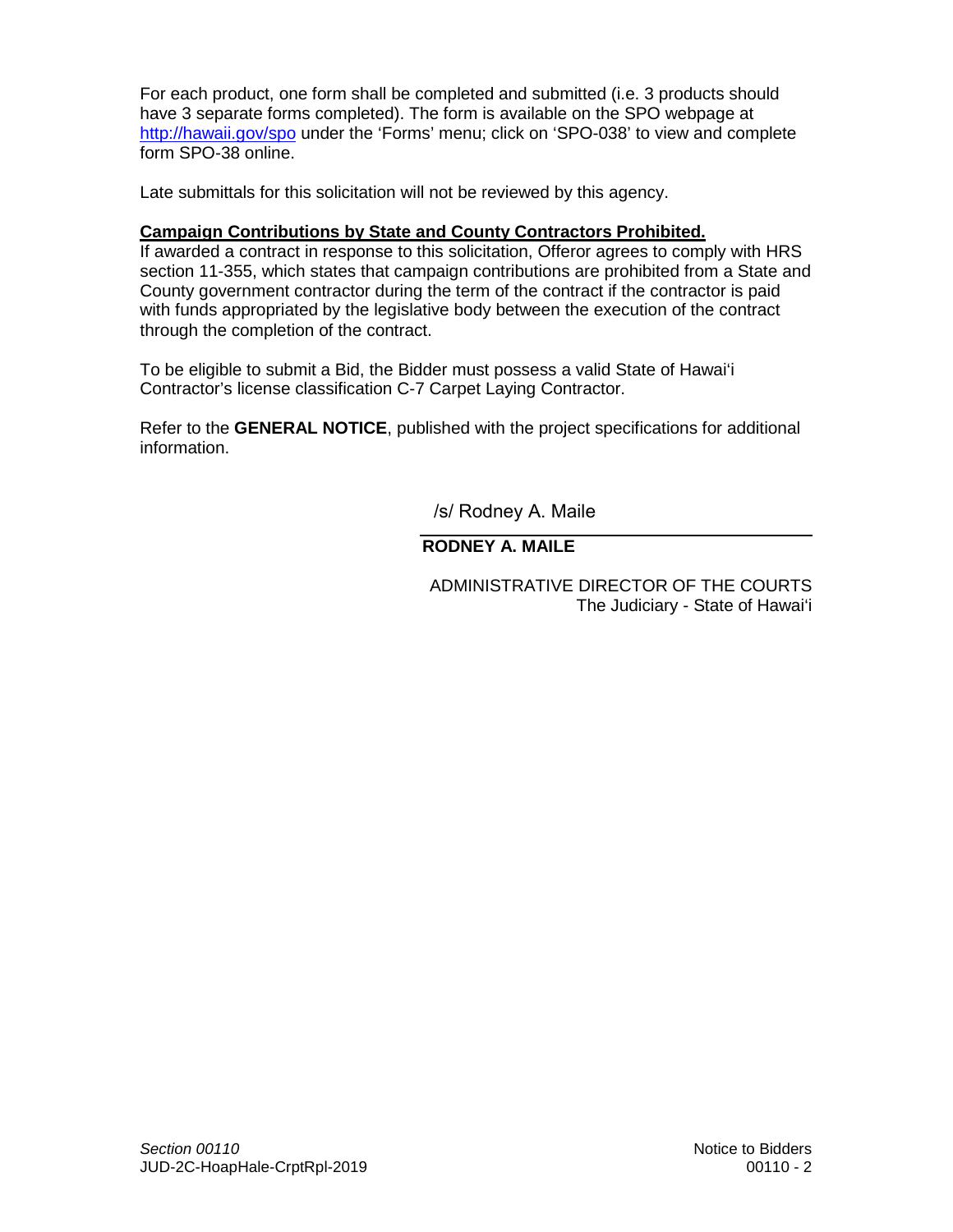For each product, one form shall be completed and submitted (i.e. 3 products should have 3 separate forms completed). The form is available on the SPO webpage at [http://hawaii.gov/spo](http://hawaii.gov/spo) under the 'Forms' menu; click on 'SPO-038' to view and complete form SPO-38 online.

Late submittals for this solicitation will not be reviewed by this agency.

**Campaign Contributions by State and County Contractors Prohibited.**
If awarded a contract in response to this solicitation, Offeror agrees to comply with HRS section 11-355, which states that campaign contributions are prohibited from a State and County government contractor during the term of the contract if the contractor is paid with funds appropriated by the legislative body between the execution of the contract through the completion of the contract.

To be eligible to submit a Bid, the Bidder must possess a valid State of Hawaiʻi Contractor's license classification C-7 Carpet Laying Contractor.

Refer to the **GENERAL NOTICE**, published with the project specifications for additional information.

/s/ Rodney A. Maile

**RODNEY A. MAILE**

ADMINISTRATIVE DIRECTOR OF THE COURTS
The Judiciary - State of Hawaiʻi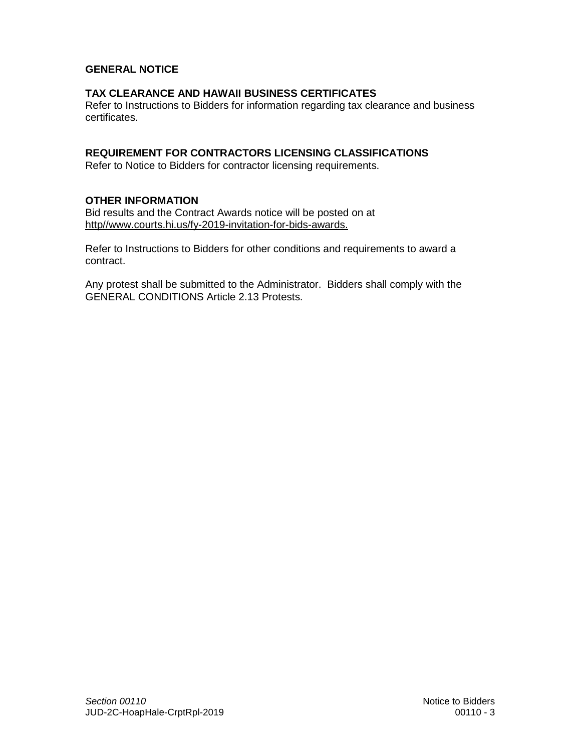## GENERAL NOTICE

### TAX CLEARANCE AND HAWAII BUSINESS CERTIFICATES

Refer to Instructions to Bidders for information regarding tax clearance and business certificates.

### REQUIREMENT FOR CONTRACTORS LICENSING CLASSIFICATIONS

Refer to Notice to Bidders for contractor licensing requirements.

### OTHER INFORMATION

Bid results and the Contract Awards notice will be posted on at http//www.courts.hi.us/fy-2019-invitation-for-bids-awards.

Refer to Instructions to Bidders for other conditions and requirements to award a contract.

Any protest shall be submitted to the Administrator. Bidders shall comply with the GENERAL CONDITIONS Article 2.13 Protests.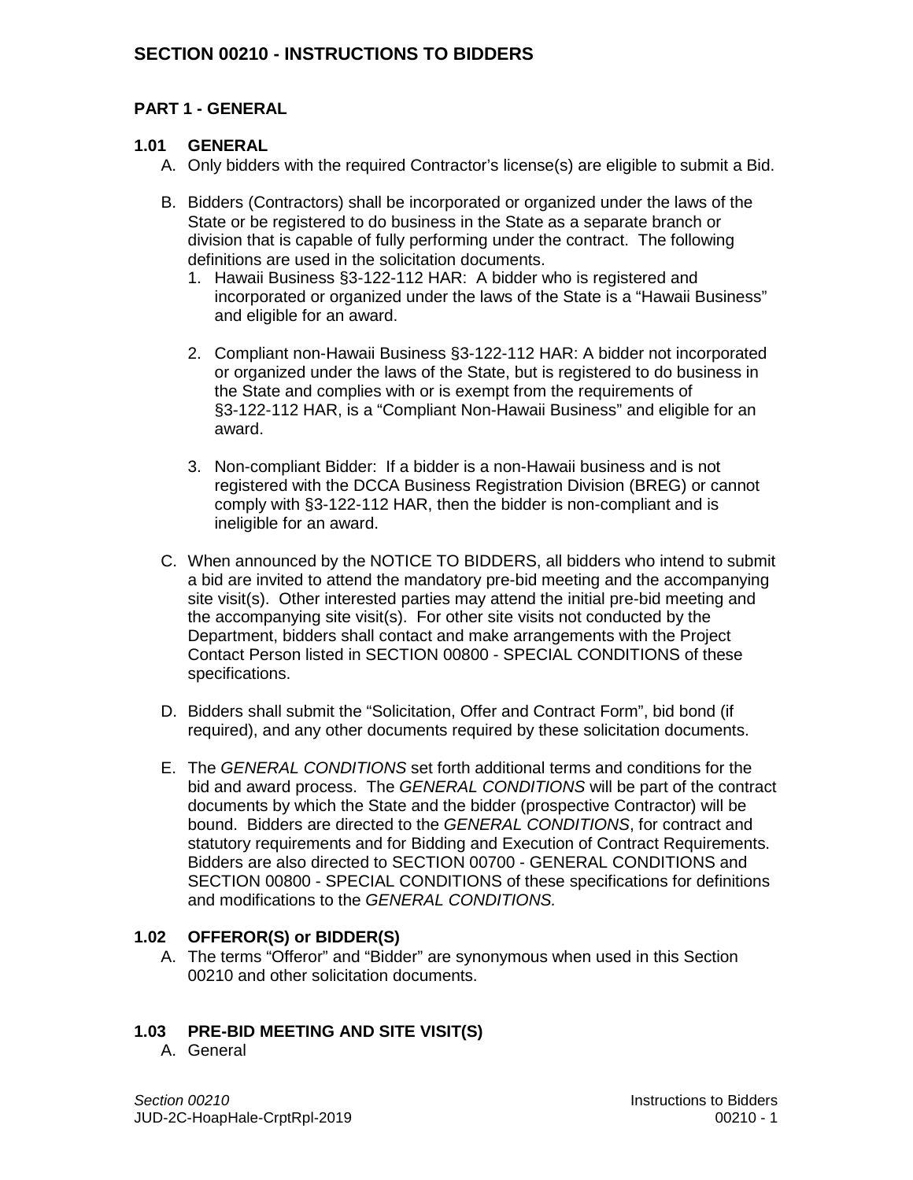# SECTION 00210 - INSTRUCTIONS TO BIDDERS

## PART 1 - GENERAL

### 1.01 GENERAL

A. Only bidders with the required Contractor's license(s) are eligible to submit a Bid.

B. Bidders (Contractors) shall be incorporated or organized under the laws of the State or be registered to do business in the State as a separate branch or division that is capable of fully performing under the contract. The following definitions are used in the solicitation documents.

1. Hawaii Business §3-122-112 HAR: A bidder who is registered and incorporated or organized under the laws of the State is a "Hawaii Business" and eligible for an award.
2. Compliant non-Hawaii Business §3-122-112 HAR: A bidder not incorporated or organized under the laws of the State, but is registered to do business in the State and complies with or is exempt from the requirements of §3-122-112 HAR, is a "Compliant Non-Hawaii Business" and eligible for an award.
3. Non-compliant Bidder: If a bidder is a non-Hawaii business and is not registered with the DCCA Business Registration Division (BREG) or cannot comply with §3-122-112 HAR, then the bidder is non-compliant and is ineligible for an award.

C. When announced by the NOTICE TO BIDDERS, all bidders who intend to submit a bid are invited to attend the mandatory pre-bid meeting and the accompanying site visit(s). Other interested parties may attend the initial pre-bid meeting and the accompanying site visit(s). For other site visits not conducted by the Department, bidders shall contact and make arrangements with the Project Contact Person listed in SECTION 00800 - SPECIAL CONDITIONS of these specifications.

D. Bidders shall submit the "Solicitation, Offer and Contract Form", bid bond (if required), and any other documents required by these solicitation documents.

E. The *GENERAL CONDITIONS* set forth additional terms and conditions for the bid and award process. The *GENERAL CONDITIONS* will be part of the contract documents by which the State and the bidder (prospective Contractor) will be bound. Bidders are directed to the *GENERAL CONDITIONS*, for contract and statutory requirements and for Bidding and Execution of Contract Requirements. Bidders are also directed to SECTION 00700 - GENERAL CONDITIONS and SECTION 00800 - SPECIAL CONDITIONS of these specifications for definitions and modifications to the *GENERAL CONDITIONS.*

### 1.02 OFFEROR(S) or BIDDER(S)

A. The terms "Offeror" and "Bidder" are synonymous when used in this Section 00210 and other solicitation documents.

### 1.03 PRE-BID MEETING AND SITE VISIT(S)

A. General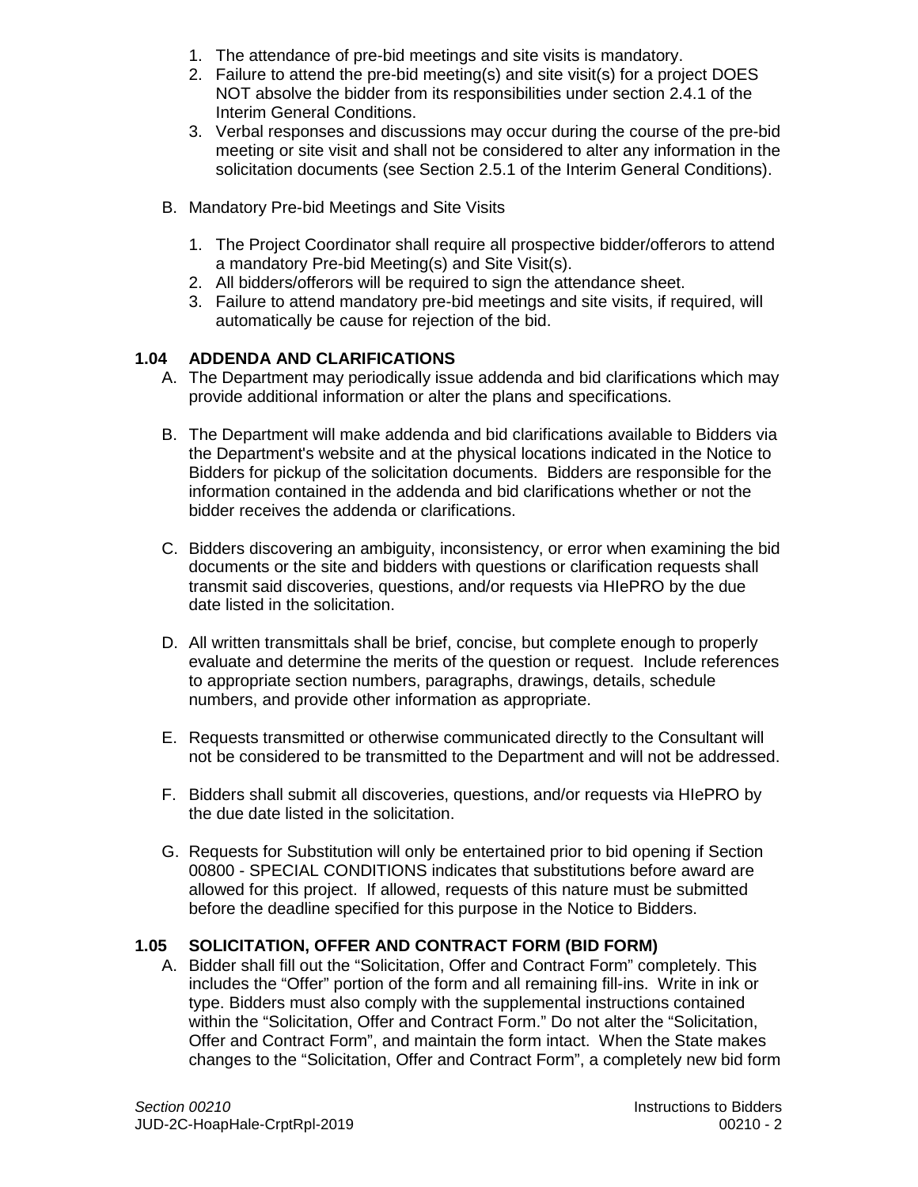1. The attendance of pre-bid meetings and site visits is mandatory.
2. Failure to attend the pre-bid meeting(s) and site visit(s) for a project DOES NOT absolve the bidder from its responsibilities under section 2.4.1 of the Interim General Conditions.
3. Verbal responses and discussions may occur during the course of the pre-bid meeting or site visit and shall not be considered to alter any information in the solicitation documents (see Section 2.5.1 of the Interim General Conditions).

B. Mandatory Pre-bid Meetings and Site Visits

1. The Project Coordinator shall require all prospective bidder/offerors to attend a mandatory Pre-bid Meeting(s) and Site Visit(s).
2. All bidders/offerors will be required to sign the attendance sheet.
3. Failure to attend mandatory pre-bid meetings and site visits, if required, will automatically be cause for rejection of the bid.

### 1.04 ADDENDA AND CLARIFICATIONS

A. The Department may periodically issue addenda and bid clarifications which may provide additional information or alter the plans and specifications.

B. The Department will make addenda and bid clarifications available to Bidders via the Department's website and at the physical locations indicated in the Notice to Bidders for pickup of the solicitation documents. Bidders are responsible for the information contained in the addenda and bid clarifications whether or not the bidder receives the addenda or clarifications.

C. Bidders discovering an ambiguity, inconsistency, or error when examining the bid documents or the site and bidders with questions or clarification requests shall transmit said discoveries, questions, and/or requests via HIePRO by the due date listed in the solicitation.

D. All written transmittals shall be brief, concise, but complete enough to properly evaluate and determine the merits of the question or request. Include references to appropriate section numbers, paragraphs, drawings, details, schedule numbers, and provide other information as appropriate.

E. Requests transmitted or otherwise communicated directly to the Consultant will not be considered to be transmitted to the Department and will not be addressed.

F. Bidders shall submit all discoveries, questions, and/or requests via HIePRO by the due date listed in the solicitation.

G. Requests for Substitution will only be entertained prior to bid opening if Section 00800 - SPECIAL CONDITIONS indicates that substitutions before award are allowed for this project. If allowed, requests of this nature must be submitted before the deadline specified for this purpose in the Notice to Bidders.

### 1.05 SOLICITATION, OFFER AND CONTRACT FORM (BID FORM)

A. Bidder shall fill out the "Solicitation, Offer and Contract Form" completely. This includes the "Offer" portion of the form and all remaining fill-ins. Write in ink or type. Bidders must also comply with the supplemental instructions contained within the "Solicitation, Offer and Contract Form." Do not alter the "Solicitation, Offer and Contract Form", and maintain the form intact. When the State makes changes to the "Solicitation, Offer and Contract Form", a completely new bid form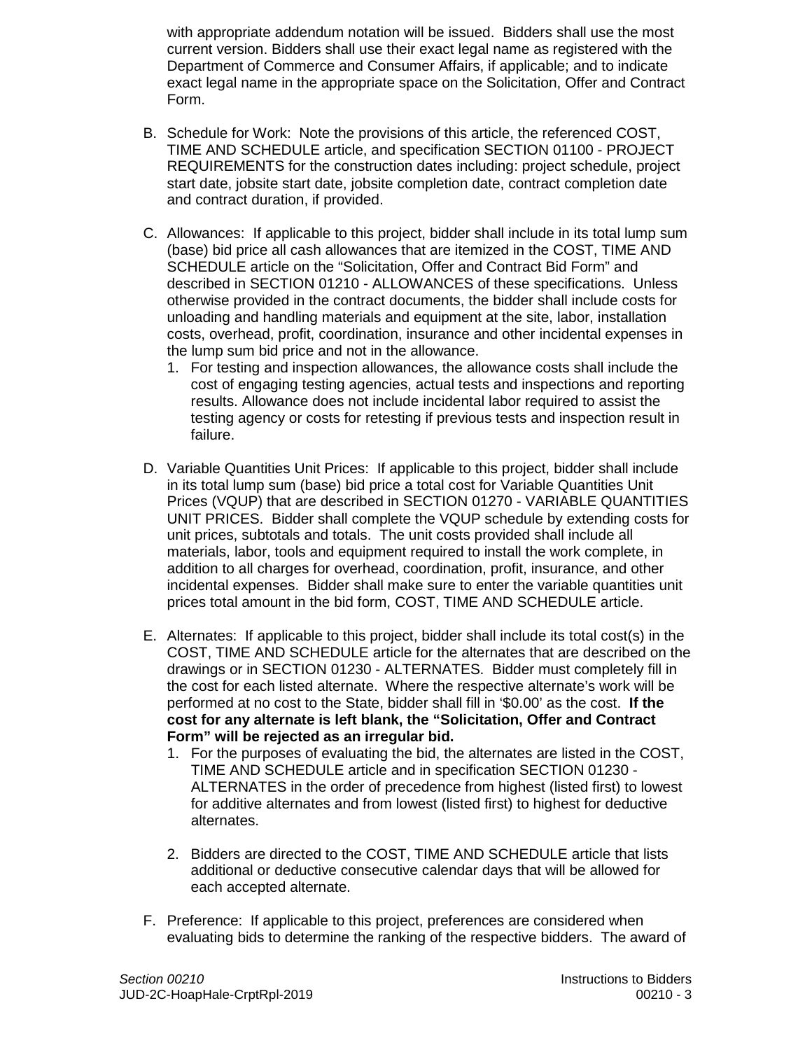with appropriate addendum notation will be issued. Bidders shall use the most current version. Bidders shall use their exact legal name as registered with the Department of Commerce and Consumer Affairs, if applicable; and to indicate exact legal name in the appropriate space on the Solicitation, Offer and Contract Form.

B. Schedule for Work: Note the provisions of this article, the referenced COST, TIME AND SCHEDULE article, and specification SECTION 01100 - PROJECT REQUIREMENTS for the construction dates including: project schedule, project start date, jobsite start date, jobsite completion date, contract completion date and contract duration, if provided.

C. Allowances: If applicable to this project, bidder shall include in its total lump sum (base) bid price all cash allowances that are itemized in the COST, TIME AND SCHEDULE article on the "Solicitation, Offer and Contract Bid Form" and described in SECTION 01210 - ALLOWANCES of these specifications. Unless otherwise provided in the contract documents, the bidder shall include costs for unloading and handling materials and equipment at the site, labor, installation costs, overhead, profit, coordination, insurance and other incidental expenses in the lump sum bid price and not in the allowance.
   1. For testing and inspection allowances, the allowance costs shall include the cost of engaging testing agencies, actual tests and inspections and reporting results. Allowance does not include incidental labor required to assist the testing agency or costs for retesting if previous tests and inspection result in failure.

D. Variable Quantities Unit Prices: If applicable to this project, bidder shall include in its total lump sum (base) bid price a total cost for Variable Quantities Unit Prices (VQUP) that are described in SECTION 01270 - VARIABLE QUANTITIES UNIT PRICES. Bidder shall complete the VQUP schedule by extending costs for unit prices, subtotals and totals. The unit costs provided shall include all materials, labor, tools and equipment required to install the work complete, in addition to all charges for overhead, coordination, profit, insurance, and other incidental expenses. Bidder shall make sure to enter the variable quantities unit prices total amount in the bid form, COST, TIME AND SCHEDULE article.

E. Alternates: If applicable to this project, bidder shall include its total cost(s) in the COST, TIME AND SCHEDULE article for the alternates that are described on the drawings or in SECTION 01230 - ALTERNATES. Bidder must completely fill in the cost for each listed alternate. Where the respective alternate's work will be performed at no cost to the State, bidder shall fill in '$0.00' as the cost. **If the cost for any alternate is left blank, the "Solicitation, Offer and Contract Form" will be rejected as an irregular bid.**
   1. For the purposes of evaluating the bid, the alternates are listed in the COST, TIME AND SCHEDULE article and in specification SECTION 01230 - ALTERNATES in the order of precedence from highest (listed first) to lowest for additive alternates and from lowest (listed first) to highest for deductive alternates.

   2. Bidders are directed to the COST, TIME AND SCHEDULE article that lists additional or deductive consecutive calendar days that will be allowed for each accepted alternate.

F. Preference: If applicable to this project, preferences are considered when evaluating bids to determine the ranking of the respective bidders. The award of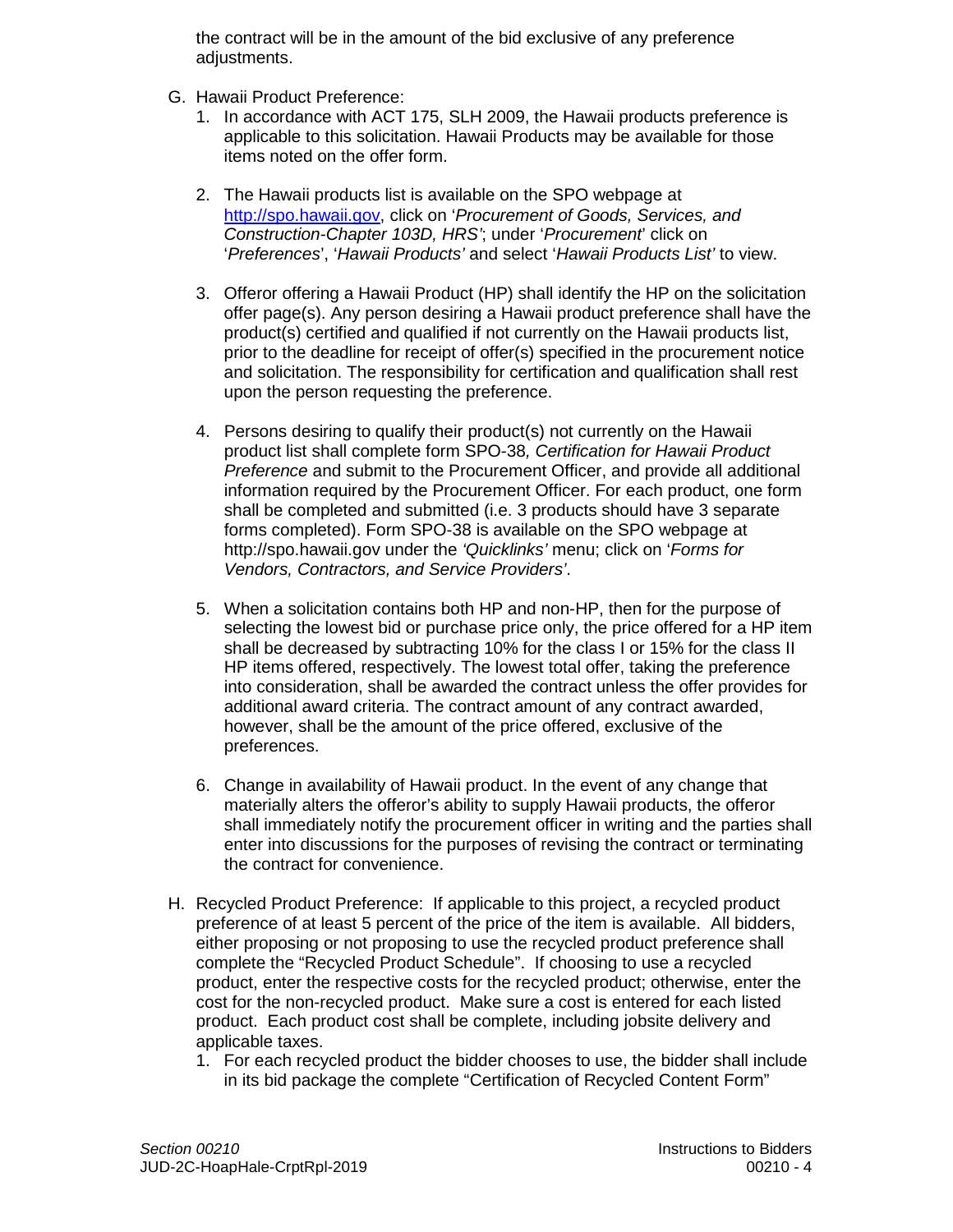the contract will be in the amount of the bid exclusive of any preference adjustments.

G. Hawaii Product Preference:
   1. In accordance with ACT 175, SLH 2009, the Hawaii products preference is applicable to this solicitation. Hawaii Products may be available for those items noted on the offer form.

   2. The Hawaii products list is available on the SPO webpage at http://spo.hawaii.gov, click on '*Procurement of Goods, Services, and Construction-Chapter 103D, HRS*'; under '*Procurement*' click on '*Preferences*', '*Hawaii Products'* and select '*Hawaii Products List'* to view.

   3. Offeror offering a Hawaii Product (HP) shall identify the HP on the solicitation offer page(s). Any person desiring a Hawaii product preference shall have the product(s) certified and qualified if not currently on the Hawaii products list, prior to the deadline for receipt of offer(s) specified in the procurement notice and solicitation. The responsibility for certification and qualification shall rest upon the person requesting the preference.

   4. Persons desiring to qualify their product(s) not currently on the Hawaii product list shall complete form SPO-38, *Certification for Hawaii Product Preference* and submit to the Procurement Officer, and provide all additional information required by the Procurement Officer. For each product, one form shall be completed and submitted (i.e. 3 products should have 3 separate forms completed). Form SPO-38 is available on the SPO webpage at http://spo.hawaii.gov under the *'Quicklinks'* menu; click on '*Forms for Vendors, Contractors, and Service Providers'*.

   5. When a solicitation contains both HP and non-HP, then for the purpose of selecting the lowest bid or purchase price only, the price offered for a HP item shall be decreased by subtracting 10% for the class I or 15% for the class II HP items offered, respectively. The lowest total offer, taking the preference into consideration, shall be awarded the contract unless the offer provides for additional award criteria. The contract amount of any contract awarded, however, shall be the amount of the price offered, exclusive of the preferences.

   6. Change in availability of Hawaii product. In the event of any change that materially alters the offeror's ability to supply Hawaii products, the offeror shall immediately notify the procurement officer in writing and the parties shall enter into discussions for the purposes of revising the contract or terminating the contract for convenience.

H. Recycled Product Preference: If applicable to this project, a recycled product preference of at least 5 percent of the price of the item is available. All bidders, either proposing or not proposing to use the recycled product preference shall complete the "Recycled Product Schedule". If choosing to use a recycled product, enter the respective costs for the recycled product; otherwise, enter the cost for the non-recycled product. Make sure a cost is entered for each listed product. Each product cost shall be complete, including jobsite delivery and applicable taxes.
   1. For each recycled product the bidder chooses to use, the bidder shall include in its bid package the complete "Certification of Recycled Content Form"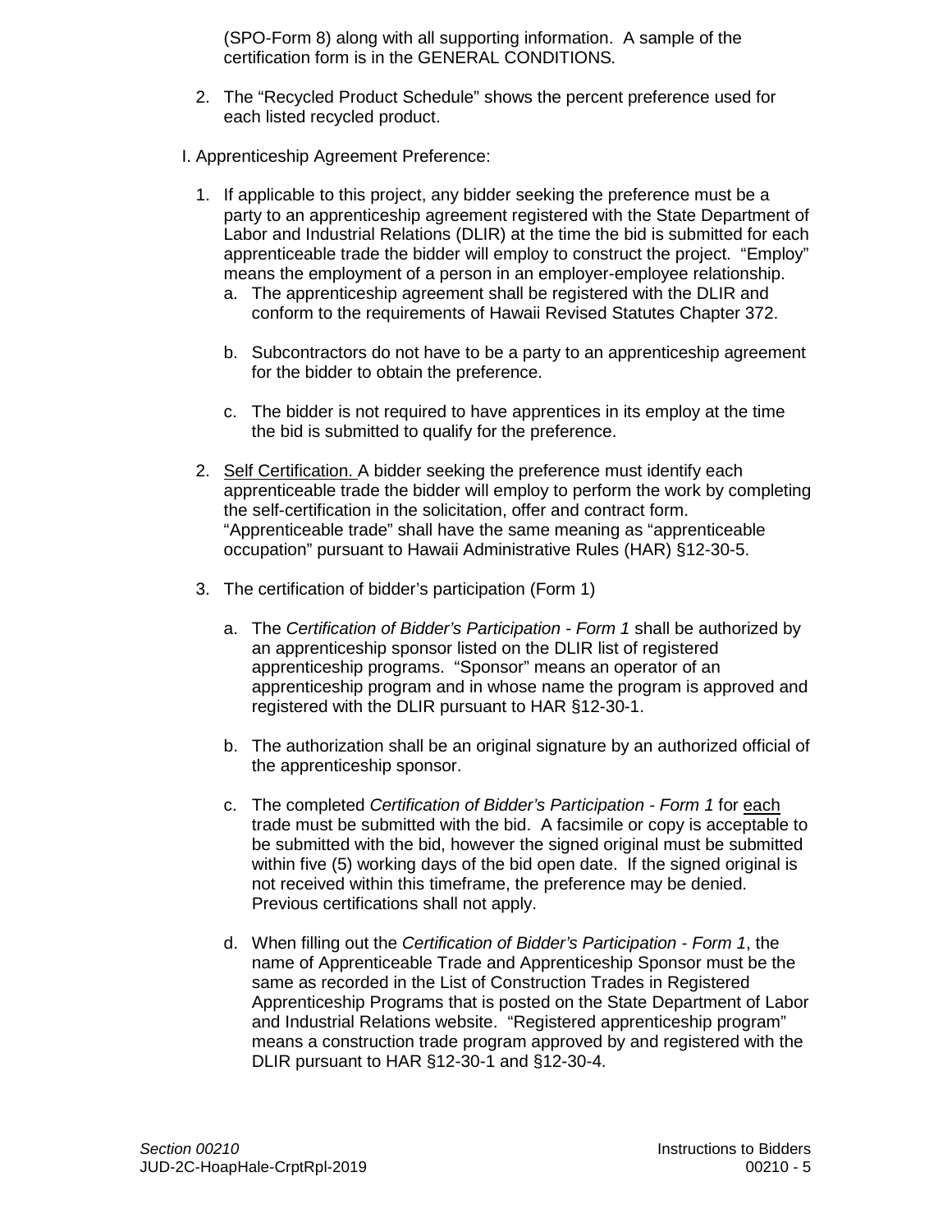(SPO-Form 8) along with all supporting information. A sample of the certification form is in the GENERAL CONDITIONS.

2. The “Recycled Product Schedule” shows the percent preference used for each listed recycled product.

I. Apprenticeship Agreement Preference:

1. If applicable to this project, any bidder seeking the preference must be a party to an apprenticeship agreement registered with the State Department of Labor and Industrial Relations (DLIR) at the time the bid is submitted for each apprenticeable trade the bidder will employ to construct the project. “Employ” means the employment of a person in an employer-employee relationship.
   a. The apprenticeship agreement shall be registered with the DLIR and conform to the requirements of Hawaii Revised Statutes Chapter 372.

   b. Subcontractors do not have to be a party to an apprenticeship agreement for the bidder to obtain the preference.

   c. The bidder is not required to have apprentices in its employ at the time the bid is submitted to qualify for the preference.

2. Self Certification. A bidder seeking the preference must identify each apprenticeable trade the bidder will employ to perform the work by completing the self-certification in the solicitation, offer and contract form. “Apprenticeable trade” shall have the same meaning as “apprenticeable occupation” pursuant to Hawaii Administrative Rules (HAR) §12-30-5.

3. The certification of bidder’s participation (Form 1)

   a. The *Certification of Bidder’s Participation - Form 1* shall be authorized by an apprenticeship sponsor listed on the DLIR list of registered apprenticeship programs. “Sponsor” means an operator of an apprenticeship program and in whose name the program is approved and registered with the DLIR pursuant to HAR §12-30-1.

   b. The authorization shall be an original signature by an authorized official of the apprenticeship sponsor.

   c. The completed *Certification of Bidder’s Participation - Form 1* for each trade must be submitted with the bid. A facsimile or copy is acceptable to be submitted with the bid, however the signed original must be submitted within five (5) working days of the bid open date. If the signed original is not received within this timeframe, the preference may be denied. Previous certifications shall not apply.

   d. When filling out the *Certification of Bidder’s Participation - Form 1*, the name of Apprenticeable Trade and Apprenticeship Sponsor must be the same as recorded in the List of Construction Trades in Registered Apprenticeship Programs that is posted on the State Department of Labor and Industrial Relations website. “Registered apprenticeship program” means a construction trade program approved by and registered with the DLIR pursuant to HAR §12-30-1 and §12-30-4.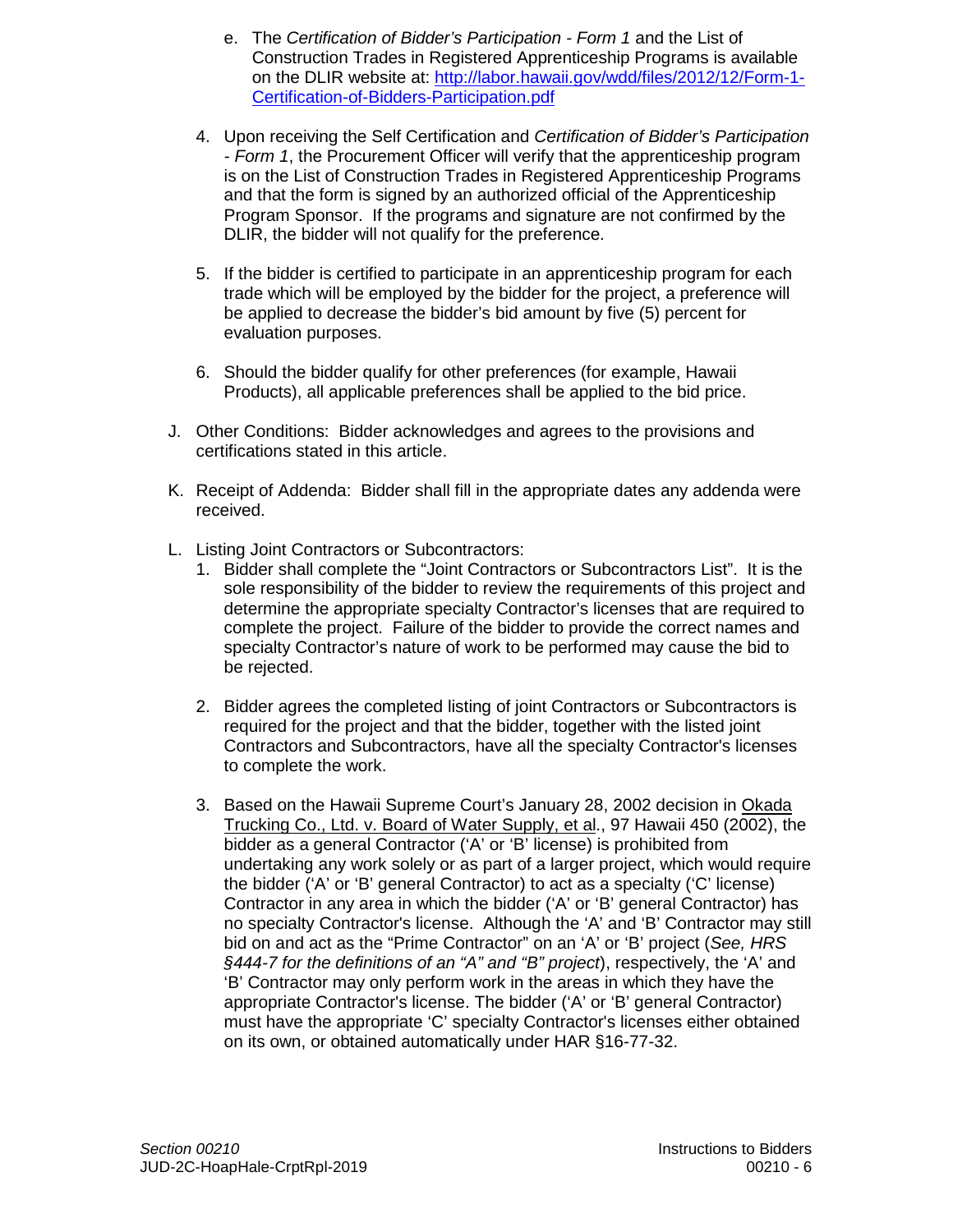e. The *Certification of Bidder's Participation - Form 1* and the List of Construction Trades in Registered Apprenticeship Programs is available on the DLIR website at: [http://labor.hawaii.gov/wdd/files/2012/12/Form-1-Certification-of-Bidders-Participation.pdf](http://labor.hawaii.gov/wdd/files/2012/12/Form-1-Certification-of-Bidders-Participation.pdf)

4. Upon receiving the Self Certification and *Certification of Bidder's Participation - Form 1*, the Procurement Officer will verify that the apprenticeship program is on the List of Construction Trades in Registered Apprenticeship Programs and that the form is signed by an authorized official of the Apprenticeship Program Sponsor. If the programs and signature are not confirmed by the DLIR, the bidder will not qualify for the preference.

5. If the bidder is certified to participate in an apprenticeship program for each trade which will be employed by the bidder for the project, a preference will be applied to decrease the bidder's bid amount by five (5) percent for evaluation purposes.

6. Should the bidder qualify for other preferences (for example, Hawaii Products), all applicable preferences shall be applied to the bid price.

J. Other Conditions: Bidder acknowledges and agrees to the provisions and certifications stated in this article.

K. Receipt of Addenda: Bidder shall fill in the appropriate dates any addenda were received.

L. Listing Joint Contractors or Subcontractors:

1. Bidder shall complete the "Joint Contractors or Subcontractors List". It is the sole responsibility of the bidder to review the requirements of this project and determine the appropriate specialty Contractor's licenses that are required to complete the project. Failure of the bidder to provide the correct names and specialty Contractor's nature of work to be performed may cause the bid to be rejected.

2. Bidder agrees the completed listing of joint Contractors or Subcontractors is required for the project and that the bidder, together with the listed joint Contractors and Subcontractors, have all the specialty Contractor's licenses to complete the work.

3. Based on the Hawaii Supreme Court's January 28, 2002 decision in Okada Trucking Co., Ltd. v. Board of Water Supply, et al., 97 Hawaii 450 (2002), the bidder as a general Contractor ('A' or 'B' license) is prohibited from undertaking any work solely or as part of a larger project, which would require the bidder ('A' or 'B' general Contractor) to act as a specialty ('C' license) Contractor in any area in which the bidder ('A' or 'B' general Contractor) has no specialty Contractor's license. Although the 'A' and 'B' Contractor may still bid on and act as the "Prime Contractor" on an 'A' or 'B' project (*See, HRS §444-7 for the definitions of an "A" and "B" project*), respectively, the 'A' and 'B' Contractor may only perform work in the areas in which they have the appropriate Contractor's license. The bidder ('A' or 'B' general Contractor) must have the appropriate 'C' specialty Contractor's licenses either obtained on its own, or obtained automatically under HAR §16-77-32.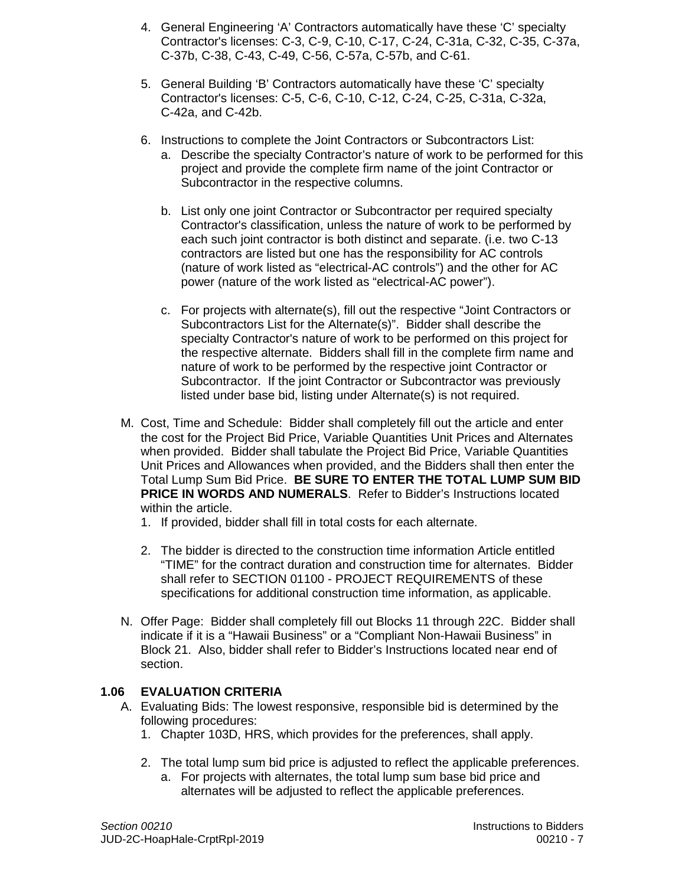4. General Engineering ‘A’ Contractors automatically have these ‘C’ specialty Contractor's licenses: C-3, C-9, C-10, C-17, C-24, C-31a, C-32, C-35, C-37a, C-37b, C-38, C-43, C-49, C-56, C-57a, C-57b, and C-61.

5. General Building ‘B’ Contractors automatically have these ‘C’ specialty Contractor's licenses: C-5, C-6, C-10, C-12, C-24, C-25, C-31a, C-32a, C-42a, and C-42b.

6. Instructions to complete the Joint Contractors or Subcontractors List:
   a. Describe the specialty Contractor’s nature of work to be performed for this project and provide the complete firm name of the joint Contractor or Subcontractor in the respective columns.

   b. List only one joint Contractor or Subcontractor per required specialty Contractor's classification, unless the nature of work to be performed by each such joint contractor is both distinct and separate. (i.e. two C-13 contractors are listed but one has the responsibility for AC controls (nature of work listed as “electrical-AC controls”) and the other for AC power (nature of the work listed as “electrical-AC power”).

   c. For projects with alternate(s), fill out the respective “Joint Contractors or Subcontractors List for the Alternate(s)”. Bidder shall describe the specialty Contractor's nature of work to be performed on this project for the respective alternate. Bidders shall fill in the complete firm name and nature of work to be performed by the respective joint Contractor or Subcontractor. If the joint Contractor or Subcontractor was previously listed under base bid, listing under Alternate(s) is not required.

M. Cost, Time and Schedule: Bidder shall completely fill out the article and enter the cost for the Project Bid Price, Variable Quantities Unit Prices and Alternates when provided. Bidder shall tabulate the Project Bid Price, Variable Quantities Unit Prices and Allowances when provided, and the Bidders shall then enter the Total Lump Sum Bid Price. **BE SURE TO ENTER THE TOTAL LUMP SUM BID PRICE IN WORDS AND NUMERALS**. Refer to Bidder’s Instructions located within the article.
   1. If provided, bidder shall fill in total costs for each alternate.

   2. The bidder is directed to the construction time information Article entitled “TIME” for the contract duration and construction time for alternates. Bidder shall refer to SECTION 01100 - PROJECT REQUIREMENTS of these specifications for additional construction time information, as applicable.

N. Offer Page: Bidder shall completely fill out Blocks 11 through 22C. Bidder shall indicate if it is a “Hawaii Business” or a “Compliant Non-Hawaii Business” in Block 21. Also, bidder shall refer to Bidder’s Instructions located near end of section.

## 1.06 EVALUATION CRITERIA

A. Evaluating Bids: The lowest responsive, responsible bid is determined by the following procedures:
   1. Chapter 103D, HRS, which provides for the preferences, shall apply.

   2. The total lump sum bid price is adjusted to reflect the applicable preferences.
      a. For projects with alternates, the total lump sum base bid price and alternates will be adjusted to reflect the applicable preferences.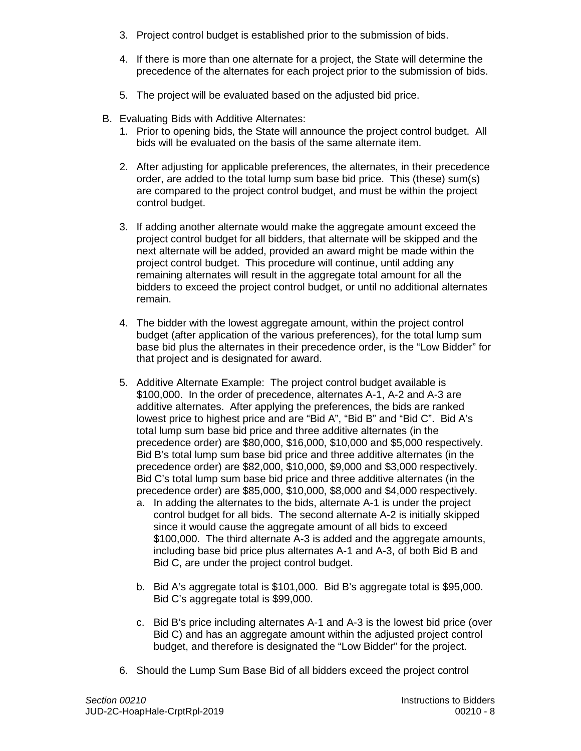3. Project control budget is established prior to the submission of bids.

4. If there is more than one alternate for a project, the State will determine the precedence of the alternates for each project prior to the submission of bids.

5. The project will be evaluated based on the adjusted bid price.

B. Evaluating Bids with Additive Alternates:

1. Prior to opening bids, the State will announce the project control budget. All bids will be evaluated on the basis of the same alternate item.

2. After adjusting for applicable preferences, the alternates, in their precedence order, are added to the total lump sum base bid price. This (these) sum(s) are compared to the project control budget, and must be within the project control budget.

3. If adding another alternate would make the aggregate amount exceed the project control budget for all bidders, that alternate will be skipped and the next alternate will be added, provided an award might be made within the project control budget. This procedure will continue, until adding any remaining alternates will result in the aggregate total amount for all the bidders to exceed the project control budget, or until no additional alternates remain.

4. The bidder with the lowest aggregate amount, within the project control budget (after application of the various preferences), for the total lump sum base bid plus the alternates in their precedence order, is the "Low Bidder" for that project and is designated for award.

5. Additive Alternate Example: The project control budget available is $100,000. In the order of precedence, alternates A-1, A-2 and A-3 are additive alternates. After applying the preferences, the bids are ranked lowest price to highest price and are "Bid A", "Bid B" and "Bid C". Bid A's total lump sum base bid price and three additive alternates (in the precedence order) are $80,000, $16,000, $10,000 and $5,000 respectively. Bid B's total lump sum base bid price and three additive alternates (in the precedence order) are $82,000, $10,000, $9,000 and $3,000 respectively. Bid C's total lump sum base bid price and three additive alternates (in the precedence order) are $85,000, $10,000, $8,000 and $4,000 respectively.

   a. In adding the alternates to the bids, alternate A-1 is under the project control budget for all bids. The second alternate A-2 is initially skipped since it would cause the aggregate amount of all bids to exceed $100,000. The third alternate A-3 is added and the aggregate amounts, including base bid price plus alternates A-1 and A-3, of both Bid B and Bid C, are under the project control budget.

   b. Bid A's aggregate total is $101,000. Bid B's aggregate total is $95,000. Bid C's aggregate total is $99,000.

   c. Bid B's price including alternates A-1 and A-3 is the lowest bid price (over Bid C) and has an aggregate amount within the adjusted project control budget, and therefore is designated the "Low Bidder" for the project.

6. Should the Lump Sum Base Bid of all bidders exceed the project control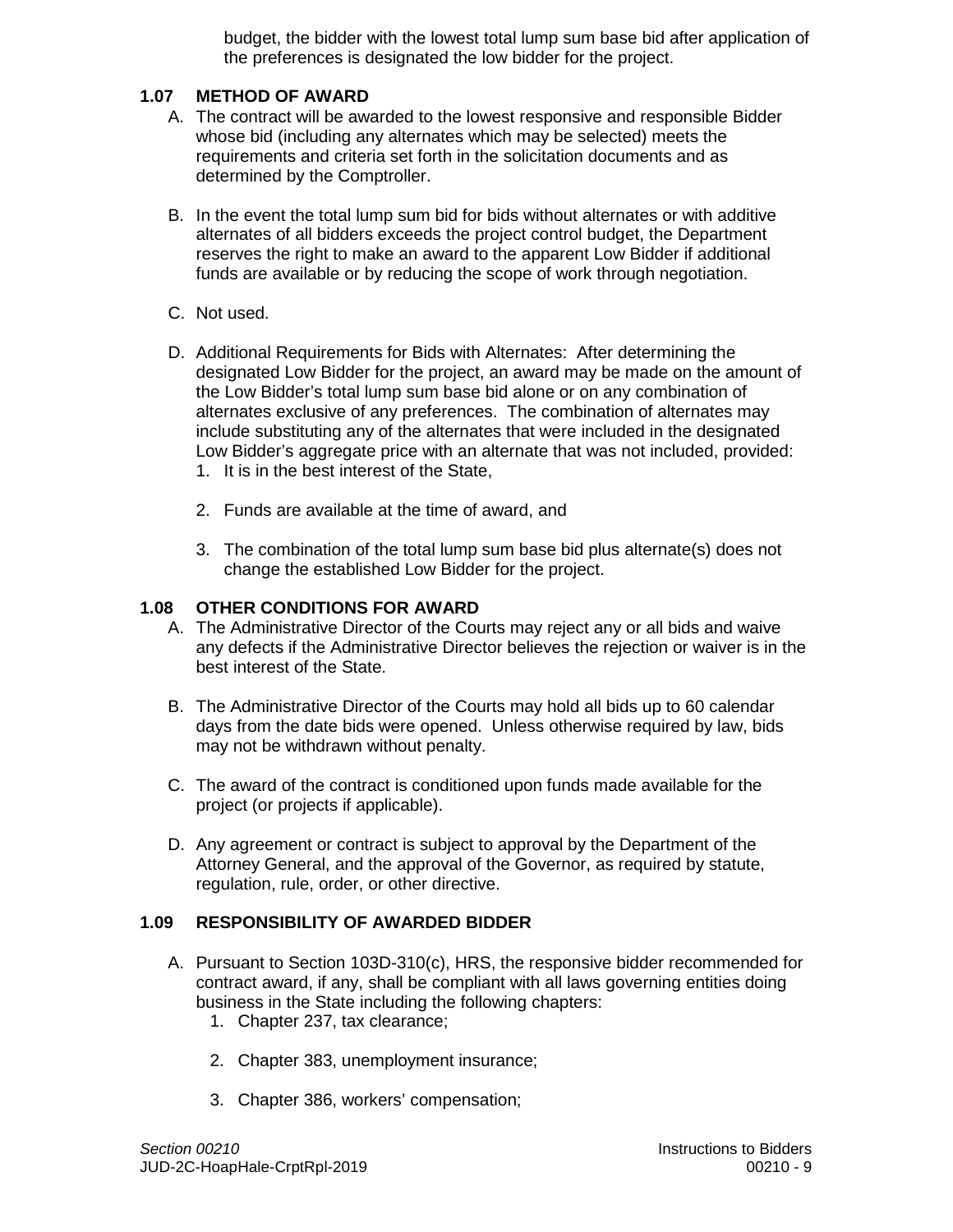budget, the bidder with the lowest total lump sum base bid after application of the preferences is designated the low bidder for the project.

### 1.07 METHOD OF AWARD

A. The contract will be awarded to the lowest responsive and responsible Bidder whose bid (including any alternates which may be selected) meets the requirements and criteria set forth in the solicitation documents and as determined by the Comptroller.

B. In the event the total lump sum bid for bids without alternates or with additive alternates of all bidders exceeds the project control budget, the Department reserves the right to make an award to the apparent Low Bidder if additional funds are available or by reducing the scope of work through negotiation.

C. Not used.

D. Additional Requirements for Bids with Alternates: After determining the designated Low Bidder for the project, an award may be made on the amount of the Low Bidder's total lump sum base bid alone or on any combination of alternates exclusive of any preferences. The combination of alternates may include substituting any of the alternates that were included in the designated Low Bidder's aggregate price with an alternate that was not included, provided:
   1. It is in the best interest of the State,
   2. Funds are available at the time of award, and
   3. The combination of the total lump sum base bid plus alternate(s) does not change the established Low Bidder for the project.

### 1.08 OTHER CONDITIONS FOR AWARD

A. The Administrative Director of the Courts may reject any or all bids and waive any defects if the Administrative Director believes the rejection or waiver is in the best interest of the State.

B. The Administrative Director of the Courts may hold all bids up to 60 calendar days from the date bids were opened. Unless otherwise required by law, bids may not be withdrawn without penalty.

C. The award of the contract is conditioned upon funds made available for the project (or projects if applicable).

D. Any agreement or contract is subject to approval by the Department of the Attorney General, and the approval of the Governor, as required by statute, regulation, rule, order, or other directive.

### 1.09 RESPONSIBILITY OF AWARDED BIDDER

A. Pursuant to Section 103D-310(c), HRS, the responsive bidder recommended for contract award, if any, shall be compliant with all laws governing entities doing business in the State including the following chapters:
   1. Chapter 237, tax clearance;
   2. Chapter 383, unemployment insurance;
   3. Chapter 386, workers' compensation;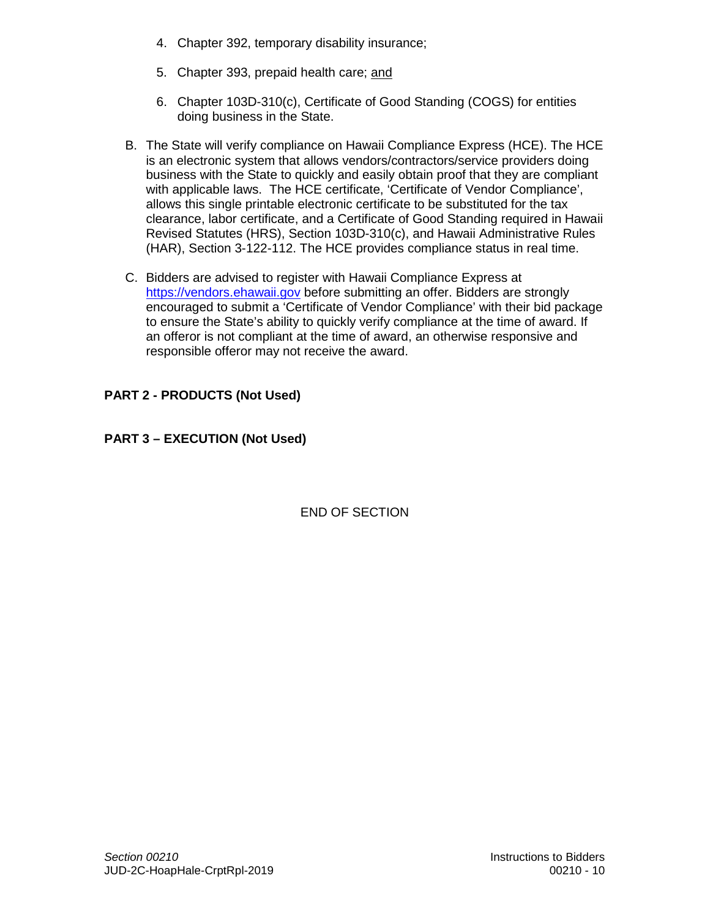4. Chapter 392, temporary disability insurance;
5. Chapter 393, prepaid health care; and
6. Chapter 103D-310(c), Certificate of Good Standing (COGS) for entities doing business in the State.

B. The State will verify compliance on Hawaii Compliance Express (HCE). The HCE is an electronic system that allows vendors/contractors/service providers doing business with the State to quickly and easily obtain proof that they are compliant with applicable laws. The HCE certificate, 'Certificate of Vendor Compliance', allows this single printable electronic certificate to be substituted for the tax clearance, labor certificate, and a Certificate of Good Standing required in Hawaii Revised Statutes (HRS), Section 103D-310(c), and Hawaii Administrative Rules (HAR), Section 3-122-112. The HCE provides compliance status in real time.

C. Bidders are advised to register with Hawaii Compliance Express at https://vendors.ehawaii.gov before submitting an offer. Bidders are strongly encouraged to submit a 'Certificate of Vendor Compliance' with their bid package to ensure the State's ability to quickly verify compliance at the time of award. If an offeror is not compliant at the time of award, an otherwise responsive and responsible offeror may not receive the award.

**PART 2 - PRODUCTS (Not Used)**

**PART 3 – EXECUTION (Not Used)**

END OF SECTION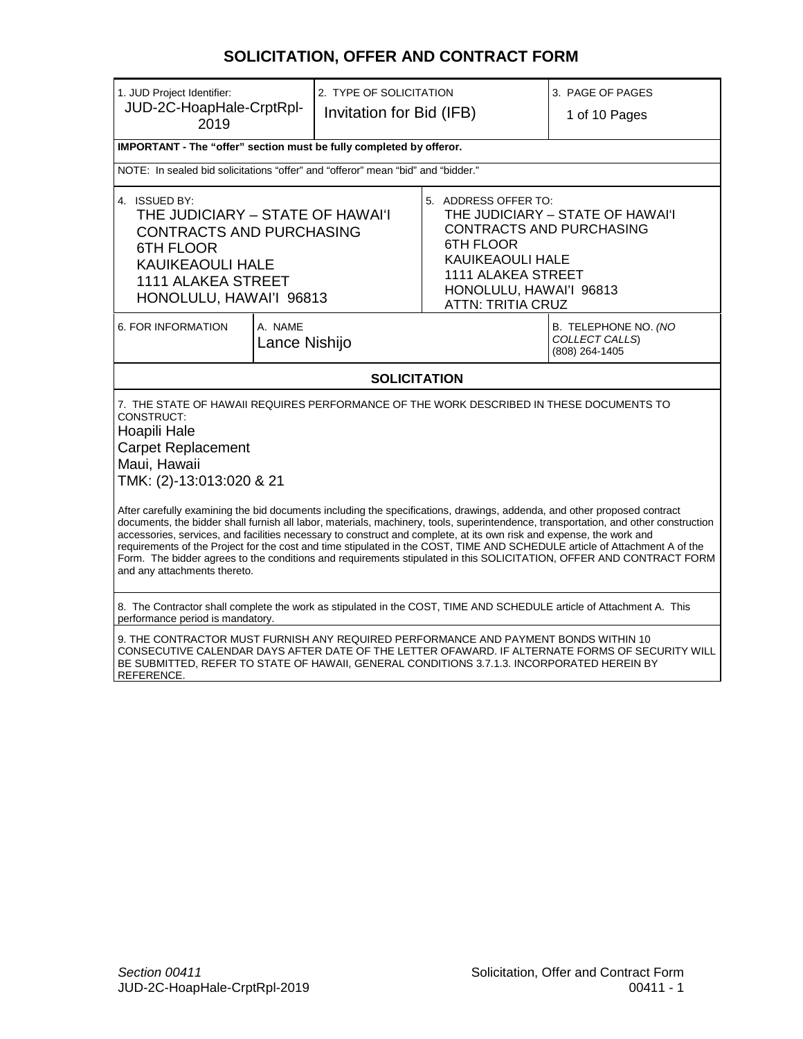# SOLICITATION, OFFER AND CONTRACT FORM

| 1. JUD Project Identifier: JUD-2C-HoapHale-CrptRpl-2019 | 2. TYPE OF SOLICITATION Invitation for Bid (IFB) | 3. PAGE OF PAGES 1 of 10 Pages |
|---|---|---|

**IMPORTANT - The "offer" section must be fully completed by offeror.**

NOTE: In sealed bid solicitations "offer" and "offeror" mean "bid" and "bidder."

| 4. ISSUED BY: | 5. ADDRESS OFFER TO: |
|---|---|
| THE JUDICIARY – STATE OF HAWAI'I<br>CONTRACTS AND PURCHASING<br>6TH FLOOR<br>KAUIKEAOULI HALE<br>1111 ALAKEA STREET<br>HONOLULU, HAWAI'I 96813 | THE JUDICIARY – STATE OF HAWAI'I<br>CONTRACTS AND PURCHASING<br>6TH FLOOR<br>KAUIKEAOULI HALE<br>1111 ALAKEA STREET<br>HONOLULU, HAWAI'I 96813<br>ATTN: TRITIA CRUZ |

| 6. FOR INFORMATION | A. NAME | B. TELEPHONE NO. *(NO COLLECT CALLS)* |
|---|---|---|
| | Lance Nishijo | (808) 264-1405 |

## SOLICITATION

7. THE STATE OF HAWAII REQUIRES PERFORMANCE OF THE WORK DESCRIBED IN THESE DOCUMENTS TO CONSTRUCT:

Hoapili Hale
Carpet Replacement
Maui, Hawaii
TMK: (2)-13:013:020 & 21

After carefully examining the bid documents including the specifications, drawings, addenda, and other proposed contract documents, the bidder shall furnish all labor, materials, machinery, tools, superintendence, transportation, and other construction accessories, services, and facilities necessary to construct and complete, at its own risk and expense, the work and requirements of the Project for the cost and time stipulated in the COST, TIME AND SCHEDULE article of Attachment A of the Form. The bidder agrees to the conditions and requirements stipulated in this SOLICITATION, OFFER AND CONTRACT FORM and any attachments thereto.

8. The Contractor shall complete the work as stipulated in the COST, TIME AND SCHEDULE article of Attachment A. This performance period is mandatory.

9. THE CONTRACTOR MUST FURNISH ANY REQUIRED PERFORMANCE AND PAYMENT BONDS WITHIN 10 CONSECUTIVE CALENDAR DAYS AFTER DATE OF THE LETTER OFAWARD. IF ALTERNATE FORMS OF SECURITY WILL BE SUBMITTED, REFER TO STATE OF HAWAII, GENERAL CONDITIONS 3.7.1.3. INCORPORATED HEREIN BY REFERENCE.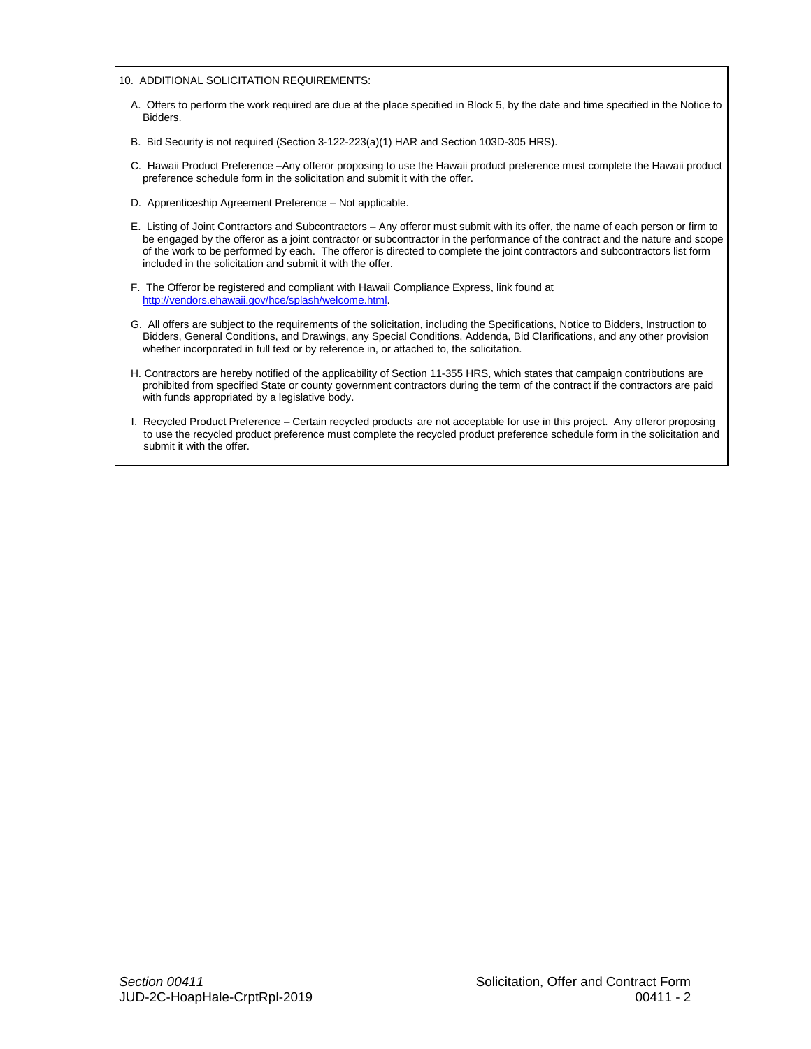10. ADDITIONAL SOLICITATION REQUIREMENTS:

A. Offers to perform the work required are due at the place specified in Block 5, by the date and time specified in the Notice to Bidders.

B. Bid Security is not required (Section 3-122-223(a)(1) HAR and Section 103D-305 HRS).

C. Hawaii Product Preference –Any offeror proposing to use the Hawaii product preference must complete the Hawaii product preference schedule form in the solicitation and submit it with the offer.

D. Apprenticeship Agreement Preference – Not applicable.

E. Listing of Joint Contractors and Subcontractors – Any offeror must submit with its offer, the name of each person or firm to be engaged by the offeror as a joint contractor or subcontractor in the performance of the contract and the nature and scope of the work to be performed by each. The offeror is directed to complete the joint contractors and subcontractors list form included in the solicitation and submit it with the offer.

F. The Offeror be registered and compliant with Hawaii Compliance Express, link found at http://vendors.ehawaii.gov/hce/splash/welcome.html.

G. All offers are subject to the requirements of the solicitation, including the Specifications, Notice to Bidders, Instruction to Bidders, General Conditions, and Drawings, any Special Conditions, Addenda, Bid Clarifications, and any other provision whether incorporated in full text or by reference in, or attached to, the solicitation.

H. Contractors are hereby notified of the applicability of Section 11-355 HRS, which states that campaign contributions are prohibited from specified State or county government contractors during the term of the contract if the contractors are paid with funds appropriated by a legislative body.

I. Recycled Product Preference – Certain recycled products are not acceptable for use in this project. Any offeror proposing to use the recycled product preference must complete the recycled product preference schedule form in the solicitation and submit it with the offer.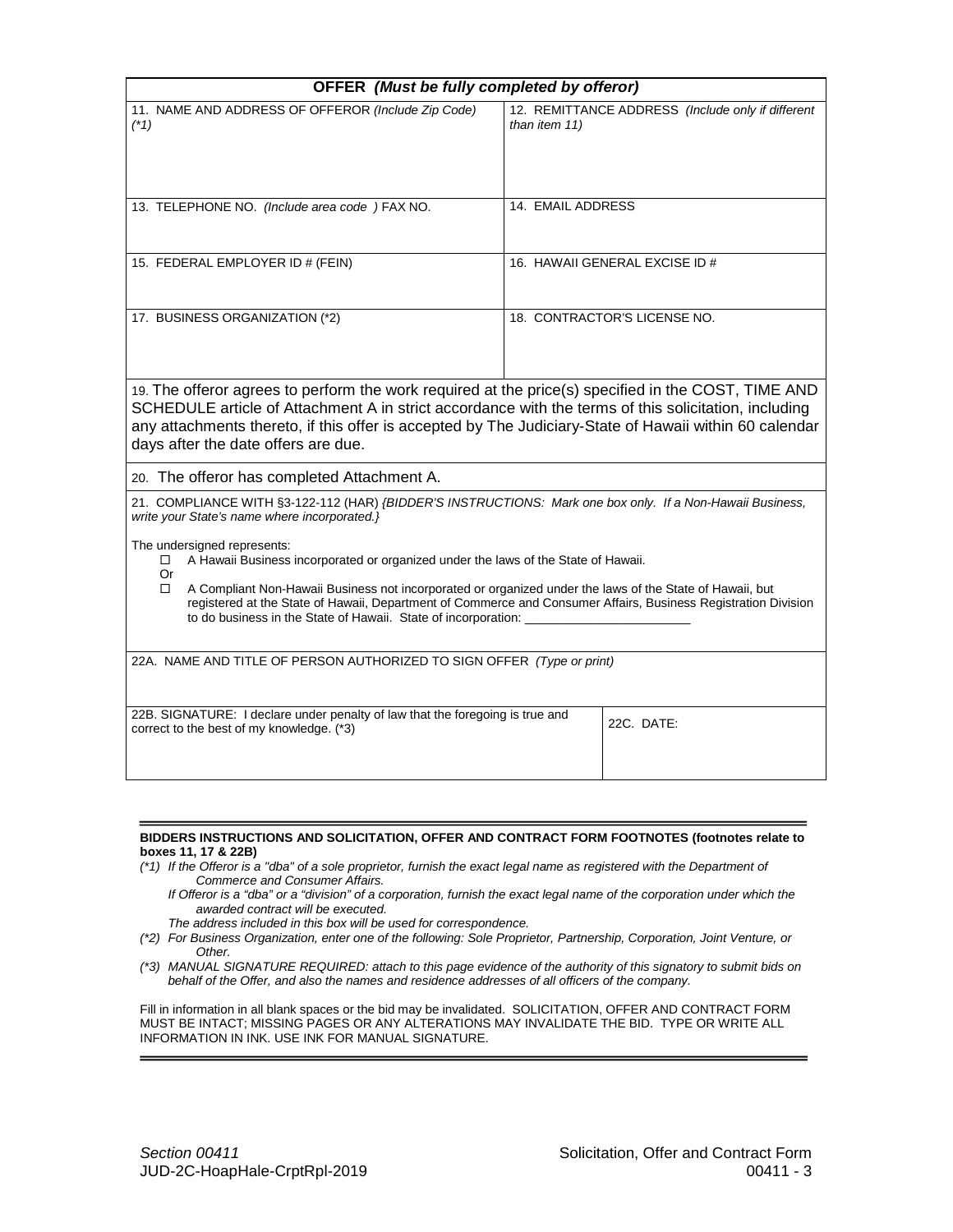| OFFER *(Must be fully completed by offeror)* | | |
|---|---|---|
| 11. NAME AND ADDRESS OF OFFEROR *(Include Zip Code) (*1)* | 12. REMITTANCE ADDRESS *(Include only if different than item 11)* | |
| 13. TELEPHONE NO. *(Include area code )* FAX NO. | 14. EMAIL ADDRESS | |
| 15. FEDERAL EMPLOYER ID # (FEIN) | 16. HAWAII GENERAL EXCISE ID # | |
| 17. BUSINESS ORGANIZATION (*2) | 18. CONTRACTOR'S LICENSE NO. | |
| 19. The offeror agrees to perform the work required at the price(s) specified in the COST, TIME AND SCHEDULE article of Attachment A in strict accordance with the terms of this solicitation, including any attachments thereto, if this offer is accepted by The Judiciary-State of Hawaii within 60 calendar days after the date offers are due. | | |
| 20. The offeror has completed Attachment A. | | |
| 21. COMPLIANCE WITH §3-122-112 (HAR) *{BIDDER'S INSTRUCTIONS: Mark one box only. If a Non-Hawaii Business, write your State's name where incorporated.}*<br><br>The undersigned represents:<br>☐ A Hawaii Business incorporated or organized under the laws of the State of Hawaii.<br>Or<br>☐ A Compliant Non-Hawaii Business not incorporated or organized under the laws of the State of Hawaii, but registered at the State of Hawaii, Department of Commerce and Consumer Affairs, Business Registration Division to do business in the State of Hawaii. State of incorporation: ______________________ | | |
| 22A. NAME AND TITLE OF PERSON AUTHORIZED TO SIGN OFFER *(Type or print)* | | |
| 22B. SIGNATURE: I declare under penalty of law that the foregoing is true and correct to the best of my knowledge. (*3) | | 22C. DATE: |

**BIDDERS INSTRUCTIONS AND SOLICITATION, OFFER AND CONTRACT FORM FOOTNOTES (footnotes relate to boxes 11, 17 & 22B)**

*(*1) If the Offeror is a "dba" of a sole proprietor, furnish the exact legal name as registered with the Department of Commerce and Consumer Affairs.*
*If Offeror is a "dba" or a "division" of a corporation, furnish the exact legal name of the corporation under which the awarded contract will be executed.*
*The address included in this box will be used for correspondence.*

*(*2) For Business Organization, enter one of the following: Sole Proprietor, Partnership, Corporation, Joint Venture, or Other.*

*(*3) MANUAL SIGNATURE REQUIRED: attach to this page evidence of the authority of this signatory to submit bids on behalf of the Offer, and also the names and residence addresses of all officers of the company.*

Fill in information in all blank spaces or the bid may be invalidated. SOLICITATION, OFFER AND CONTRACT FORM MUST BE INTACT; MISSING PAGES OR ANY ALTERATIONS MAY INVALIDATE THE BID. TYPE OR WRITE ALL INFORMATION IN INK. USE INK FOR MANUAL SIGNATURE.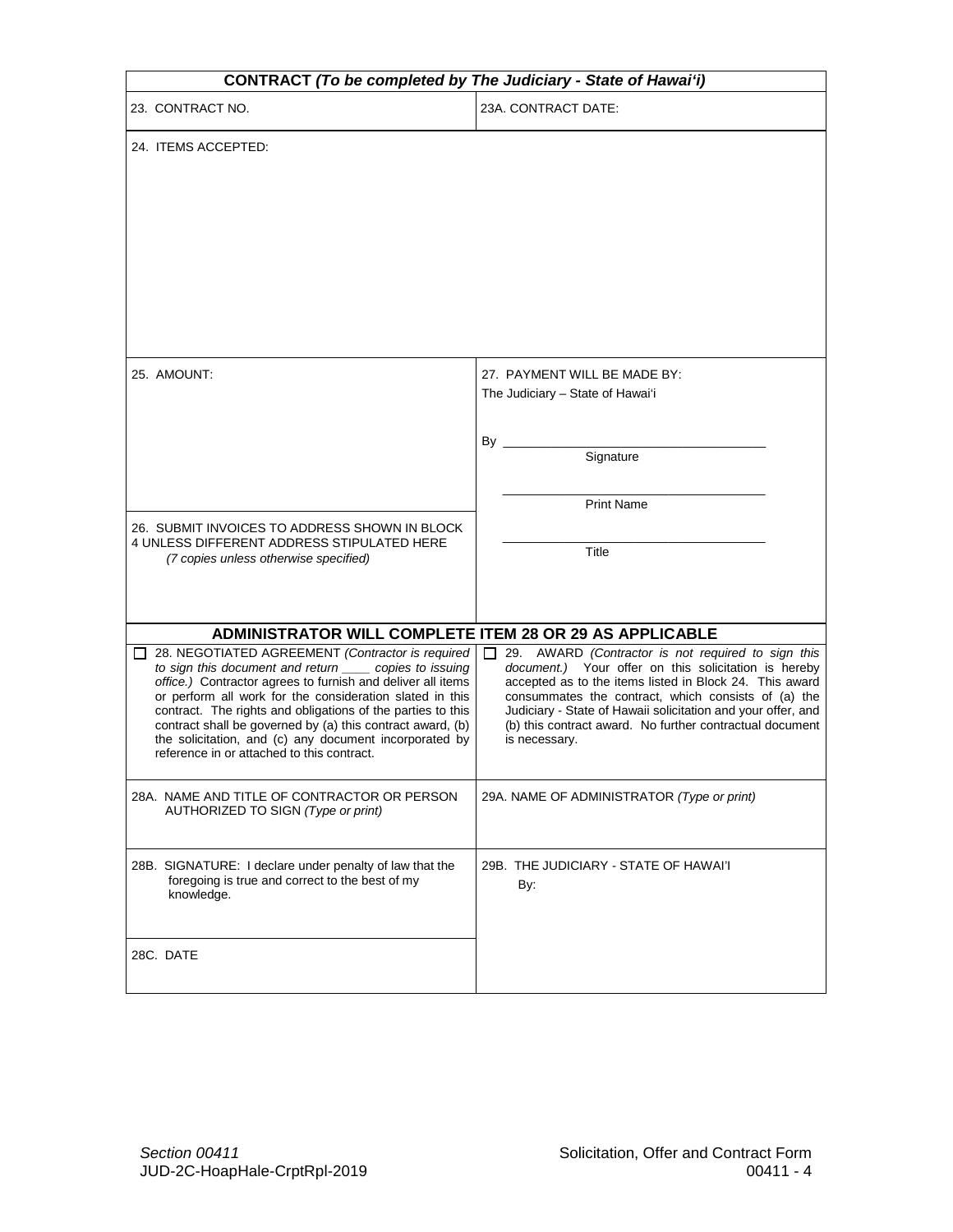**CONTRACT *(To be completed by The Judiciary - State of Hawai'i)***

| 23. CONTRACT NO. | 23A. CONTRACT DATE: |
|---|---|
| 24. ITEMS ACCEPTED: | |
| 25. AMOUNT: | 27. PAYMENT WILL BE MADE BY:<br>The Judiciary – State of Hawai'i<br><br>By ______________________<br>Signature<br><br>______________________<br>Print Name<br><br>______________________<br>Title |
| 26. SUBMIT INVOICES TO ADDRESS SHOWN IN BLOCK 4 UNLESS DIFFERENT ADDRESS STIPULATED HERE<br>*(7 copies unless otherwise specified)* | |

**ADMINISTRATOR WILL COMPLETE ITEM 28 OR 29 AS APPLICABLE**

| | |
|---|---|
| ☐ 28. NEGOTIATED AGREEMENT *(Contractor is required to sign this document and return ____ copies to issuing office.)* Contractor agrees to furnish and deliver all items or perform all work for the consideration slated in this contract. The rights and obligations of the parties to this contract shall be governed by (a) this contract award, (b) the solicitation, and (c) any document incorporated by reference in or attached to this contract. | ☐ 29. AWARD *(Contractor is not required to sign this document.)* Your offer on this solicitation is hereby accepted as to the items listed in Block 24. This award consummates the contract, which consists of (a) the Judiciary - State of Hawaii solicitation and your offer, and (b) this contract award. No further contractual document is necessary. |
| 28A. NAME AND TITLE OF CONTRACTOR OR PERSON AUTHORIZED TO SIGN *(Type or print)* | 29A. NAME OF ADMINISTRATOR *(Type or print)* |
| 28B. SIGNATURE: I declare under penalty of law that the foregoing is true and correct to the best of my knowledge. | 29B. THE JUDICIARY - STATE OF HAWAI'I<br>By: |
| 28C. DATE | |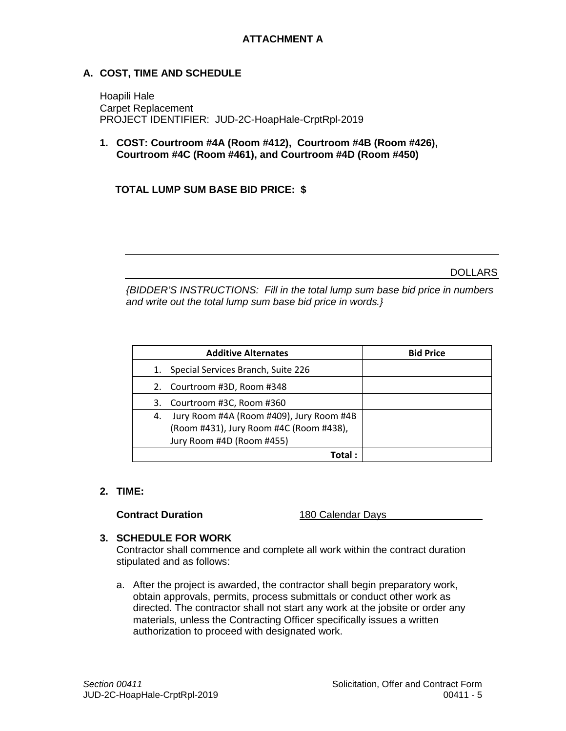## ATTACHMENT A

### A. COST, TIME AND SCHEDULE

Hoapili Hale
Carpet Replacement
PROJECT IDENTIFIER: JUD-2C-HoapHale-CrptRpl-2019

**1. COST: Courtroom #4A (Room #412), Courtroom #4B (Room #426), Courtroom #4C (Room #461), and Courtroom #4D (Room #450)**

**TOTAL LUMP SUM BASE BID PRICE: $**

\_\_\_\_\_\_\_\_\_\_\_\_\_\_\_\_\_\_\_\_\_\_\_\_\_\_\_\_\_\_\_\_\_\_\_\_\_\_\_\_\_\_\_\_\_\_\_\_\_\_\_\_\_\_\_\_\_\_\_\_

\_\_\_\_\_\_\_\_\_\_\_\_\_\_\_\_\_\_\_\_\_\_\_\_\_\_\_\_\_\_\_\_\_\_\_\_\_\_\_\_\_\_\_\_\_\_\_\_\_\_\_\_ DOLLARS

*{BIDDER'S INSTRUCTIONS: Fill in the total lump sum base bid price in numbers and write out the total lump sum base bid price in words.}*

| Additive Alternates | Bid Price |
|---|---|
| 1. Special Services Branch, Suite 226 | |
| 2. Courtroom #3D, Room #348 | |
| 3. Courtroom #3C, Room #360 | |
| 4. Jury Room #4A (Room #409), Jury Room #4B (Room #431), Jury Room #4C (Room #438), Jury Room #4D (Room #455) | |
| **Total :** | |

**2. TIME:**

**Contract Duration** 180 Calendar Days

**3. SCHEDULE FOR WORK**

Contractor shall commence and complete all work within the contract duration stipulated and as follows:

a. After the project is awarded, the contractor shall begin preparatory work, obtain approvals, permits, process submittals or conduct other work as directed. The contractor shall not start any work at the jobsite or order any materials, unless the Contracting Officer specifically issues a written authorization to proceed with designated work.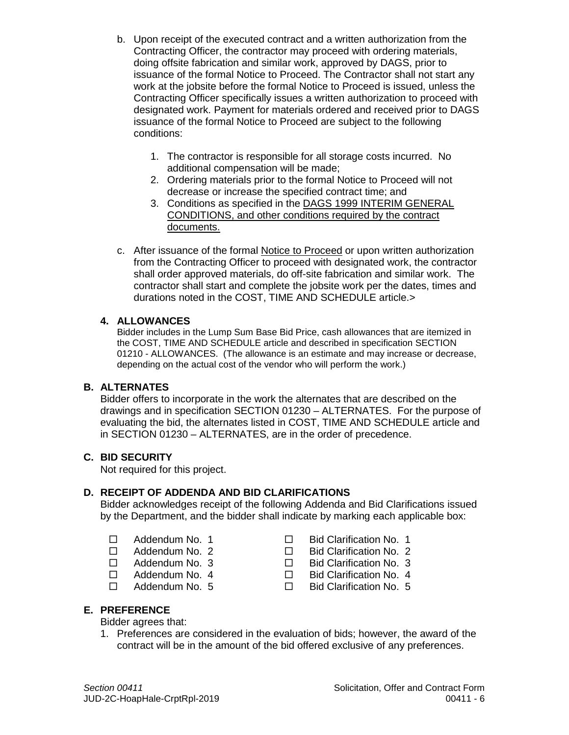b. Upon receipt of the executed contract and a written authorization from the Contracting Officer, the contractor may proceed with ordering materials, doing offsite fabrication and similar work, approved by DAGS, prior to issuance of the formal Notice to Proceed. The Contractor shall not start any work at the jobsite before the formal Notice to Proceed is issued, unless the Contracting Officer specifically issues a written authorization to proceed with designated work. Payment for materials ordered and received prior to DAGS issuance of the formal Notice to Proceed are subject to the following conditions:

   1. The contractor is responsible for all storage costs incurred. No additional compensation will be made;
   2. Ordering materials prior to the formal Notice to Proceed will not decrease or increase the specified contract time; and
   3. Conditions as specified in the DAGS 1999 INTERIM GENERAL CONDITIONS, and other conditions required by the contract documents.

c. After issuance of the formal Notice to Proceed or upon written authorization from the Contracting Officer to proceed with designated work, the contractor shall order approved materials, do off-site fabrication and similar work. The contractor shall start and complete the jobsite work per the dates, times and durations noted in the COST, TIME AND SCHEDULE article.>

### 4. ALLOWANCES

Bidder includes in the Lump Sum Base Bid Price, cash allowances that are itemized in the COST, TIME AND SCHEDULE article and described in specification SECTION 01210 - ALLOWANCES. (The allowance is an estimate and may increase or decrease, depending on the actual cost of the vendor who will perform the work.)

## B. ALTERNATES

Bidder offers to incorporate in the work the alternates that are described on the drawings and in specification SECTION 01230 – ALTERNATES. For the purpose of evaluating the bid, the alternates listed in COST, TIME AND SCHEDULE article and in SECTION 01230 – ALTERNATES, are in the order of precedence.

## C. BID SECURITY

Not required for this project.

## D. RECEIPT OF ADDENDA AND BID CLARIFICATIONS

Bidder acknowledges receipt of the following Addenda and Bid Clarifications issued by the Department, and the bidder shall indicate by marking each applicable box:

- ☐ Addendum No. 1
- ☐ Addendum No. 2
- ☐ Addendum No. 3
- ☐ Addendum No. 4
- ☐ Addendum No. 5
- ☐ Bid Clarification No. 1
- ☐ Bid Clarification No. 2
- ☐ Bid Clarification No. 3
- ☐ Bid Clarification No. 4
- ☐ Bid Clarification No. 5

## E. PREFERENCE

Bidder agrees that:

1. Preferences are considered in the evaluation of bids; however, the award of the contract will be in the amount of the bid offered exclusive of any preferences.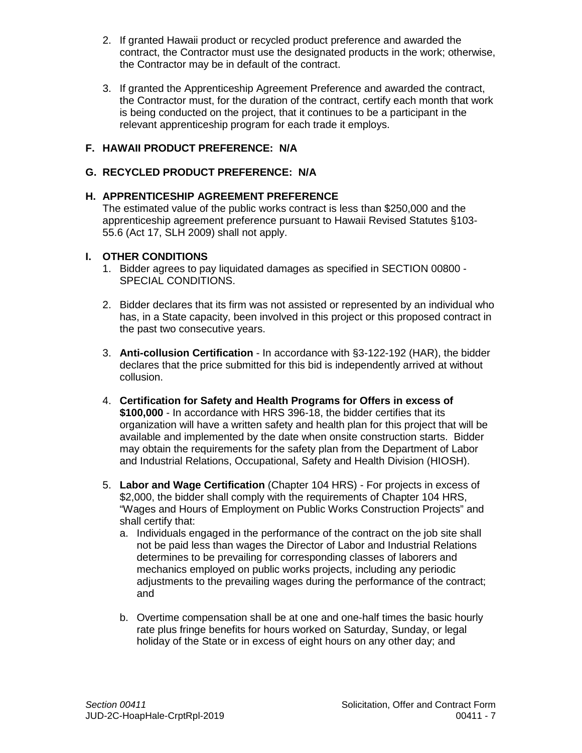2. If granted Hawaii product or recycled product preference and awarded the contract, the Contractor must use the designated products in the work; otherwise, the Contractor may be in default of the contract.

3. If granted the Apprenticeship Agreement Preference and awarded the contract, the Contractor must, for the duration of the contract, certify each month that work is being conducted on the project, that it continues to be a participant in the relevant apprenticeship program for each trade it employs.

## F. HAWAII PRODUCT PREFERENCE: N/A

## G. RECYCLED PRODUCT PREFERENCE: N/A

## H. APPRENTICESHIP AGREEMENT PREFERENCE

The estimated value of the public works contract is less than $250,000 and the apprenticeship agreement preference pursuant to Hawaii Revised Statutes §103-55.6 (Act 17, SLH 2009) shall not apply.

## I. OTHER CONDITIONS

1. Bidder agrees to pay liquidated damages as specified in SECTION 00800 - SPECIAL CONDITIONS.

2. Bidder declares that its firm was not assisted or represented by an individual who has, in a State capacity, been involved in this project or this proposed contract in the past two consecutive years.

3. **Anti-collusion Certification** - In accordance with §3-122-192 (HAR), the bidder declares that the price submitted for this bid is independently arrived at without collusion.

4. **Certification for Safety and Health Programs for Offers in excess of $100,000** - In accordance with HRS 396-18, the bidder certifies that its organization will have a written safety and health plan for this project that will be available and implemented by the date when onsite construction starts. Bidder may obtain the requirements for the safety plan from the Department of Labor and Industrial Relations, Occupational, Safety and Health Division (HIOSH).

5. **Labor and Wage Certification** (Chapter 104 HRS) - For projects in excess of $2,000, the bidder shall comply with the requirements of Chapter 104 HRS, "Wages and Hours of Employment on Public Works Construction Projects" and shall certify that:
   a. Individuals engaged in the performance of the contract on the job site shall not be paid less than wages the Director of Labor and Industrial Relations determines to be prevailing for corresponding classes of laborers and mechanics employed on public works projects, including any periodic adjustments to the prevailing wages during the performance of the contract; and

   b. Overtime compensation shall be at one and one-half times the basic hourly rate plus fringe benefits for hours worked on Saturday, Sunday, or legal holiday of the State or in excess of eight hours on any other day; and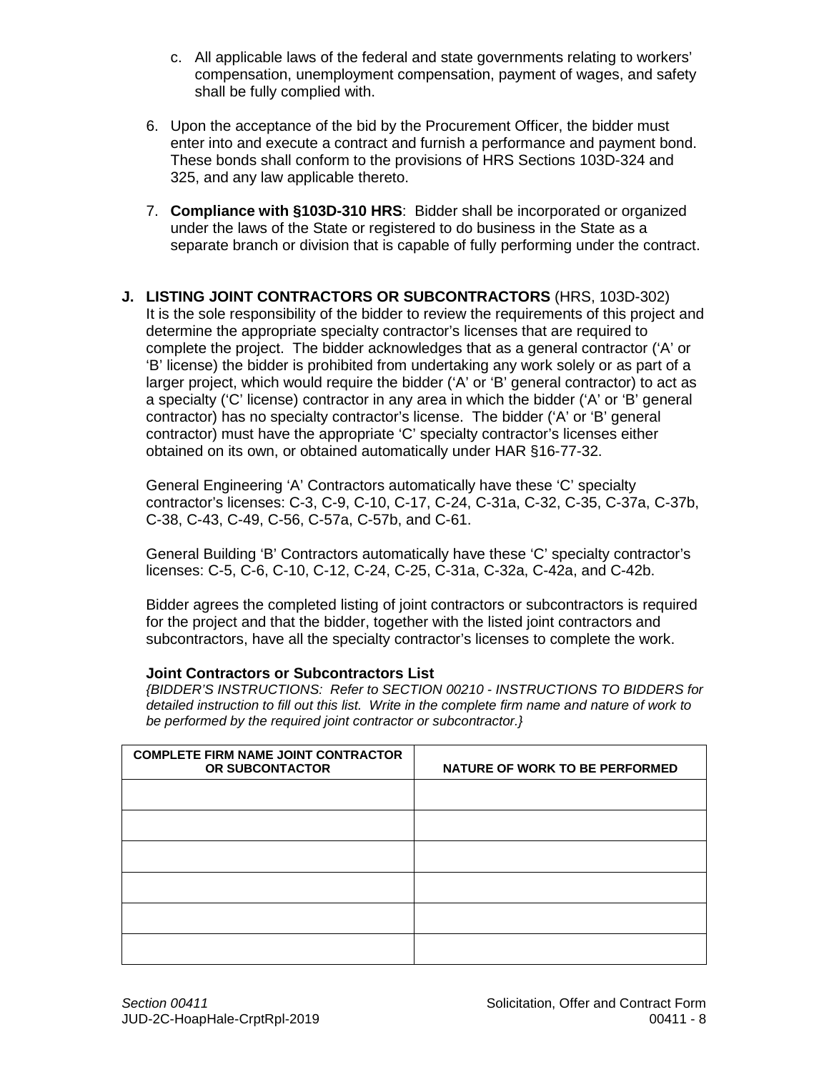c. All applicable laws of the federal and state governments relating to workers' compensation, unemployment compensation, payment of wages, and safety shall be fully complied with.

6. Upon the acceptance of the bid by the Procurement Officer, the bidder must enter into and execute a contract and furnish a performance and payment bond. These bonds shall conform to the provisions of HRS Sections 103D-324 and 325, and any law applicable thereto.

7. **Compliance with §103D-310 HRS**: Bidder shall be incorporated or organized under the laws of the State or registered to do business in the State as a separate branch or division that is capable of fully performing under the contract.

**J. LISTING JOINT CONTRACTORS OR SUBCONTRACTORS** (HRS, 103D-302)

It is the sole responsibility of the bidder to review the requirements of this project and determine the appropriate specialty contractor's licenses that are required to complete the project. The bidder acknowledges that as a general contractor ('A' or 'B' license) the bidder is prohibited from undertaking any work solely or as part of a larger project, which would require the bidder ('A' or 'B' general contractor) to act as a specialty ('C' license) contractor in any area in which the bidder ('A' or 'B' general contractor) has no specialty contractor's license. The bidder ('A' or 'B' general contractor) must have the appropriate 'C' specialty contractor's licenses either obtained on its own, or obtained automatically under HAR §16-77-32.

General Engineering 'A' Contractors automatically have these 'C' specialty contractor's licenses: C-3, C-9, C-10, C-17, C-24, C-31a, C-32, C-35, C-37a, C-37b, C-38, C-43, C-49, C-56, C-57a, C-57b, and C-61.

General Building 'B' Contractors automatically have these 'C' specialty contractor's licenses: C-5, C-6, C-10, C-12, C-24, C-25, C-31a, C-32a, C-42a, and C-42b.

Bidder agrees the completed listing of joint contractors or subcontractors is required for the project and that the bidder, together with the listed joint contractors and subcontractors, have all the specialty contractor's licenses to complete the work.

**Joint Contractors or Subcontractors List**

*{BIDDER'S INSTRUCTIONS: Refer to SECTION 00210 - INSTRUCTIONS TO BIDDERS for detailed instruction to fill out this list. Write in the complete firm name and nature of work to be performed by the required joint contractor or subcontractor.}*

| COMPLETE FIRM NAME JOINT CONTRACTOR OR SUBCONTACTOR | NATURE OF WORK TO BE PERFORMED |
|---|---|
| | |
| | |
| | |
| | |
| | |
| | |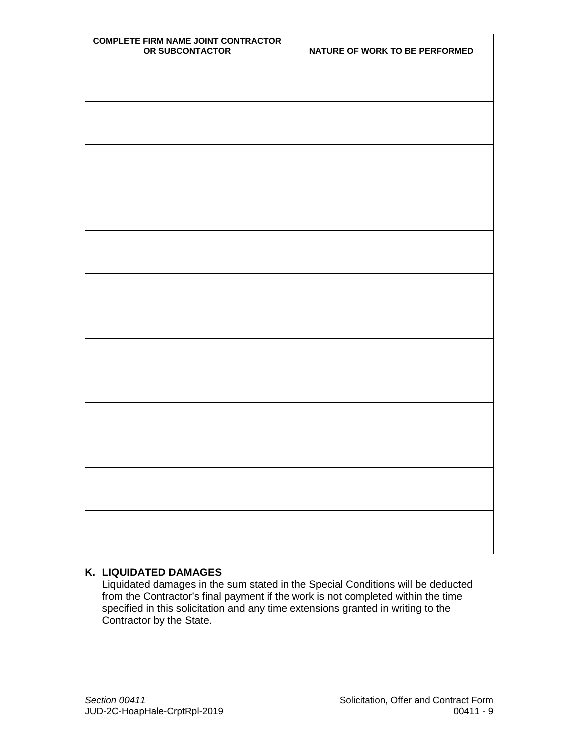| COMPLETE FIRM NAME JOINT CONTRACTOR OR SUBCONTACTOR | NATURE OF WORK TO BE PERFORMED |
|---|---|
| | |
| | |
| | |
| | |
| | |
| | |
| | |
| | |
| | |
| | |
| | |
| | |
| | |
| | |
| | |
| | |
| | |
| | |
| | |
| | |
| | |
| | |
| | |

**K. LIQUIDATED DAMAGES**

Liquidated damages in the sum stated in the Special Conditions will be deducted from the Contractor's final payment if the work is not completed within the time specified in this solicitation and any time extensions granted in writing to the Contractor by the State.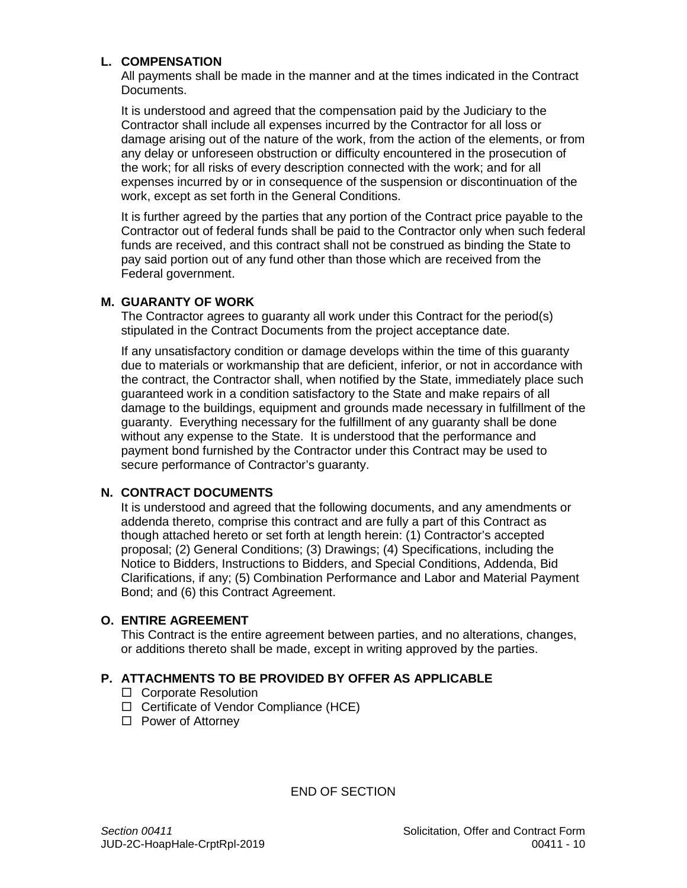### L. COMPENSATION

All payments shall be made in the manner and at the times indicated in the Contract Documents.

It is understood and agreed that the compensation paid by the Judiciary to the Contractor shall include all expenses incurred by the Contractor for all loss or damage arising out of the nature of the work, from the action of the elements, or from any delay or unforeseen obstruction or difficulty encountered in the prosecution of the work; for all risks of every description connected with the work; and for all expenses incurred by or in consequence of the suspension or discontinuation of the work, except as set forth in the General Conditions.

It is further agreed by the parties that any portion of the Contract price payable to the Contractor out of federal funds shall be paid to the Contractor only when such federal funds are received, and this contract shall not be construed as binding the State to pay said portion out of any fund other than those which are received from the Federal government.

### M. GUARANTY OF WORK

The Contractor agrees to guaranty all work under this Contract for the period(s) stipulated in the Contract Documents from the project acceptance date.

If any unsatisfactory condition or damage develops within the time of this guaranty due to materials or workmanship that are deficient, inferior, or not in accordance with the contract, the Contractor shall, when notified by the State, immediately place such guaranteed work in a condition satisfactory to the State and make repairs of all damage to the buildings, equipment and grounds made necessary in fulfillment of the guaranty. Everything necessary for the fulfillment of any guaranty shall be done without any expense to the State. It is understood that the performance and payment bond furnished by the Contractor under this Contract may be used to secure performance of Contractor's guaranty.

### N. CONTRACT DOCUMENTS

It is understood and agreed that the following documents, and any amendments or addenda thereto, comprise this contract and are fully a part of this Contract as though attached hereto or set forth at length herein: (1) Contractor's accepted proposal; (2) General Conditions; (3) Drawings; (4) Specifications, including the Notice to Bidders, Instructions to Bidders, and Special Conditions, Addenda, Bid Clarifications, if any; (5) Combination Performance and Labor and Material Payment Bond; and (6) this Contract Agreement.

### O. ENTIRE AGREEMENT

This Contract is the entire agreement between parties, and no alterations, changes, or additions thereto shall be made, except in writing approved by the parties.

### P. ATTACHMENTS TO BE PROVIDED BY OFFER AS APPLICABLE

- ☐ Corporate Resolution
- ☐ Certificate of Vendor Compliance (HCE)
- ☐ Power of Attorney

END OF SECTION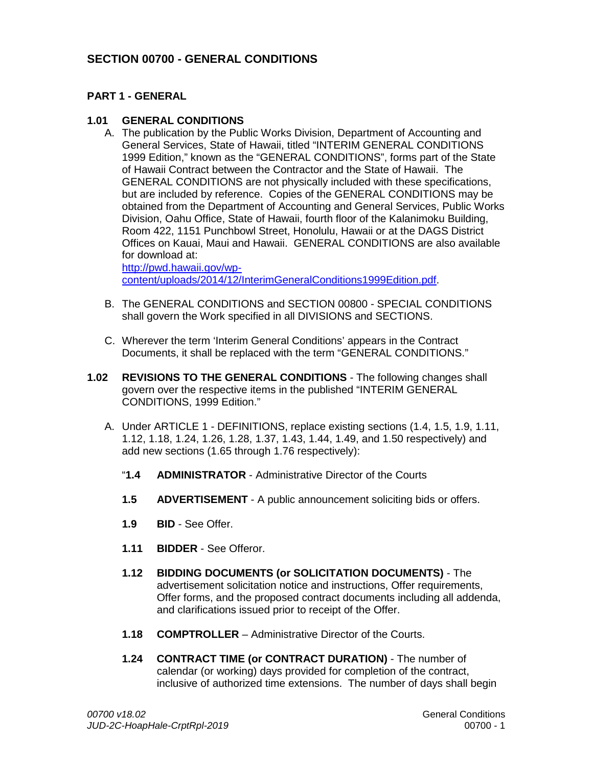## SECTION 00700 - GENERAL CONDITIONS

### PART 1 - GENERAL

#### 1.01 GENERAL CONDITIONS

A. The publication by the Public Works Division, Department of Accounting and General Services, State of Hawaii, titled "INTERIM GENERAL CONDITIONS 1999 Edition," known as the "GENERAL CONDITIONS", forms part of the State of Hawaii Contract between the Contractor and the State of Hawaii. The GENERAL CONDITIONS are not physically included with these specifications, but are included by reference. Copies of the GENERAL CONDITIONS may be obtained from the Department of Accounting and General Services, Public Works Division, Oahu Office, State of Hawaii, fourth floor of the Kalanimoku Building, Room 422, 1151 Punchbowl Street, Honolulu, Hawaii or at the DAGS District Offices on Kauai, Maui and Hawaii. GENERAL CONDITIONS are also available for download at:
[http://pwd.hawaii.gov/wp-content/uploads/2014/12/InterimGeneralConditions1999Edition.pdf](http://pwd.hawaii.gov/wp-content/uploads/2014/12/InterimGeneralConditions1999Edition.pdf).

B. The GENERAL CONDITIONS and SECTION 00800 - SPECIAL CONDITIONS shall govern the Work specified in all DIVISIONS and SECTIONS.

C. Wherever the term 'Interim General Conditions' appears in the Contract Documents, it shall be replaced with the term "GENERAL CONDITIONS."

#### 1.02 REVISIONS TO THE GENERAL CONDITIONS - The following changes shall govern over the respective items in the published "INTERIM GENERAL CONDITIONS, 1999 Edition."

A. Under ARTICLE 1 - DEFINITIONS, replace existing sections (1.4, 1.5, 1.9, 1.11, 1.12, 1.18, 1.24, 1.26, 1.28, 1.37, 1.43, 1.44, 1.49, and 1.50 respectively) and add new sections (1.65 through 1.76 respectively):

"**1.4 ADMINISTRATOR** - Administrative Director of the Courts

**1.5 ADVERTISEMENT** - A public announcement soliciting bids or offers.

**1.9 BID** - See Offer.

**1.11 BIDDER** - See Offeror.

**1.12 BIDDING DOCUMENTS (or SOLICITATION DOCUMENTS)** - The advertisement solicitation notice and instructions, Offer requirements, Offer forms, and the proposed contract documents including all addenda, and clarifications issued prior to receipt of the Offer.

**1.18 COMPTROLLER** – Administrative Director of the Courts.

**1.24 CONTRACT TIME (or CONTRACT DURATION)** - The number of calendar (or working) days provided for completion of the contract, inclusive of authorized time extensions. The number of days shall begin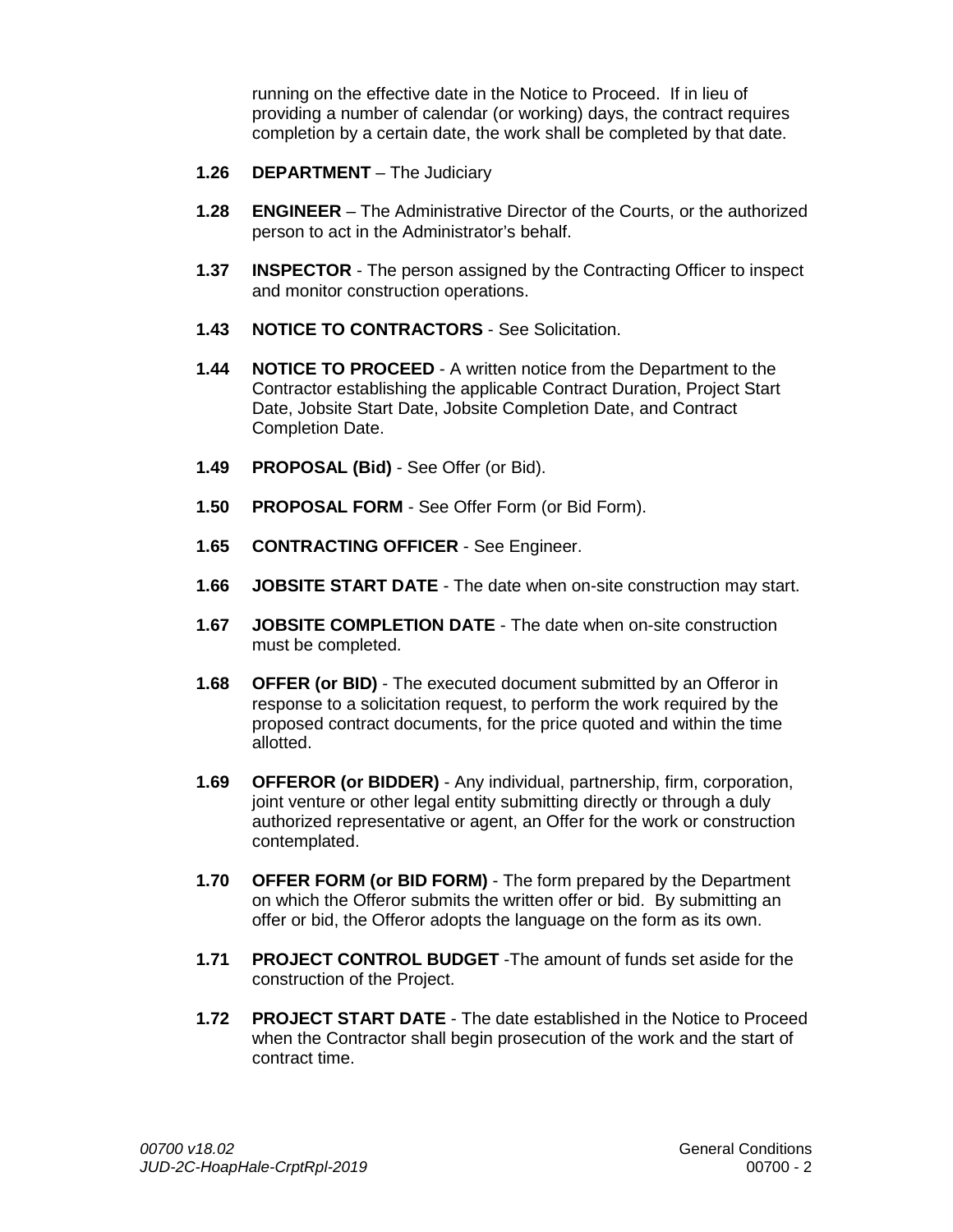running on the effective date in the Notice to Proceed. If in lieu of providing a number of calendar (or working) days, the contract requires completion by a certain date, the work shall be completed by that date.

**1.26 DEPARTMENT** – The Judiciary

**1.28 ENGINEER** – The Administrative Director of the Courts, or the authorized person to act in the Administrator's behalf.

**1.37 INSPECTOR** - The person assigned by the Contracting Officer to inspect and monitor construction operations.

**1.43 NOTICE TO CONTRACTORS** - See Solicitation.

**1.44 NOTICE TO PROCEED** - A written notice from the Department to the Contractor establishing the applicable Contract Duration, Project Start Date, Jobsite Start Date, Jobsite Completion Date, and Contract Completion Date.

**1.49 PROPOSAL (Bid)** - See Offer (or Bid).

**1.50 PROPOSAL FORM** - See Offer Form (or Bid Form).

**1.65 CONTRACTING OFFICER** - See Engineer.

**1.66 JOBSITE START DATE** - The date when on-site construction may start.

**1.67 JOBSITE COMPLETION DATE** - The date when on-site construction must be completed.

**1.68 OFFER (or BID)** - The executed document submitted by an Offeror in response to a solicitation request, to perform the work required by the proposed contract documents, for the price quoted and within the time allotted.

**1.69 OFFEROR (or BIDDER)** - Any individual, partnership, firm, corporation, joint venture or other legal entity submitting directly or through a duly authorized representative or agent, an Offer for the work or construction contemplated.

**1.70 OFFER FORM (or BID FORM)** - The form prepared by the Department on which the Offeror submits the written offer or bid. By submitting an offer or bid, the Offeror adopts the language on the form as its own.

**1.71 PROJECT CONTROL BUDGET** -The amount of funds set aside for the construction of the Project.

**1.72 PROJECT START DATE** - The date established in the Notice to Proceed when the Contractor shall begin prosecution of the work and the start of contract time.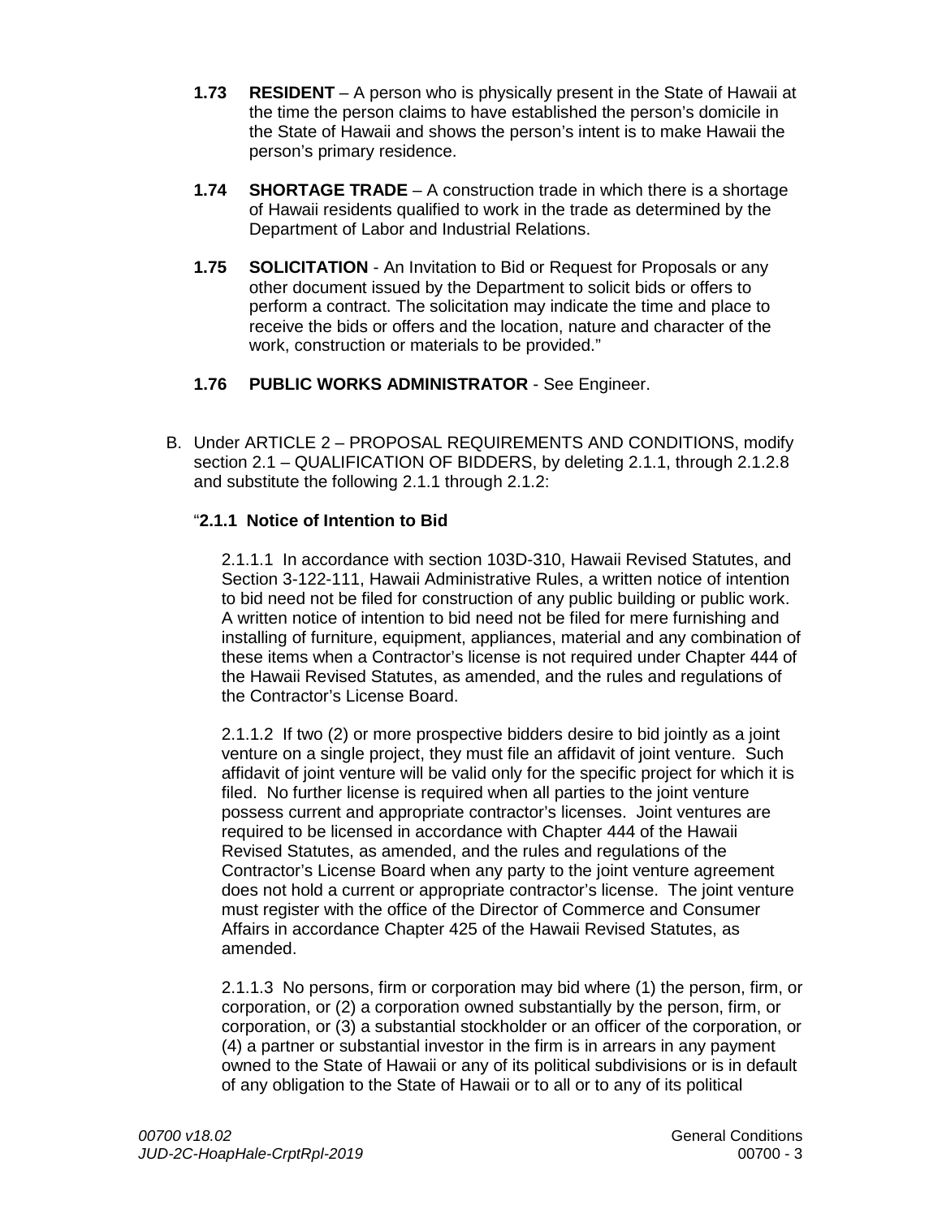**1.73 RESIDENT** – A person who is physically present in the State of Hawaii at the time the person claims to have established the person's domicile in the State of Hawaii and shows the person's intent is to make Hawaii the person's primary residence.

**1.74 SHORTAGE TRADE** – A construction trade in which there is a shortage of Hawaii residents qualified to work in the trade as determined by the Department of Labor and Industrial Relations.

**1.75 SOLICITATION** - An Invitation to Bid or Request for Proposals or any other document issued by the Department to solicit bids or offers to perform a contract. The solicitation may indicate the time and place to receive the bids or offers and the location, nature and character of the work, construction or materials to be provided."

**1.76 PUBLIC WORKS ADMINISTRATOR** - See Engineer.

B. Under ARTICLE 2 – PROPOSAL REQUIREMENTS AND CONDITIONS, modify section 2.1 – QUALIFICATION OF BIDDERS, by deleting 2.1.1, through 2.1.2.8 and substitute the following 2.1.1 through 2.1.2:

"**2.1.1 Notice of Intention to Bid**

2.1.1.1 In accordance with section 103D-310, Hawaii Revised Statutes, and Section 3-122-111, Hawaii Administrative Rules, a written notice of intention to bid need not be filed for construction of any public building or public work. A written notice of intention to bid need not be filed for mere furnishing and installing of furniture, equipment, appliances, material and any combination of these items when a Contractor's license is not required under Chapter 444 of the Hawaii Revised Statutes, as amended, and the rules and regulations of the Contractor's License Board.

2.1.1.2 If two (2) or more prospective bidders desire to bid jointly as a joint venture on a single project, they must file an affidavit of joint venture. Such affidavit of joint venture will be valid only for the specific project for which it is filed. No further license is required when all parties to the joint venture possess current and appropriate contractor's licenses. Joint ventures are required to be licensed in accordance with Chapter 444 of the Hawaii Revised Statutes, as amended, and the rules and regulations of the Contractor's License Board when any party to the joint venture agreement does not hold a current or appropriate contractor's license. The joint venture must register with the office of the Director of Commerce and Consumer Affairs in accordance Chapter 425 of the Hawaii Revised Statutes, as amended.

2.1.1.3 No persons, firm or corporation may bid where (1) the person, firm, or corporation, or (2) a corporation owned substantially by the person, firm, or corporation, or (3) a substantial stockholder or an officer of the corporation, or (4) a partner or substantial investor in the firm is in arrears in any payment owned to the State of Hawaii or any of its political subdivisions or is in default of any obligation to the State of Hawaii or to all or to any of its political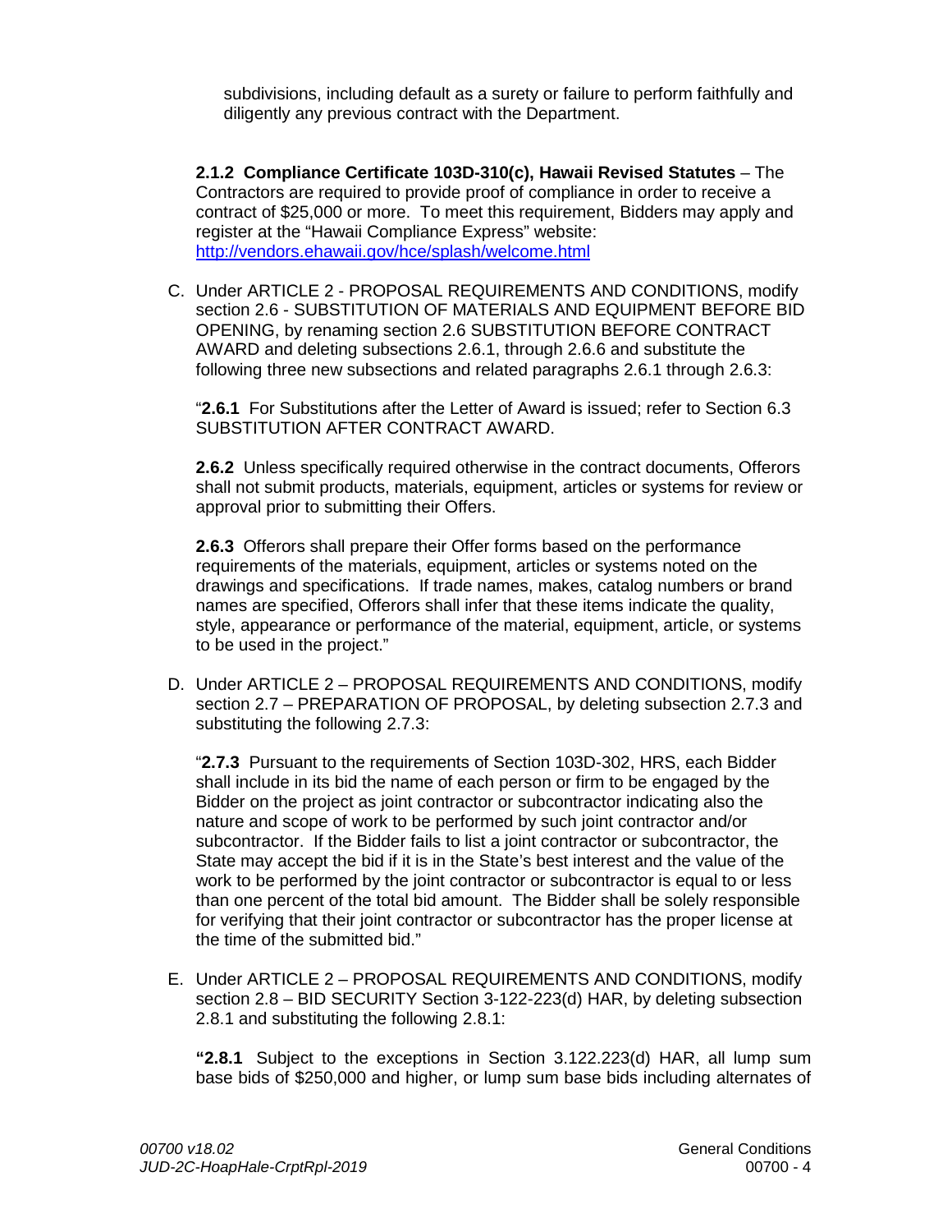subdivisions, including default as a surety or failure to perform faithfully and diligently any previous contract with the Department.

**2.1.2 Compliance Certificate 103D-310(c), Hawaii Revised Statutes** – The Contractors are required to provide proof of compliance in order to receive a contract of $25,000 or more. To meet this requirement, Bidders may apply and register at the "Hawaii Compliance Express" website: [http://vendors.ehawaii.gov/hce/splash/welcome.html](http://vendors.ehawaii.gov/hce/splash/welcome.html)

C. Under ARTICLE 2 - PROPOSAL REQUIREMENTS AND CONDITIONS, modify section 2.6 - SUBSTITUTION OF MATERIALS AND EQUIPMENT BEFORE BID OPENING, by renaming section 2.6 SUBSTITUTION BEFORE CONTRACT AWARD and deleting subsections 2.6.1, through 2.6.6 and substitute the following three new subsections and related paragraphs 2.6.1 through 2.6.3:

"**2.6.1** For Substitutions after the Letter of Award is issued; refer to Section 6.3 SUBSTITUTION AFTER CONTRACT AWARD.

**2.6.2** Unless specifically required otherwise in the contract documents, Offerors shall not submit products, materials, equipment, articles or systems for review or approval prior to submitting their Offers.

**2.6.3** Offerors shall prepare their Offer forms based on the performance requirements of the materials, equipment, articles or systems noted on the drawings and specifications. If trade names, makes, catalog numbers or brand names are specified, Offerors shall infer that these items indicate the quality, style, appearance or performance of the material, equipment, article, or systems to be used in the project."

D. Under ARTICLE 2 – PROPOSAL REQUIREMENTS AND CONDITIONS, modify section 2.7 – PREPARATION OF PROPOSAL, by deleting subsection 2.7.3 and substituting the following 2.7.3:

"**2.7.3** Pursuant to the requirements of Section 103D-302, HRS, each Bidder shall include in its bid the name of each person or firm to be engaged by the Bidder on the project as joint contractor or subcontractor indicating also the nature and scope of work to be performed by such joint contractor and/or subcontractor. If the Bidder fails to list a joint contractor or subcontractor, the State may accept the bid if it is in the State's best interest and the value of the work to be performed by the joint contractor or subcontractor is equal to or less than one percent of the total bid amount. The Bidder shall be solely responsible for verifying that their joint contractor or subcontractor has the proper license at the time of the submitted bid."

E. Under ARTICLE 2 – PROPOSAL REQUIREMENTS AND CONDITIONS, modify section 2.8 – BID SECURITY Section 3-122-223(d) HAR, by deleting subsection 2.8.1 and substituting the following 2.8.1:

"**2.8.1** Subject to the exceptions in Section 3.122.223(d) HAR, all lump sum base bids of $250,000 and higher, or lump sum base bids including alternates of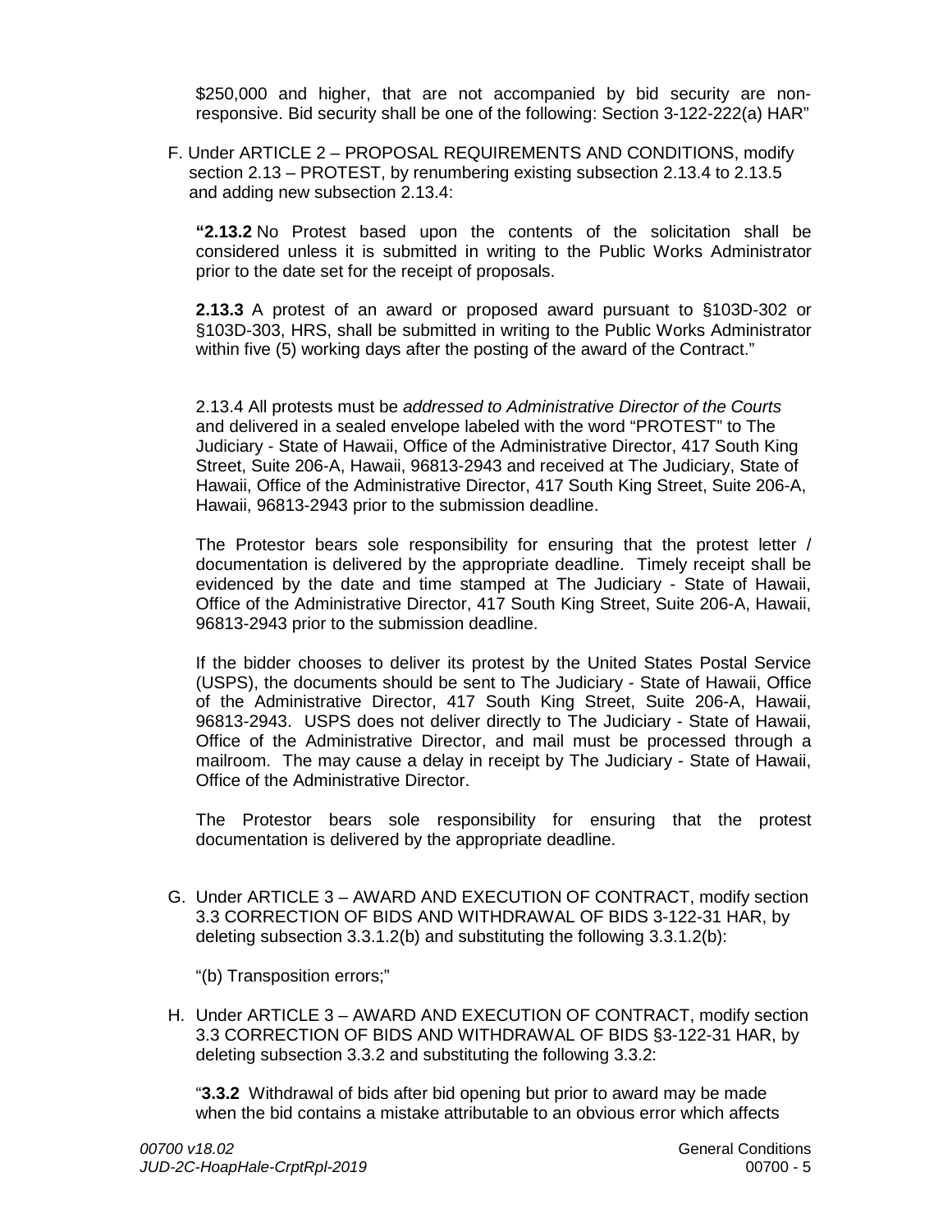$250,000 and higher, that are not accompanied by bid security are non-responsive. Bid security shall be one of the following: Section 3-122-222(a) HAR"

F. Under ARTICLE 2 – PROPOSAL REQUIREMENTS AND CONDITIONS, modify section 2.13 – PROTEST, by renumbering existing subsection 2.13.4 to 2.13.5 and adding new subsection 2.13.4:

**"2.13.2** No Protest based upon the contents of the solicitation shall be considered unless it is submitted in writing to the Public Works Administrator prior to the date set for the receipt of proposals.

**2.13.3** A protest of an award or proposed award pursuant to §103D-302 or §103D-303, HRS, shall be submitted in writing to the Public Works Administrator within five (5) working days after the posting of the award of the Contract."

2.13.4 All protests must be *addressed to Administrative Director of the Courts* and delivered in a sealed envelope labeled with the word "PROTEST" to The Judiciary - State of Hawaii, Office of the Administrative Director, 417 South King Street, Suite 206-A, Hawaii, 96813-2943 and received at The Judiciary, State of Hawaii, Office of the Administrative Director, 417 South King Street, Suite 206-A, Hawaii, 96813-2943 prior to the submission deadline.

The Protestor bears sole responsibility for ensuring that the protest letter / documentation is delivered by the appropriate deadline. Timely receipt shall be evidenced by the date and time stamped at The Judiciary - State of Hawaii, Office of the Administrative Director, 417 South King Street, Suite 206-A, Hawaii, 96813-2943 prior to the submission deadline.

If the bidder chooses to deliver its protest by the United States Postal Service (USPS), the documents should be sent to The Judiciary - State of Hawaii, Office of the Administrative Director, 417 South King Street, Suite 206-A, Hawaii, 96813-2943. USPS does not deliver directly to The Judiciary - State of Hawaii, Office of the Administrative Director, and mail must be processed through a mailroom. The may cause a delay in receipt by The Judiciary - State of Hawaii, Office of the Administrative Director.

The Protestor bears sole responsibility for ensuring that the protest documentation is delivered by the appropriate deadline.

G. Under ARTICLE 3 – AWARD AND EXECUTION OF CONTRACT, modify section 3.3 CORRECTION OF BIDS AND WITHDRAWAL OF BIDS 3-122-31 HAR, by deleting subsection 3.3.1.2(b) and substituting the following 3.3.1.2(b):

"(b) Transposition errors;"

H. Under ARTICLE 3 – AWARD AND EXECUTION OF CONTRACT, modify section 3.3 CORRECTION OF BIDS AND WITHDRAWAL OF BIDS §3-122-31 HAR, by deleting subsection 3.3.2 and substituting the following 3.3.2:

"**3.3.2** Withdrawal of bids after bid opening but prior to award may be made when the bid contains a mistake attributable to an obvious error which affects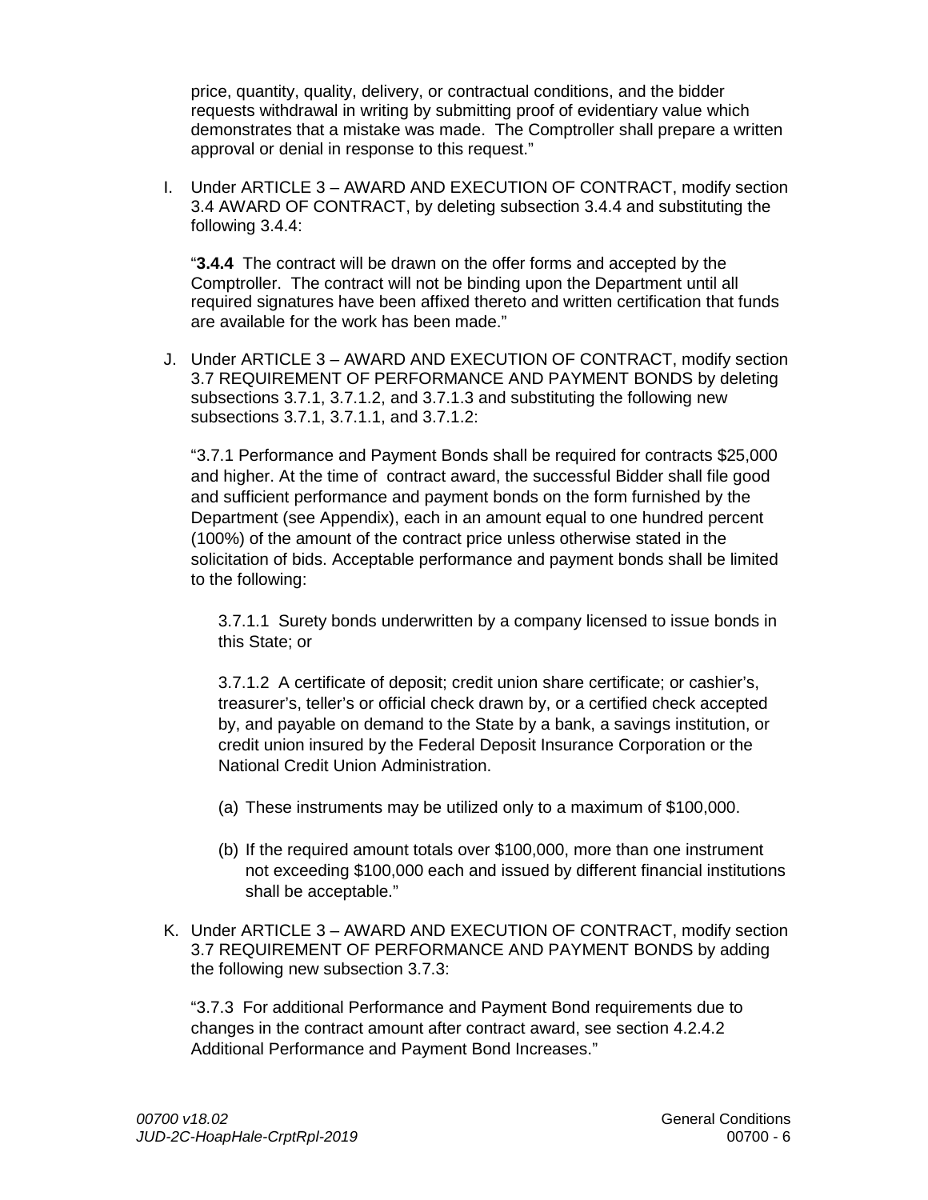price, quantity, quality, delivery, or contractual conditions, and the bidder requests withdrawal in writing by submitting proof of evidentiary value which demonstrates that a mistake was made. The Comptroller shall prepare a written approval or denial in response to this request."

I. Under ARTICLE 3 – AWARD AND EXECUTION OF CONTRACT, modify section 3.4 AWARD OF CONTRACT, by deleting subsection 3.4.4 and substituting the following 3.4.4:

   "**3.4.4** The contract will be drawn on the offer forms and accepted by the Comptroller. The contract will not be binding upon the Department until all required signatures have been affixed thereto and written certification that funds are available for the work has been made."

J. Under ARTICLE 3 – AWARD AND EXECUTION OF CONTRACT, modify section 3.7 REQUIREMENT OF PERFORMANCE AND PAYMENT BONDS by deleting subsections 3.7.1, 3.7.1.2, and 3.7.1.3 and substituting the following new subsections 3.7.1, 3.7.1.1, and 3.7.1.2:

   "3.7.1 Performance and Payment Bonds shall be required for contracts $25,000 and higher. At the time of contract award, the successful Bidder shall file good and sufficient performance and payment bonds on the form furnished by the Department (see Appendix), each in an amount equal to one hundred percent (100%) of the amount of the contract price unless otherwise stated in the solicitation of bids. Acceptable performance and payment bonds shall be limited to the following:

   3.7.1.1 Surety bonds underwritten by a company licensed to issue bonds in this State; or

   3.7.1.2 A certificate of deposit; credit union share certificate; or cashier's, treasurer's, teller's or official check drawn by, or a certified check accepted by, and payable on demand to the State by a bank, a savings institution, or credit union insured by the Federal Deposit Insurance Corporation or the National Credit Union Administration.

   (a) These instruments may be utilized only to a maximum of $100,000.

   (b) If the required amount totals over $100,000, more than one instrument not exceeding $100,000 each and issued by different financial institutions shall be acceptable."

K. Under ARTICLE 3 – AWARD AND EXECUTION OF CONTRACT, modify section 3.7 REQUIREMENT OF PERFORMANCE AND PAYMENT BONDS by adding the following new subsection 3.7.3:

   "3.7.3 For additional Performance and Payment Bond requirements due to changes in the contract amount after contract award, see section 4.2.4.2 Additional Performance and Payment Bond Increases."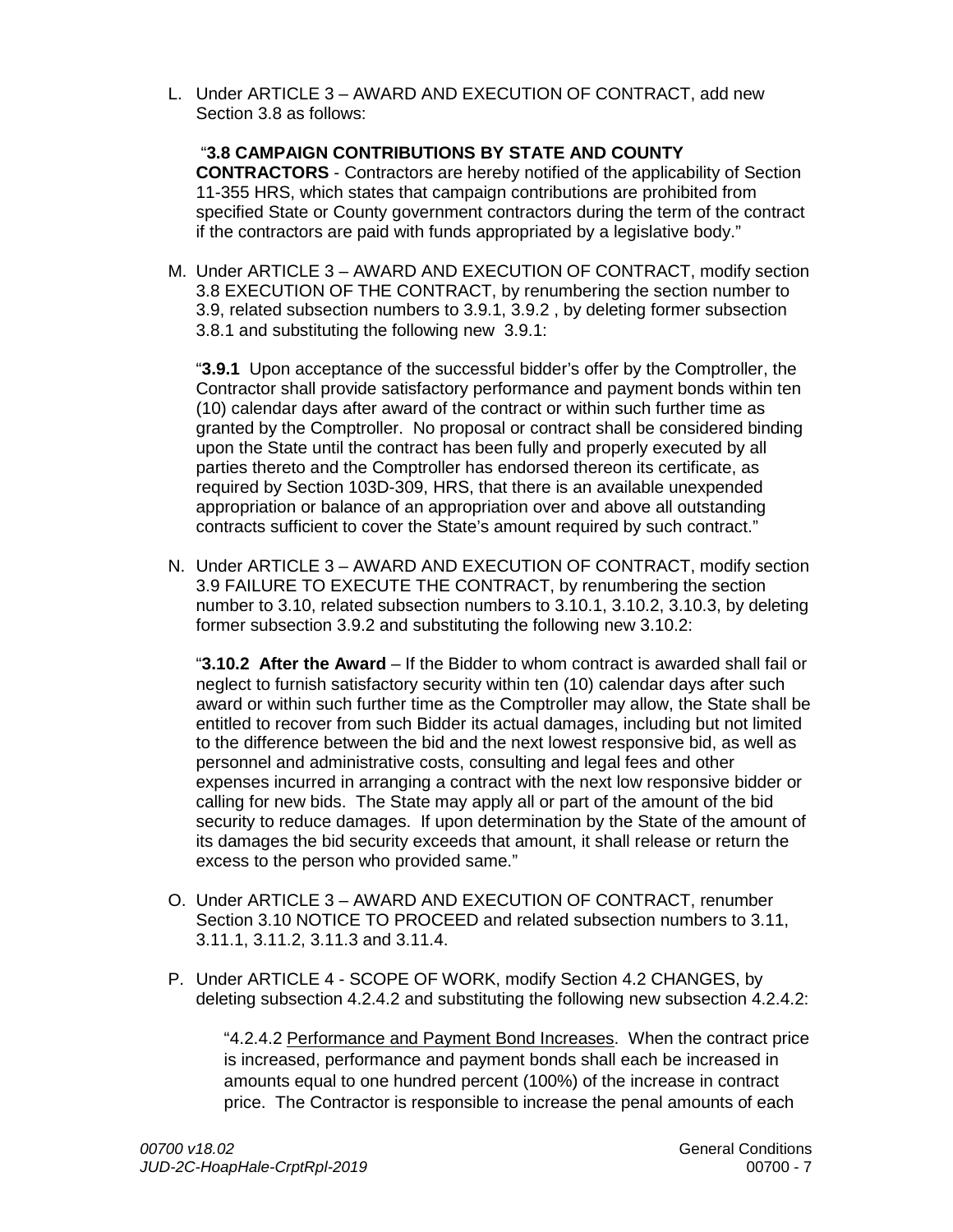L. Under ARTICLE 3 – AWARD AND EXECUTION OF CONTRACT, add new Section 3.8 as follows:

"**3.8 CAMPAIGN CONTRIBUTIONS BY STATE AND COUNTY CONTRACTORS** - Contractors are hereby notified of the applicability of Section 11-355 HRS, which states that campaign contributions are prohibited from specified State or County government contractors during the term of the contract if the contractors are paid with funds appropriated by a legislative body."

M. Under ARTICLE 3 – AWARD AND EXECUTION OF CONTRACT, modify section 3.8 EXECUTION OF THE CONTRACT, by renumbering the section number to 3.9, related subsection numbers to 3.9.1, 3.9.2 , by deleting former subsection 3.8.1 and substituting the following new 3.9.1:

"**3.9.1** Upon acceptance of the successful bidder's offer by the Comptroller, the Contractor shall provide satisfactory performance and payment bonds within ten (10) calendar days after award of the contract or within such further time as granted by the Comptroller. No proposal or contract shall be considered binding upon the State until the contract has been fully and properly executed by all parties thereto and the Comptroller has endorsed thereon its certificate, as required by Section 103D-309, HRS, that there is an available unexpended appropriation or balance of an appropriation over and above all outstanding contracts sufficient to cover the State's amount required by such contract."

N. Under ARTICLE 3 – AWARD AND EXECUTION OF CONTRACT, modify section 3.9 FAILURE TO EXECUTE THE CONTRACT, by renumbering the section number to 3.10, related subsection numbers to 3.10.1, 3.10.2, 3.10.3, by deleting former subsection 3.9.2 and substituting the following new 3.10.2:

"**3.10.2 After the Award** – If the Bidder to whom contract is awarded shall fail or neglect to furnish satisfactory security within ten (10) calendar days after such award or within such further time as the Comptroller may allow, the State shall be entitled to recover from such Bidder its actual damages, including but not limited to the difference between the bid and the next lowest responsive bid, as well as personnel and administrative costs, consulting and legal fees and other expenses incurred in arranging a contract with the next low responsive bidder or calling for new bids. The State may apply all or part of the amount of the bid security to reduce damages. If upon determination by the State of the amount of its damages the bid security exceeds that amount, it shall release or return the excess to the person who provided same."

O. Under ARTICLE 3 – AWARD AND EXECUTION OF CONTRACT, renumber Section 3.10 NOTICE TO PROCEED and related subsection numbers to 3.11, 3.11.1, 3.11.2, 3.11.3 and 3.11.4.

P. Under ARTICLE 4 - SCOPE OF WORK, modify Section 4.2 CHANGES, by deleting subsection 4.2.4.2 and substituting the following new subsection 4.2.4.2:

"4.2.4.2 Performance and Payment Bond Increases. When the contract price is increased, performance and payment bonds shall each be increased in amounts equal to one hundred percent (100%) of the increase in contract price. The Contractor is responsible to increase the penal amounts of each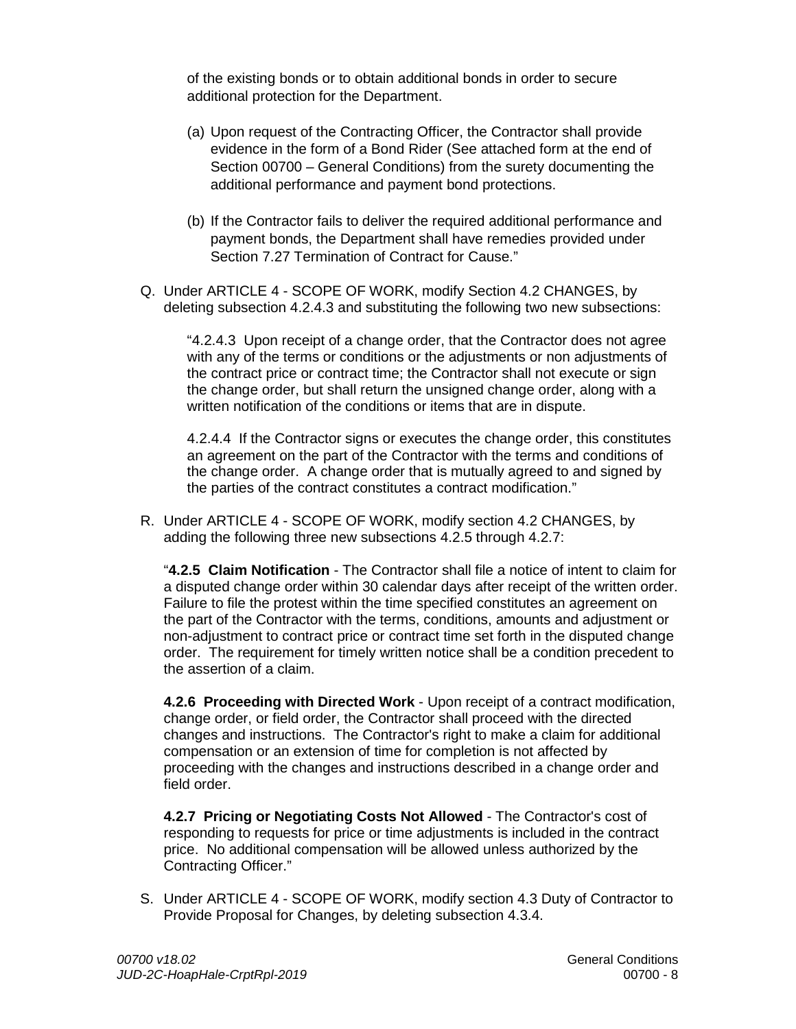of the existing bonds or to obtain additional bonds in order to secure additional protection for the Department.

(a) Upon request of the Contracting Officer, the Contractor shall provide evidence in the form of a Bond Rider (See attached form at the end of Section 00700 – General Conditions) from the surety documenting the additional performance and payment bond protections.

(b) If the Contractor fails to deliver the required additional performance and payment bonds, the Department shall have remedies provided under Section 7.27 Termination of Contract for Cause."

Q. Under ARTICLE 4 - SCOPE OF WORK, modify Section 4.2 CHANGES, by deleting subsection 4.2.4.3 and substituting the following two new subsections:

"4.2.4.3 Upon receipt of a change order, that the Contractor does not agree with any of the terms or conditions or the adjustments or non adjustments of the contract price or contract time; the Contractor shall not execute or sign the change order, but shall return the unsigned change order, along with a written notification of the conditions or items that are in dispute.

4.2.4.4 If the Contractor signs or executes the change order, this constitutes an agreement on the part of the Contractor with the terms and conditions of the change order. A change order that is mutually agreed to and signed by the parties of the contract constitutes a contract modification."

R. Under ARTICLE 4 - SCOPE OF WORK, modify section 4.2 CHANGES, by adding the following three new subsections 4.2.5 through 4.2.7:

"**4.2.5 Claim Notification** - The Contractor shall file a notice of intent to claim for a disputed change order within 30 calendar days after receipt of the written order. Failure to file the protest within the time specified constitutes an agreement on the part of the Contractor with the terms, conditions, amounts and adjustment or non-adjustment to contract price or contract time set forth in the disputed change order. The requirement for timely written notice shall be a condition precedent to the assertion of a claim.

**4.2.6 Proceeding with Directed Work** - Upon receipt of a contract modification, change order, or field order, the Contractor shall proceed with the directed changes and instructions. The Contractor's right to make a claim for additional compensation or an extension of time for completion is not affected by proceeding with the changes and instructions described in a change order and field order.

**4.2.7 Pricing or Negotiating Costs Not Allowed** - The Contractor's cost of responding to requests for price or time adjustments is included in the contract price. No additional compensation will be allowed unless authorized by the Contracting Officer."

S. Under ARTICLE 4 - SCOPE OF WORK, modify section 4.3 Duty of Contractor to Provide Proposal for Changes, by deleting subsection 4.3.4.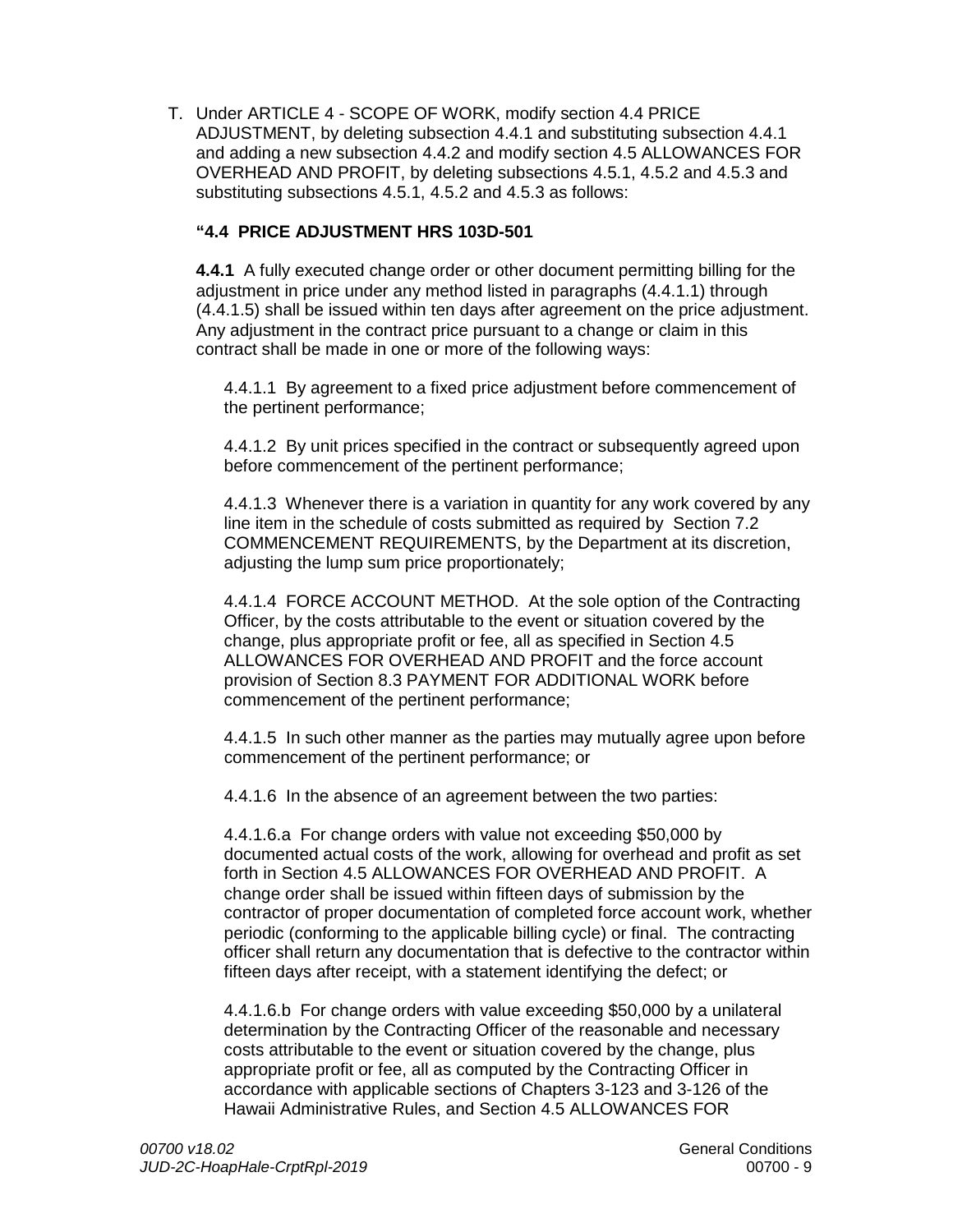T. Under ARTICLE 4 - SCOPE OF WORK, modify section 4.4 PRICE ADJUSTMENT, by deleting subsection 4.4.1 and substituting subsection 4.4.1 and adding a new subsection 4.4.2 and modify section 4.5 ALLOWANCES FOR OVERHEAD AND PROFIT, by deleting subsections 4.5.1, 4.5.2 and 4.5.3 and substituting subsections 4.5.1, 4.5.2 and 4.5.3 as follows:

**"4.4 PRICE ADJUSTMENT HRS 103D-501**

**4.4.1** A fully executed change order or other document permitting billing for the adjustment in price under any method listed in paragraphs (4.4.1.1) through (4.4.1.5) shall be issued within ten days after agreement on the price adjustment. Any adjustment in the contract price pursuant to a change or claim in this contract shall be made in one or more of the following ways:

4.4.1.1 By agreement to a fixed price adjustment before commencement of the pertinent performance;

4.4.1.2 By unit prices specified in the contract or subsequently agreed upon before commencement of the pertinent performance;

4.4.1.3 Whenever there is a variation in quantity for any work covered by any line item in the schedule of costs submitted as required by Section 7.2 COMMENCEMENT REQUIREMENTS, by the Department at its discretion, adjusting the lump sum price proportionately;

4.4.1.4 FORCE ACCOUNT METHOD. At the sole option of the Contracting Officer, by the costs attributable to the event or situation covered by the change, plus appropriate profit or fee, all as specified in Section 4.5 ALLOWANCES FOR OVERHEAD AND PROFIT and the force account provision of Section 8.3 PAYMENT FOR ADDITIONAL WORK before commencement of the pertinent performance;

4.4.1.5 In such other manner as the parties may mutually agree upon before commencement of the pertinent performance; or

4.4.1.6 In the absence of an agreement between the two parties:

4.4.1.6.a For change orders with value not exceeding $50,000 by documented actual costs of the work, allowing for overhead and profit as set forth in Section 4.5 ALLOWANCES FOR OVERHEAD AND PROFIT. A change order shall be issued within fifteen days of submission by the contractor of proper documentation of completed force account work, whether periodic (conforming to the applicable billing cycle) or final. The contracting officer shall return any documentation that is defective to the contractor within fifteen days after receipt, with a statement identifying the defect; or

4.4.1.6.b For change orders with value exceeding $50,000 by a unilateral determination by the Contracting Officer of the reasonable and necessary costs attributable to the event or situation covered by the change, plus appropriate profit or fee, all as computed by the Contracting Officer in accordance with applicable sections of Chapters 3-123 and 3-126 of the Hawaii Administrative Rules, and Section 4.5 ALLOWANCES FOR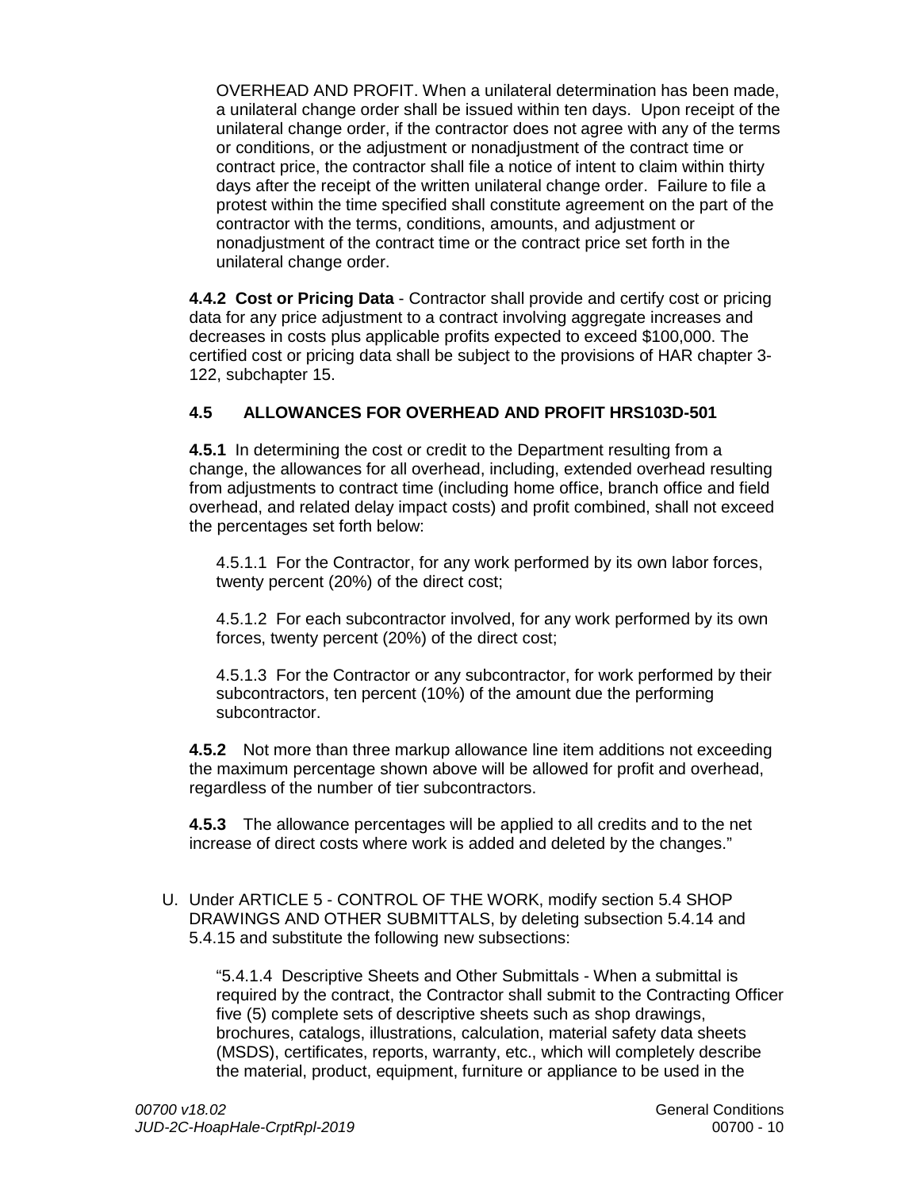OVERHEAD AND PROFIT. When a unilateral determination has been made, a unilateral change order shall be issued within ten days. Upon receipt of the unilateral change order, if the contractor does not agree with any of the terms or conditions, or the adjustment or nonadjustment of the contract time or contract price, the contractor shall file a notice of intent to claim within thirty days after the receipt of the written unilateral change order. Failure to file a protest within the time specified shall constitute agreement on the part of the contractor with the terms, conditions, amounts, and adjustment or nonadjustment of the contract time or the contract price set forth in the unilateral change order.

**4.4.2 Cost or Pricing Data** - Contractor shall provide and certify cost or pricing data for any price adjustment to a contract involving aggregate increases and decreases in costs plus applicable profits expected to exceed $100,000. The certified cost or pricing data shall be subject to the provisions of HAR chapter 3-122, subchapter 15.

**4.5 ALLOWANCES FOR OVERHEAD AND PROFIT HRS103D-501**

**4.5.1** In determining the cost or credit to the Department resulting from a change, the allowances for all overhead, including, extended overhead resulting from adjustments to contract time (including home office, branch office and field overhead, and related delay impact costs) and profit combined, shall not exceed the percentages set forth below:

4.5.1.1 For the Contractor, for any work performed by its own labor forces, twenty percent (20%) of the direct cost;

4.5.1.2 For each subcontractor involved, for any work performed by its own forces, twenty percent (20%) of the direct cost;

4.5.1.3 For the Contractor or any subcontractor, for work performed by their subcontractors, ten percent (10%) of the amount due the performing subcontractor.

**4.5.2** Not more than three markup allowance line item additions not exceeding the maximum percentage shown above will be allowed for profit and overhead, regardless of the number of tier subcontractors.

**4.5.3** The allowance percentages will be applied to all credits and to the net increase of direct costs where work is added and deleted by the changes."

U. Under ARTICLE 5 - CONTROL OF THE WORK, modify section 5.4 SHOP DRAWINGS AND OTHER SUBMITTALS, by deleting subsection 5.4.14 and 5.4.15 and substitute the following new subsections:

"5.4.1.4 Descriptive Sheets and Other Submittals - When a submittal is required by the contract, the Contractor shall submit to the Contracting Officer five (5) complete sets of descriptive sheets such as shop drawings, brochures, catalogs, illustrations, calculation, material safety data sheets (MSDS), certificates, reports, warranty, etc., which will completely describe the material, product, equipment, furniture or appliance to be used in the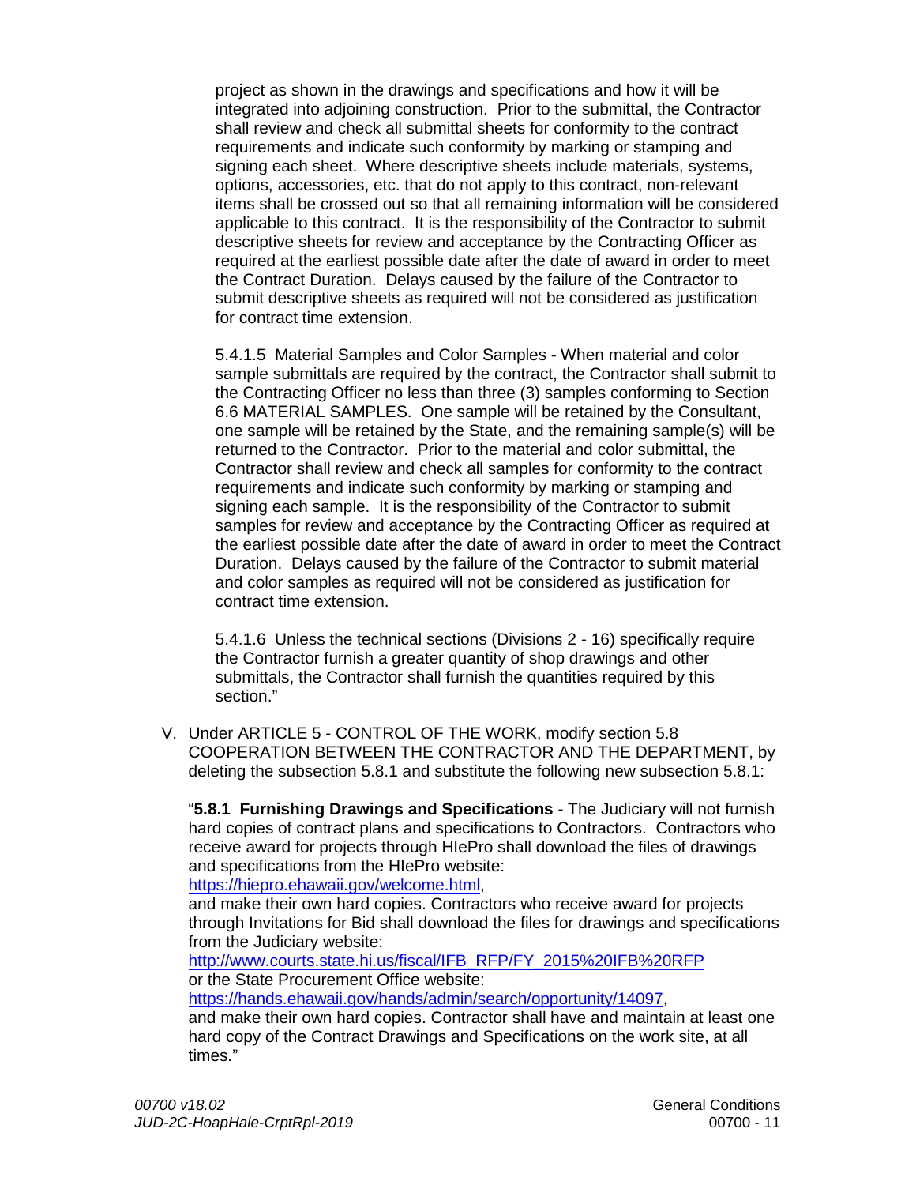project as shown in the drawings and specifications and how it will be integrated into adjoining construction. Prior to the submittal, the Contractor shall review and check all submittal sheets for conformity to the contract requirements and indicate such conformity by marking or stamping and signing each sheet. Where descriptive sheets include materials, systems, options, accessories, etc. that do not apply to this contract, non-relevant items shall be crossed out so that all remaining information will be considered applicable to this contract. It is the responsibility of the Contractor to submit descriptive sheets for review and acceptance by the Contracting Officer as required at the earliest possible date after the date of award in order to meet the Contract Duration. Delays caused by the failure of the Contractor to submit descriptive sheets as required will not be considered as justification for contract time extension.

5.4.1.5 Material Samples and Color Samples - When material and color sample submittals are required by the contract, the Contractor shall submit to the Contracting Officer no less than three (3) samples conforming to Section 6.6 MATERIAL SAMPLES. One sample will be retained by the Consultant, one sample will be retained by the State, and the remaining sample(s) will be returned to the Contractor. Prior to the material and color submittal, the Contractor shall review and check all samples for conformity to the contract requirements and indicate such conformity by marking or stamping and signing each sample. It is the responsibility of the Contractor to submit samples for review and acceptance by the Contracting Officer as required at the earliest possible date after the date of award in order to meet the Contract Duration. Delays caused by the failure of the Contractor to submit material and color samples as required will not be considered as justification for contract time extension.

5.4.1.6 Unless the technical sections (Divisions 2 - 16) specifically require the Contractor furnish a greater quantity of shop drawings and other submittals, the Contractor shall furnish the quantities required by this section."

V. Under ARTICLE 5 - CONTROL OF THE WORK, modify section 5.8 COOPERATION BETWEEN THE CONTRACTOR AND THE DEPARTMENT, by deleting the subsection 5.8.1 and substitute the following new subsection 5.8.1:

"**5.8.1 Furnishing Drawings and Specifications** - The Judiciary will not furnish hard copies of contract plans and specifications to Contractors. Contractors who receive award for projects through HIePro shall download the files of drawings and specifications from the HIePro website:
https://hiepro.ehawaii.gov/welcome.html,
and make their own hard copies. Contractors who receive award for projects through Invitations for Bid shall download the files for drawings and specifications from the Judiciary website:
http://www.courts.state.hi.us/fiscal/IFB_RFP/FY_2015%20IFB%20RFP
or the State Procurement Office website:
https://hands.ehawaii.gov/hands/admin/search/opportunity/14097,
and make their own hard copies. Contractor shall have and maintain at least one hard copy of the Contract Drawings and Specifications on the work site, at all times."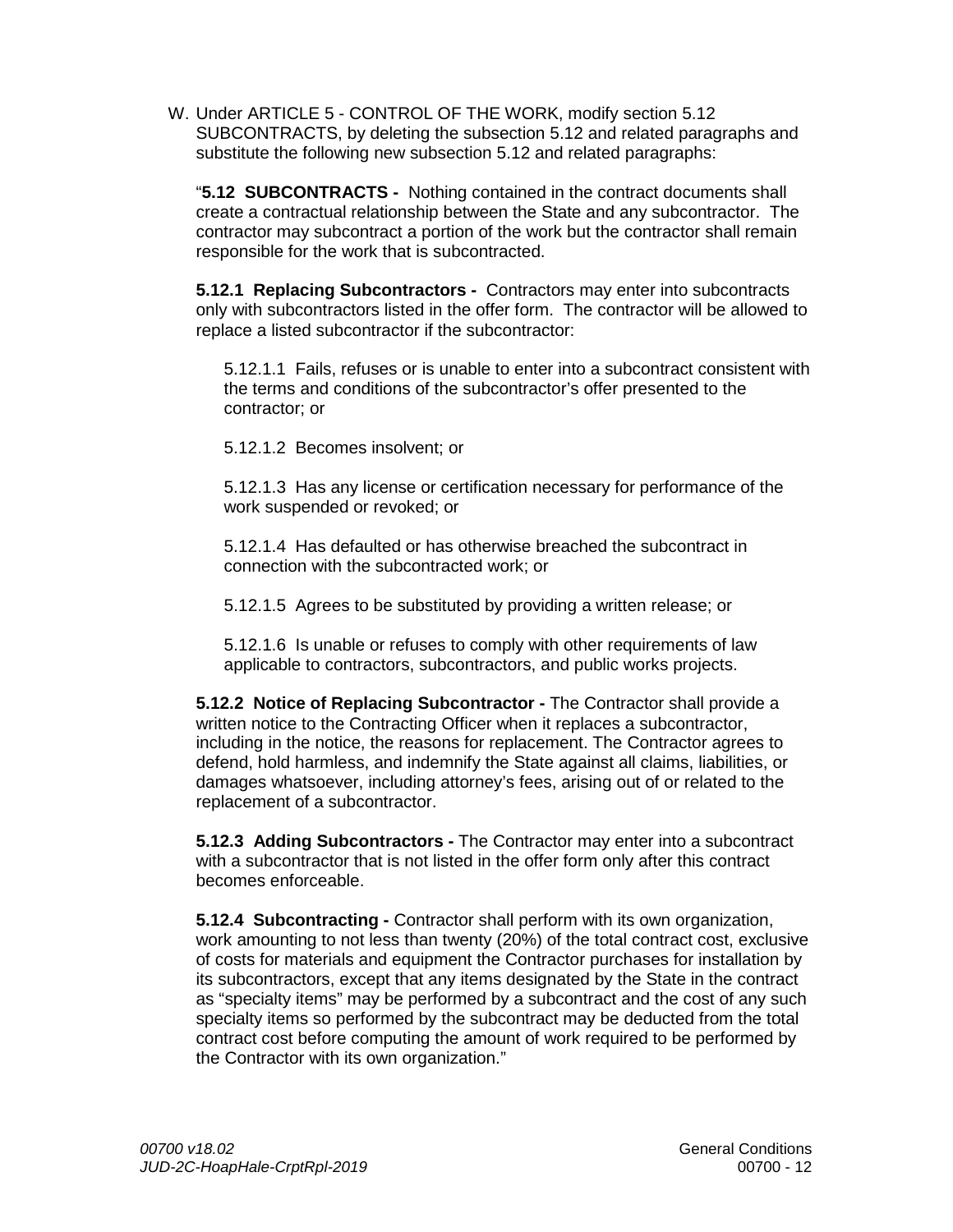W. Under ARTICLE 5 - CONTROL OF THE WORK, modify section 5.12 SUBCONTRACTS, by deleting the subsection 5.12 and related paragraphs and substitute the following new subsection 5.12 and related paragraphs:

"**5.12 SUBCONTRACTS -** Nothing contained in the contract documents shall create a contractual relationship between the State and any subcontractor. The contractor may subcontract a portion of the work but the contractor shall remain responsible for the work that is subcontracted.

**5.12.1 Replacing Subcontractors -** Contractors may enter into subcontracts only with subcontractors listed in the offer form. The contractor will be allowed to replace a listed subcontractor if the subcontractor:

5.12.1.1 Fails, refuses or is unable to enter into a subcontract consistent with the terms and conditions of the subcontractor's offer presented to the contractor; or

5.12.1.2 Becomes insolvent; or

5.12.1.3 Has any license or certification necessary for performance of the work suspended or revoked; or

5.12.1.4 Has defaulted or has otherwise breached the subcontract in connection with the subcontracted work; or

5.12.1.5 Agrees to be substituted by providing a written release; or

5.12.1.6 Is unable or refuses to comply with other requirements of law applicable to contractors, subcontractors, and public works projects.

**5.12.2 Notice of Replacing Subcontractor -** The Contractor shall provide a written notice to the Contracting Officer when it replaces a subcontractor, including in the notice, the reasons for replacement. The Contractor agrees to defend, hold harmless, and indemnify the State against all claims, liabilities, or damages whatsoever, including attorney's fees, arising out of or related to the replacement of a subcontractor.

**5.12.3 Adding Subcontractors -** The Contractor may enter into a subcontract with a subcontractor that is not listed in the offer form only after this contract becomes enforceable.

**5.12.4 Subcontracting -** Contractor shall perform with its own organization, work amounting to not less than twenty (20%) of the total contract cost, exclusive of costs for materials and equipment the Contractor purchases for installation by its subcontractors, except that any items designated by the State in the contract as "specialty items" may be performed by a subcontract and the cost of any such specialty items so performed by the subcontract may be deducted from the total contract cost before computing the amount of work required to be performed by the Contractor with its own organization."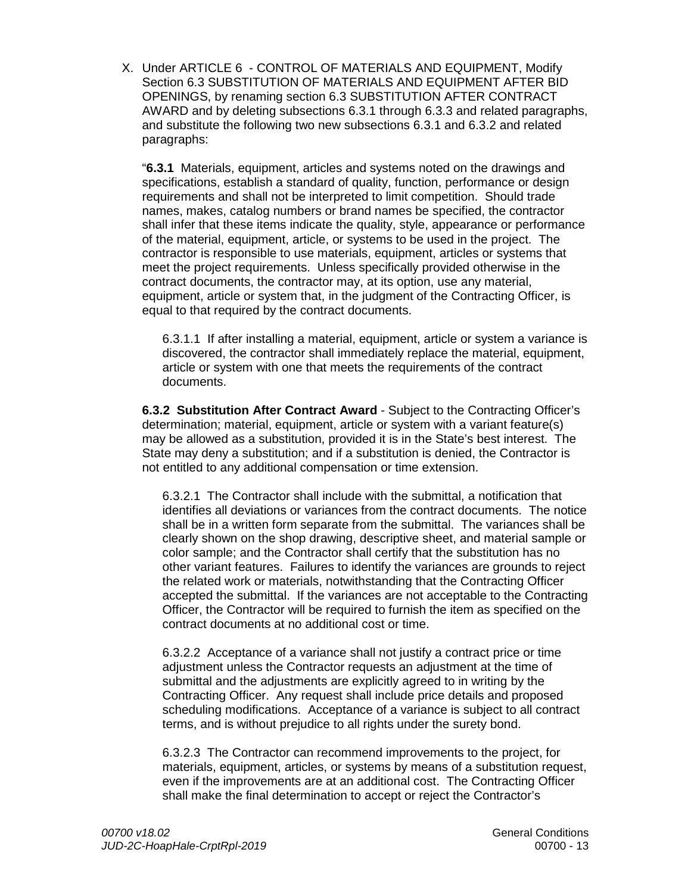X. Under ARTICLE 6 - CONTROL OF MATERIALS AND EQUIPMENT, Modify Section 6.3 SUBSTITUTION OF MATERIALS AND EQUIPMENT AFTER BID OPENINGS, by renaming section 6.3 SUBSTITUTION AFTER CONTRACT AWARD and by deleting subsections 6.3.1 through 6.3.3 and related paragraphs, and substitute the following two new subsections 6.3.1 and 6.3.2 and related paragraphs:

"**6.3.1** Materials, equipment, articles and systems noted on the drawings and specifications, establish a standard of quality, function, performance or design requirements and shall not be interpreted to limit competition. Should trade names, makes, catalog numbers or brand names be specified, the contractor shall infer that these items indicate the quality, style, appearance or performance of the material, equipment, article, or systems to be used in the project. The contractor is responsible to use materials, equipment, articles or systems that meet the project requirements. Unless specifically provided otherwise in the contract documents, the contractor may, at its option, use any material, equipment, article or system that, in the judgment of the Contracting Officer, is equal to that required by the contract documents.

6.3.1.1 If after installing a material, equipment, article or system a variance is discovered, the contractor shall immediately replace the material, equipment, article or system with one that meets the requirements of the contract documents.

**6.3.2 Substitution After Contract Award** - Subject to the Contracting Officer's determination; material, equipment, article or system with a variant feature(s) may be allowed as a substitution, provided it is in the State's best interest. The State may deny a substitution; and if a substitution is denied, the Contractor is not entitled to any additional compensation or time extension.

6.3.2.1 The Contractor shall include with the submittal, a notification that identifies all deviations or variances from the contract documents. The notice shall be in a written form separate from the submittal. The variances shall be clearly shown on the shop drawing, descriptive sheet, and material sample or color sample; and the Contractor shall certify that the substitution has no other variant features. Failures to identify the variances are grounds to reject the related work or materials, notwithstanding that the Contracting Officer accepted the submittal. If the variances are not acceptable to the Contracting Officer, the Contractor will be required to furnish the item as specified on the contract documents at no additional cost or time.

6.3.2.2 Acceptance of a variance shall not justify a contract price or time adjustment unless the Contractor requests an adjustment at the time of submittal and the adjustments are explicitly agreed to in writing by the Contracting Officer. Any request shall include price details and proposed scheduling modifications. Acceptance of a variance is subject to all contract terms, and is without prejudice to all rights under the surety bond.

6.3.2.3 The Contractor can recommend improvements to the project, for materials, equipment, articles, or systems by means of a substitution request, even if the improvements are at an additional cost. The Contracting Officer shall make the final determination to accept or reject the Contractor's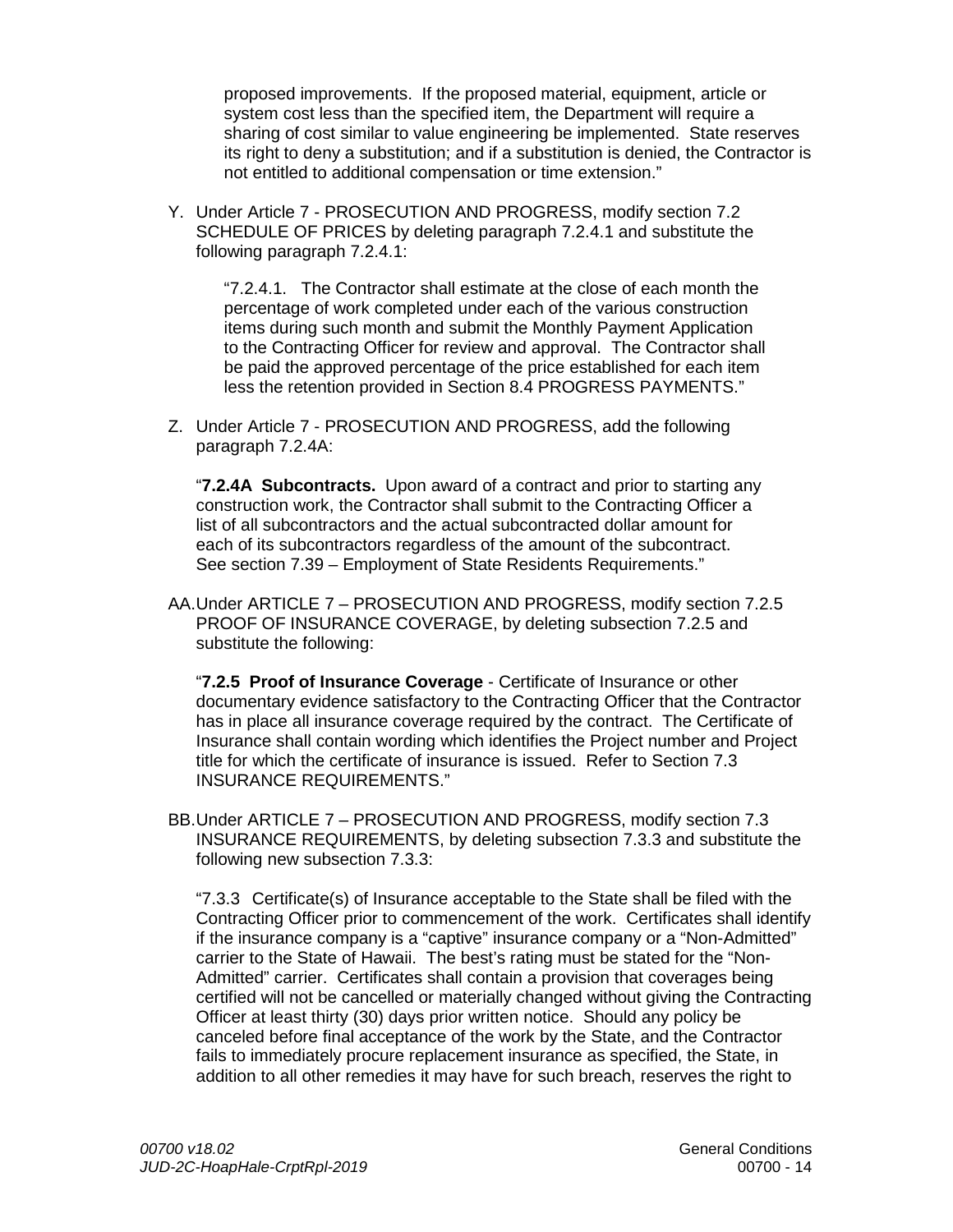proposed improvements. If the proposed material, equipment, article or system cost less than the specified item, the Department will require a sharing of cost similar to value engineering be implemented. State reserves its right to deny a substitution; and if a substitution is denied, the Contractor is not entitled to additional compensation or time extension."

Y. Under Article 7 - PROSECUTION AND PROGRESS, modify section 7.2 SCHEDULE OF PRICES by deleting paragraph 7.2.4.1 and substitute the following paragraph 7.2.4.1:

"7.2.4.1. The Contractor shall estimate at the close of each month the percentage of work completed under each of the various construction items during such month and submit the Monthly Payment Application to the Contracting Officer for review and approval. The Contractor shall be paid the approved percentage of the price established for each item less the retention provided in Section 8.4 PROGRESS PAYMENTS."

Z. Under Article 7 - PROSECUTION AND PROGRESS, add the following paragraph 7.2.4A:

"**7.2.4A Subcontracts.** Upon award of a contract and prior to starting any construction work, the Contractor shall submit to the Contracting Officer a list of all subcontractors and the actual subcontracted dollar amount for each of its subcontractors regardless of the amount of the subcontract. See section 7.39 – Employment of State Residents Requirements."

AA. Under ARTICLE 7 – PROSECUTION AND PROGRESS, modify section 7.2.5 PROOF OF INSURANCE COVERAGE, by deleting subsection 7.2.5 and substitute the following:

"**7.2.5 Proof of Insurance Coverage** - Certificate of Insurance or other documentary evidence satisfactory to the Contracting Officer that the Contractor has in place all insurance coverage required by the contract. The Certificate of Insurance shall contain wording which identifies the Project number and Project title for which the certificate of insurance is issued. Refer to Section 7.3 INSURANCE REQUIREMENTS."

BB. Under ARTICLE 7 – PROSECUTION AND PROGRESS, modify section 7.3 INSURANCE REQUIREMENTS, by deleting subsection 7.3.3 and substitute the following new subsection 7.3.3:

"7.3.3 Certificate(s) of Insurance acceptable to the State shall be filed with the Contracting Officer prior to commencement of the work. Certificates shall identify if the insurance company is a "captive" insurance company or a "Non-Admitted" carrier to the State of Hawaii. The best's rating must be stated for the "Non-Admitted" carrier. Certificates shall contain a provision that coverages being certified will not be cancelled or materially changed without giving the Contracting Officer at least thirty (30) days prior written notice. Should any policy be canceled before final acceptance of the work by the State, and the Contractor fails to immediately procure replacement insurance as specified, the State, in addition to all other remedies it may have for such breach, reserves the right to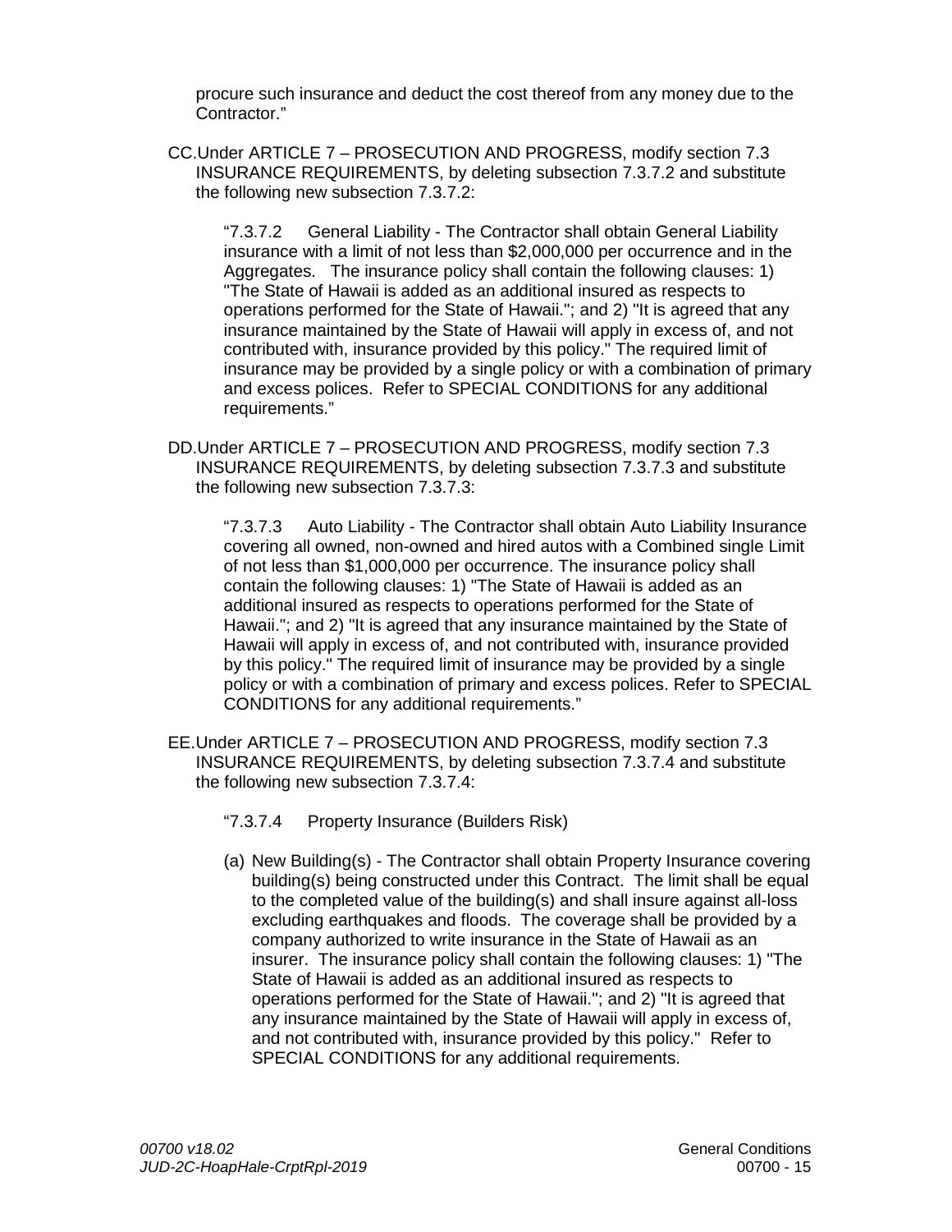procure such insurance and deduct the cost thereof from any money due to the Contractor."

CC. Under ARTICLE 7 – PROSECUTION AND PROGRESS, modify section 7.3 INSURANCE REQUIREMENTS, by deleting subsection 7.3.7.2 and substitute the following new subsection 7.3.7.2:

"7.3.7.2 General Liability - The Contractor shall obtain General Liability insurance with a limit of not less than $2,000,000 per occurrence and in the Aggregates. The insurance policy shall contain the following clauses: 1) "The State of Hawaii is added as an additional insured as respects to operations performed for the State of Hawaii."; and 2) "It is agreed that any insurance maintained by the State of Hawaii will apply in excess of, and not contributed with, insurance provided by this policy." The required limit of insurance may be provided by a single policy or with a combination of primary and excess polices. Refer to SPECIAL CONDITIONS for any additional requirements."

DD. Under ARTICLE 7 – PROSECUTION AND PROGRESS, modify section 7.3 INSURANCE REQUIREMENTS, by deleting subsection 7.3.7.3 and substitute the following new subsection 7.3.7.3:

"7.3.7.3 Auto Liability - The Contractor shall obtain Auto Liability Insurance covering all owned, non-owned and hired autos with a Combined single Limit of not less than $1,000,000 per occurrence. The insurance policy shall contain the following clauses: 1) "The State of Hawaii is added as an additional insured as respects to operations performed for the State of Hawaii."; and 2) "It is agreed that any insurance maintained by the State of Hawaii will apply in excess of, and not contributed with, insurance provided by this policy." The required limit of insurance may be provided by a single policy or with a combination of primary and excess polices. Refer to SPECIAL CONDITIONS for any additional requirements."

EE. Under ARTICLE 7 – PROSECUTION AND PROGRESS, modify section 7.3 INSURANCE REQUIREMENTS, by deleting subsection 7.3.7.4 and substitute the following new subsection 7.3.7.4:

"7.3.7.4 Property Insurance (Builders Risk)

(a) New Building(s) - The Contractor shall obtain Property Insurance covering building(s) being constructed under this Contract. The limit shall be equal to the completed value of the building(s) and shall insure against all-loss excluding earthquakes and floods. The coverage shall be provided by a company authorized to write insurance in the State of Hawaii as an insurer. The insurance policy shall contain the following clauses: 1) "The State of Hawaii is added as an additional insured as respects to operations performed for the State of Hawaii."; and 2) "It is agreed that any insurance maintained by the State of Hawaii will apply in excess of, and not contributed with, insurance provided by this policy." Refer to SPECIAL CONDITIONS for any additional requirements.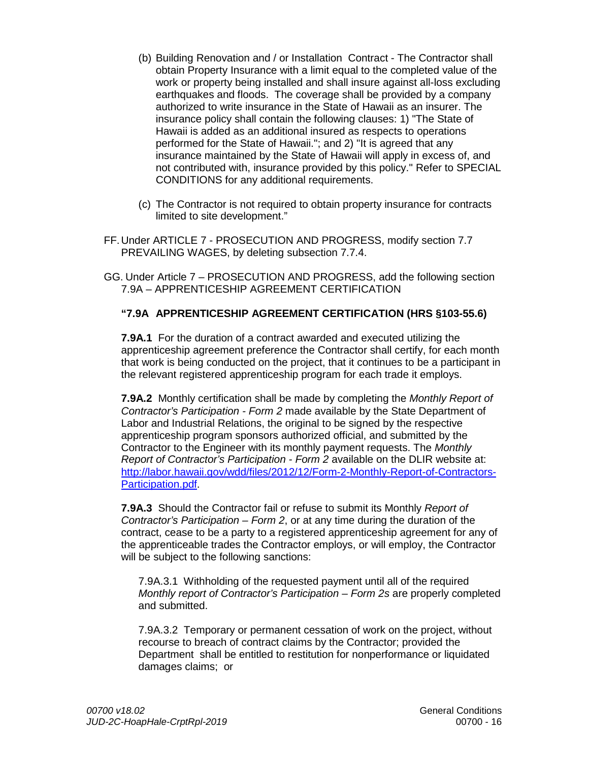(b) Building Renovation and / or Installation Contract - The Contractor shall obtain Property Insurance with a limit equal to the completed value of the work or property being installed and shall insure against all-loss excluding earthquakes and floods. The coverage shall be provided by a company authorized to write insurance in the State of Hawaii as an insurer. The insurance policy shall contain the following clauses: 1) "The State of Hawaii is added as an additional insured as respects to operations performed for the State of Hawaii."; and 2) "It is agreed that any insurance maintained by the State of Hawaii will apply in excess of, and not contributed with, insurance provided by this policy." Refer to SPECIAL CONDITIONS for any additional requirements.

(c) The Contractor is not required to obtain property insurance for contracts limited to site development."

FF. Under ARTICLE 7 - PROSECUTION AND PROGRESS, modify section 7.7 PREVAILING WAGES, by deleting subsection 7.7.4.

GG. Under Article 7 – PROSECUTION AND PROGRESS, add the following section 7.9A – APPRENTICESHIP AGREEMENT CERTIFICATION

**"7.9A APPRENTICESHIP AGREEMENT CERTIFICATION (HRS §103-55.6)**

**7.9A.1** For the duration of a contract awarded and executed utilizing the apprenticeship agreement preference the Contractor shall certify, for each month that work is being conducted on the project, that it continues to be a participant in the relevant registered apprenticeship program for each trade it employs.

**7.9A.2** Monthly certification shall be made by completing the *Monthly Report of Contractor's Participation - Form 2* made available by the State Department of Labor and Industrial Relations, the original to be signed by the respective apprenticeship program sponsors authorized official, and submitted by the Contractor to the Engineer with its monthly payment requests. The *Monthly Report of Contractor's Participation - Form 2* available on the DLIR website at: http://labor.hawaii.gov/wdd/files/2012/12/Form-2-Monthly-Report-of-Contractors-Participation.pdf.

**7.9A.3** Should the Contractor fail or refuse to submit its Monthly *Report of Contractor's Participation – Form 2*, or at any time during the duration of the contract, cease to be a party to a registered apprenticeship agreement for any of the apprenticeable trades the Contractor employs, or will employ, the Contractor will be subject to the following sanctions:

7.9A.3.1 Withholding of the requested payment until all of the required *Monthly report of Contractor's Participation – Form 2s* are properly completed and submitted.

7.9A.3.2 Temporary or permanent cessation of work on the project, without recourse to breach of contract claims by the Contractor; provided the Department shall be entitled to restitution for nonperformance or liquidated damages claims; or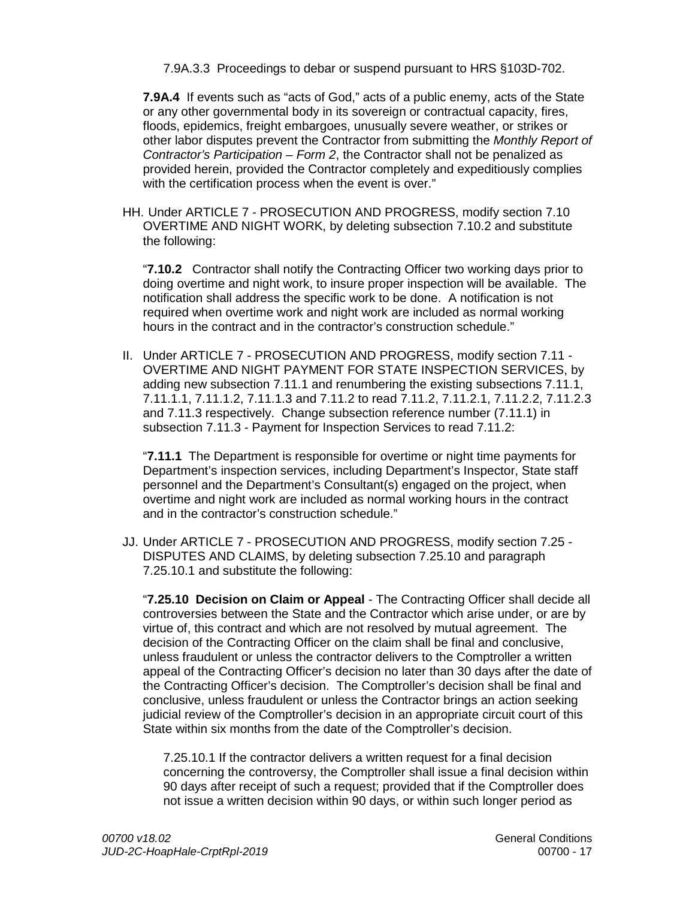7.9A.3.3 Proceedings to debar or suspend pursuant to HRS §103D-702.

**7.9A.4** If events such as "acts of God," acts of a public enemy, acts of the State or any other governmental body in its sovereign or contractual capacity, fires, floods, epidemics, freight embargoes, unusually severe weather, or strikes or other labor disputes prevent the Contractor from submitting the *Monthly Report of Contractor's Participation – Form 2*, the Contractor shall not be penalized as provided herein, provided the Contractor completely and expeditiously complies with the certification process when the event is over."

HH. Under ARTICLE 7 - PROSECUTION AND PROGRESS, modify section 7.10 OVERTIME AND NIGHT WORK, by deleting subsection 7.10.2 and substitute the following:

"**7.10.2** Contractor shall notify the Contracting Officer two working days prior to doing overtime and night work, to insure proper inspection will be available. The notification shall address the specific work to be done. A notification is not required when overtime work and night work are included as normal working hours in the contract and in the contractor's construction schedule."

II. Under ARTICLE 7 - PROSECUTION AND PROGRESS, modify section 7.11 - OVERTIME AND NIGHT PAYMENT FOR STATE INSPECTION SERVICES, by adding new subsection 7.11.1 and renumbering the existing subsections 7.11.1, 7.11.1.1, 7.11.1.2, 7.11.1.3 and 7.11.2 to read 7.11.2, 7.11.2.1, 7.11.2.2, 7.11.2.3 and 7.11.3 respectively. Change subsection reference number (7.11.1) in subsection 7.11.3 - Payment for Inspection Services to read 7.11.2:

"**7.11.1** The Department is responsible for overtime or night time payments for Department's inspection services, including Department's Inspector, State staff personnel and the Department's Consultant(s) engaged on the project, when overtime and night work are included as normal working hours in the contract and in the contractor's construction schedule."

JJ. Under ARTICLE 7 - PROSECUTION AND PROGRESS, modify section 7.25 - DISPUTES AND CLAIMS, by deleting subsection 7.25.10 and paragraph 7.25.10.1 and substitute the following:

"**7.25.10 Decision on Claim or Appeal** - The Contracting Officer shall decide all controversies between the State and the Contractor which arise under, or are by virtue of, this contract and which are not resolved by mutual agreement. The decision of the Contracting Officer on the claim shall be final and conclusive, unless fraudulent or unless the contractor delivers to the Comptroller a written appeal of the Contracting Officer's decision no later than 30 days after the date of the Contracting Officer's decision. The Comptroller's decision shall be final and conclusive, unless fraudulent or unless the Contractor brings an action seeking judicial review of the Comptroller's decision in an appropriate circuit court of this State within six months from the date of the Comptroller's decision.

7.25.10.1 If the contractor delivers a written request for a final decision concerning the controversy, the Comptroller shall issue a final decision within 90 days after receipt of such a request; provided that if the Comptroller does not issue a written decision within 90 days, or within such longer period as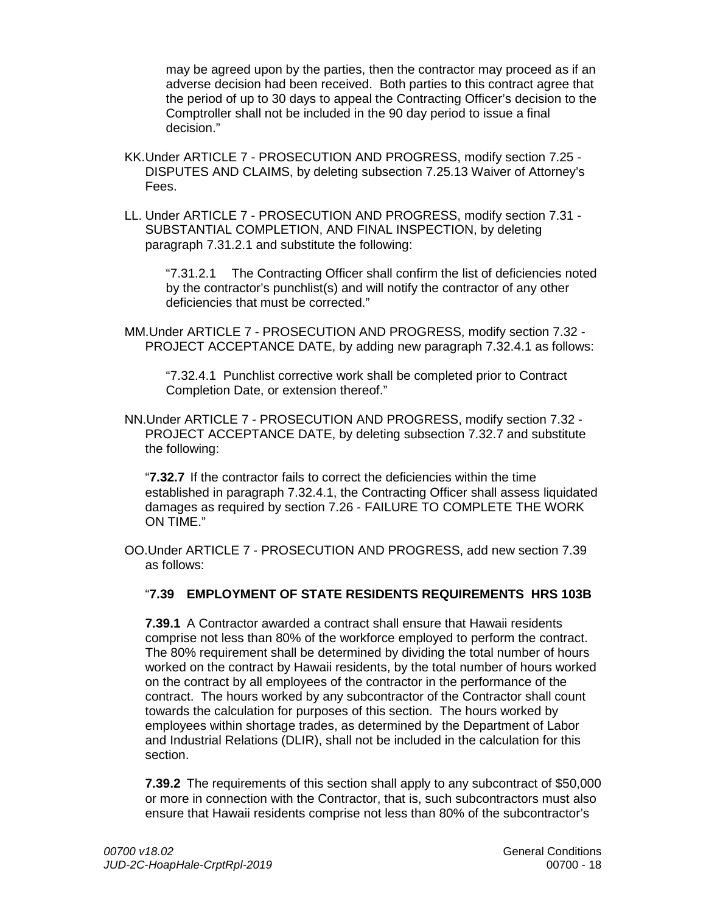may be agreed upon by the parties, then the contractor may proceed as if an adverse decision had been received. Both parties to this contract agree that the period of up to 30 days to appeal the Contracting Officer's decision to the Comptroller shall not be included in the 90 day period to issue a final decision."

KK. Under ARTICLE 7 - PROSECUTION AND PROGRESS, modify section 7.25 - DISPUTES AND CLAIMS, by deleting subsection 7.25.13 Waiver of Attorney's Fees.

LL. Under ARTICLE 7 - PROSECUTION AND PROGRESS, modify section 7.31 - SUBSTANTIAL COMPLETION, AND FINAL INSPECTION, by deleting paragraph 7.31.2.1 and substitute the following:

"7.31.2.1 The Contracting Officer shall confirm the list of deficiencies noted by the contractor's punchlist(s) and will notify the contractor of any other deficiencies that must be corrected."

MM. Under ARTICLE 7 - PROSECUTION AND PROGRESS, modify section 7.32 - PROJECT ACCEPTANCE DATE, by adding new paragraph 7.32.4.1 as follows:

"7.32.4.1 Punchlist corrective work shall be completed prior to Contract Completion Date, or extension thereof."

NN. Under ARTICLE 7 - PROSECUTION AND PROGRESS, modify section 7.32 - PROJECT ACCEPTANCE DATE, by deleting subsection 7.32.7 and substitute the following:

"**7.32.7** If the contractor fails to correct the deficiencies within the time established in paragraph 7.32.4.1, the Contracting Officer shall assess liquidated damages as required by section 7.26 - FAILURE TO COMPLETE THE WORK ON TIME."

OO. Under ARTICLE 7 - PROSECUTION AND PROGRESS, add new section 7.39 as follows:

"**7.39 EMPLOYMENT OF STATE RESIDENTS REQUIREMENTS HRS 103B**

**7.39.1** A Contractor awarded a contract shall ensure that Hawaii residents comprise not less than 80% of the workforce employed to perform the contract. The 80% requirement shall be determined by dividing the total number of hours worked on the contract by Hawaii residents, by the total number of hours worked on the contract by all employees of the contractor in the performance of the contract. The hours worked by any subcontractor of the Contractor shall count towards the calculation for purposes of this section. The hours worked by employees within shortage trades, as determined by the Department of Labor and Industrial Relations (DLIR), shall not be included in the calculation for this section.

**7.39.2** The requirements of this section shall apply to any subcontract of $50,000 or more in connection with the Contractor, that is, such subcontractors must also ensure that Hawaii residents comprise not less than 80% of the subcontractor's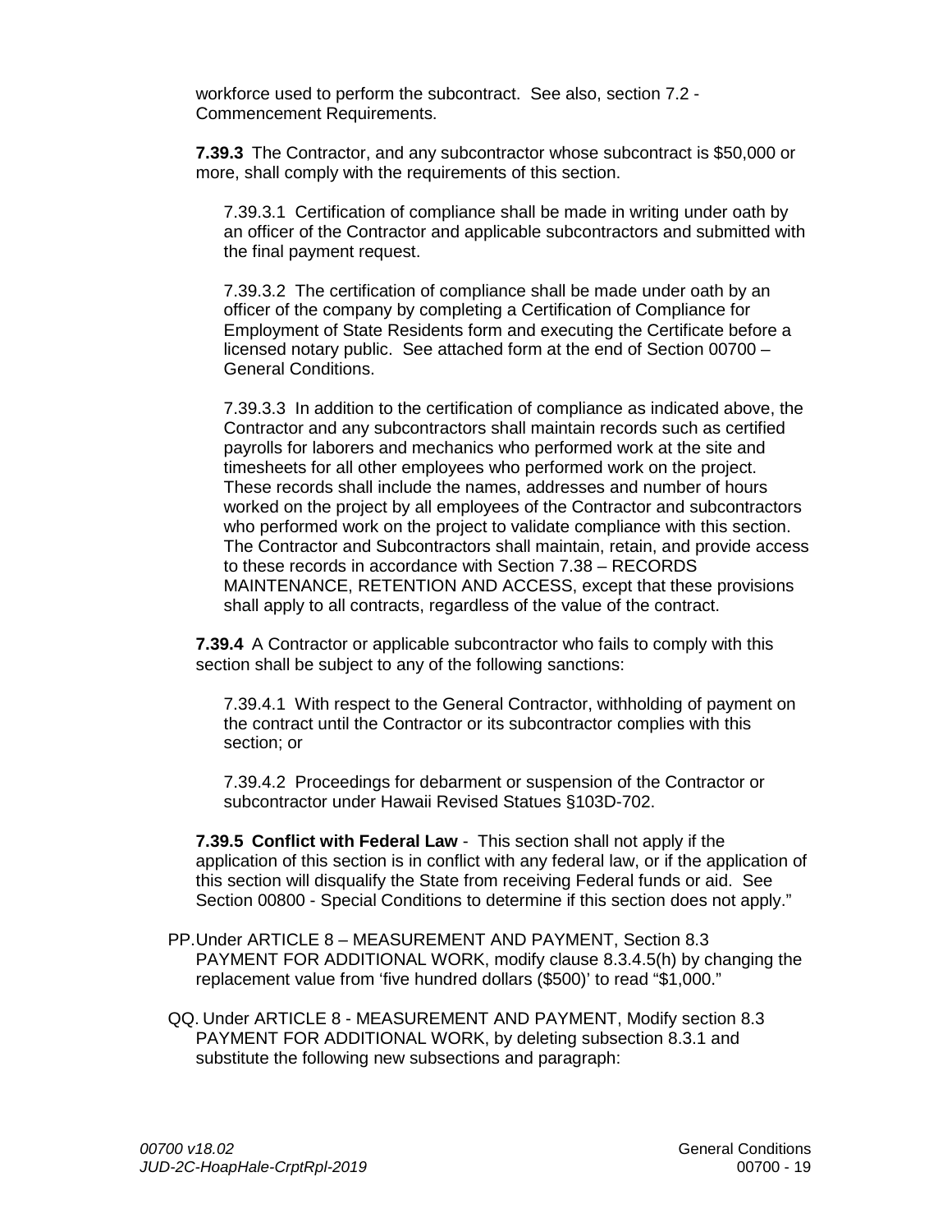workforce used to perform the subcontract. See also, section 7.2 - Commencement Requirements.

**7.39.3** The Contractor, and any subcontractor whose subcontract is $50,000 or more, shall comply with the requirements of this section.

7.39.3.1 Certification of compliance shall be made in writing under oath by an officer of the Contractor and applicable subcontractors and submitted with the final payment request.

7.39.3.2 The certification of compliance shall be made under oath by an officer of the company by completing a Certification of Compliance for Employment of State Residents form and executing the Certificate before a licensed notary public. See attached form at the end of Section 00700 – General Conditions.

7.39.3.3 In addition to the certification of compliance as indicated above, the Contractor and any subcontractors shall maintain records such as certified payrolls for laborers and mechanics who performed work at the site and timesheets for all other employees who performed work on the project. These records shall include the names, addresses and number of hours worked on the project by all employees of the Contractor and subcontractors who performed work on the project to validate compliance with this section. The Contractor and Subcontractors shall maintain, retain, and provide access to these records in accordance with Section 7.38 – RECORDS MAINTENANCE, RETENTION AND ACCESS, except that these provisions shall apply to all contracts, regardless of the value of the contract.

**7.39.4** A Contractor or applicable subcontractor who fails to comply with this section shall be subject to any of the following sanctions:

7.39.4.1 With respect to the General Contractor, withholding of payment on the contract until the Contractor or its subcontractor complies with this section; or

7.39.4.2 Proceedings for debarment or suspension of the Contractor or subcontractor under Hawaii Revised Statues §103D-702.

**7.39.5 Conflict with Federal Law** - This section shall not apply if the application of this section is in conflict with any federal law, or if the application of this section will disqualify the State from receiving Federal funds or aid. See Section 00800 - Special Conditions to determine if this section does not apply."

PP. Under ARTICLE 8 – MEASUREMENT AND PAYMENT, Section 8.3 PAYMENT FOR ADDITIONAL WORK, modify clause 8.3.4.5(h) by changing the replacement value from 'five hundred dollars ($500)' to read "$1,000."

QQ. Under ARTICLE 8 - MEASUREMENT AND PAYMENT, Modify section 8.3 PAYMENT FOR ADDITIONAL WORK, by deleting subsection 8.3.1 and substitute the following new subsections and paragraph: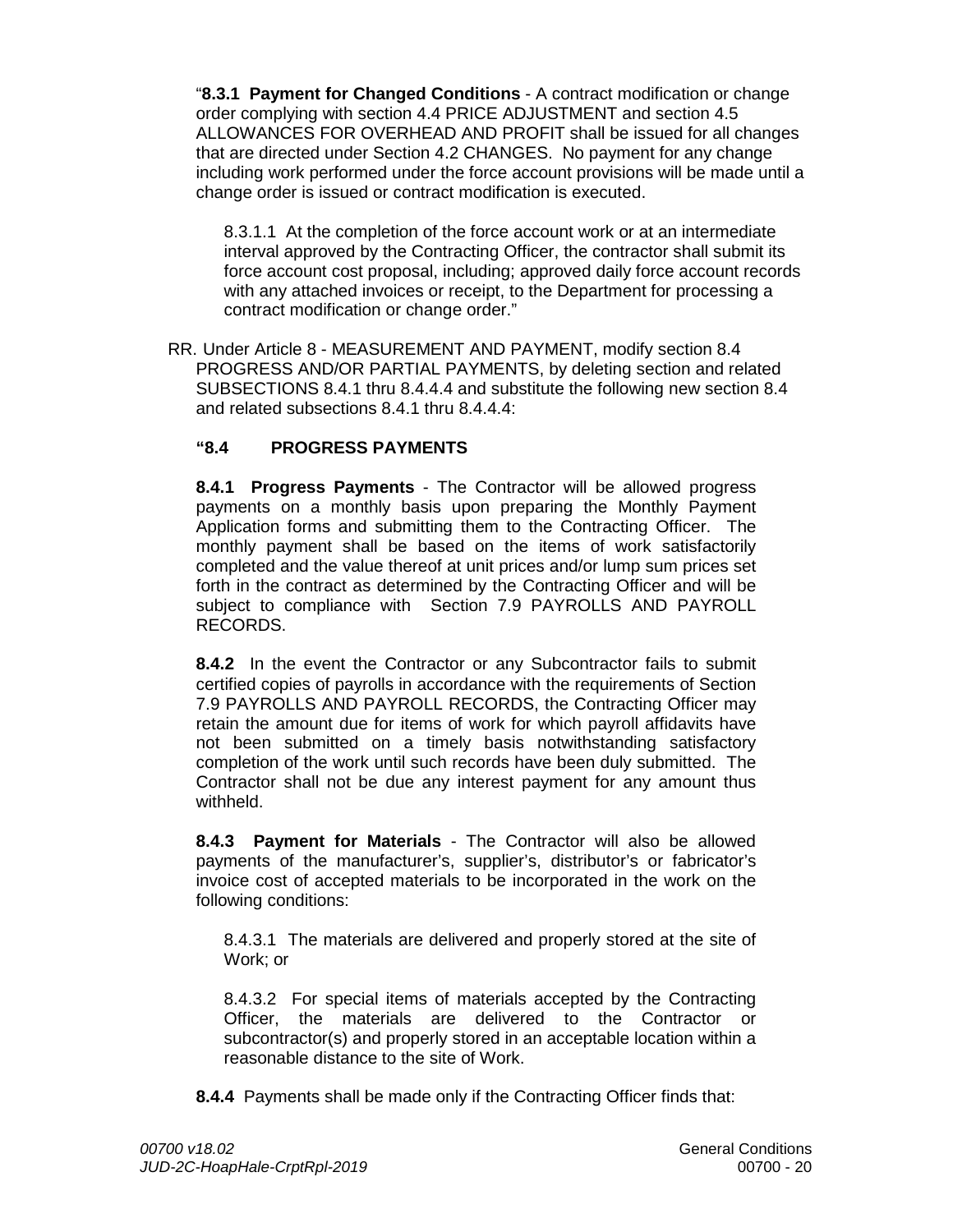"**8.3.1 Payment for Changed Conditions** - A contract modification or change order complying with section 4.4 PRICE ADJUSTMENT and section 4.5 ALLOWANCES FOR OVERHEAD AND PROFIT shall be issued for all changes that are directed under Section 4.2 CHANGES. No payment for any change including work performed under the force account provisions will be made until a change order is issued or contract modification is executed.

8.3.1.1 At the completion of the force account work or at an intermediate interval approved by the Contracting Officer, the contractor shall submit its force account cost proposal, including; approved daily force account records with any attached invoices or receipt, to the Department for processing a contract modification or change order."

RR. Under Article 8 - MEASUREMENT AND PAYMENT, modify section 8.4 PROGRESS AND/OR PARTIAL PAYMENTS, by deleting section and related SUBSECTIONS 8.4.1 thru 8.4.4.4 and substitute the following new section 8.4 and related subsections 8.4.1 thru 8.4.4.4:

**"8.4 PROGRESS PAYMENTS**

**8.4.1 Progress Payments** - The Contractor will be allowed progress payments on a monthly basis upon preparing the Monthly Payment Application forms and submitting them to the Contracting Officer. The monthly payment shall be based on the items of work satisfactorily completed and the value thereof at unit prices and/or lump sum prices set forth in the contract as determined by the Contracting Officer and will be subject to compliance with Section 7.9 PAYROLLS AND PAYROLL RECORDS.

**8.4.2** In the event the Contractor or any Subcontractor fails to submit certified copies of payrolls in accordance with the requirements of Section 7.9 PAYROLLS AND PAYROLL RECORDS, the Contracting Officer may retain the amount due for items of work for which payroll affidavits have not been submitted on a timely basis notwithstanding satisfactory completion of the work until such records have been duly submitted. The Contractor shall not be due any interest payment for any amount thus withheld.

**8.4.3 Payment for Materials** - The Contractor will also be allowed payments of the manufacturer's, supplier's, distributor's or fabricator's invoice cost of accepted materials to be incorporated in the work on the following conditions:

8.4.3.1 The materials are delivered and properly stored at the site of Work; or

8.4.3.2 For special items of materials accepted by the Contracting Officer, the materials are delivered to the Contractor or subcontractor(s) and properly stored in an acceptable location within a reasonable distance to the site of Work.

**8.4.4** Payments shall be made only if the Contracting Officer finds that: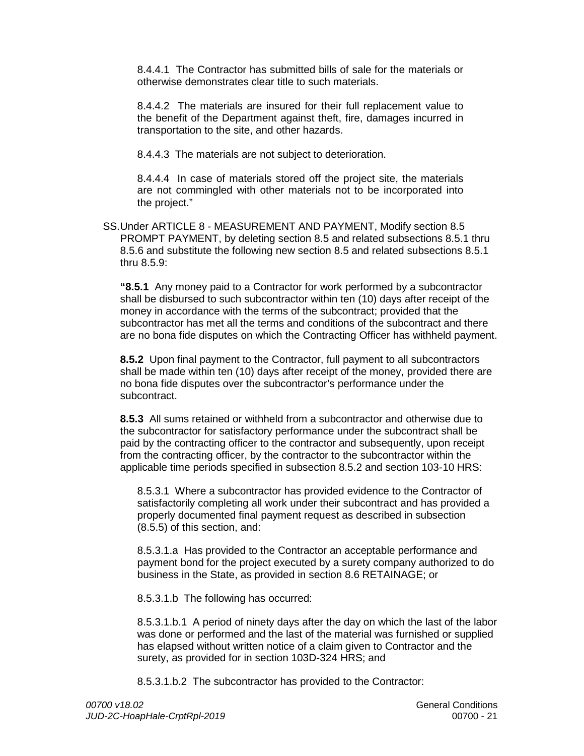8.4.4.1 The Contractor has submitted bills of sale for the materials or otherwise demonstrates clear title to such materials.

8.4.4.2 The materials are insured for their full replacement value to the benefit of the Department against theft, fire, damages incurred in transportation to the site, and other hazards.

8.4.4.3 The materials are not subject to deterioration.

8.4.4.4 In case of materials stored off the project site, the materials are not commingled with other materials not to be incorporated into the project."

SS. Under ARTICLE 8 - MEASUREMENT AND PAYMENT, Modify section 8.5 PROMPT PAYMENT, by deleting section 8.5 and related subsections 8.5.1 thru 8.5.6 and substitute the following new section 8.5 and related subsections 8.5.1 thru 8.5.9:

**"8.5.1** Any money paid to a Contractor for work performed by a subcontractor shall be disbursed to such subcontractor within ten (10) days after receipt of the money in accordance with the terms of the subcontract; provided that the subcontractor has met all the terms and conditions of the subcontract and there are no bona fide disputes on which the Contracting Officer has withheld payment.

**8.5.2** Upon final payment to the Contractor, full payment to all subcontractors shall be made within ten (10) days after receipt of the money, provided there are no bona fide disputes over the subcontractor's performance under the subcontract.

**8.5.3** All sums retained or withheld from a subcontractor and otherwise due to the subcontractor for satisfactory performance under the subcontract shall be paid by the contracting officer to the contractor and subsequently, upon receipt from the contracting officer, by the contractor to the subcontractor within the applicable time periods specified in subsection 8.5.2 and section 103-10 HRS:

8.5.3.1 Where a subcontractor has provided evidence to the Contractor of satisfactorily completing all work under their subcontract and has provided a properly documented final payment request as described in subsection (8.5.5) of this section, and:

8.5.3.1.a Has provided to the Contractor an acceptable performance and payment bond for the project executed by a surety company authorized to do business in the State, as provided in section 8.6 RETAINAGE; or

8.5.3.1.b The following has occurred:

8.5.3.1.b.1 A period of ninety days after the day on which the last of the labor was done or performed and the last of the material was furnished or supplied has elapsed without written notice of a claim given to Contractor and the surety, as provided for in section 103D-324 HRS; and

8.5.3.1.b.2 The subcontractor has provided to the Contractor: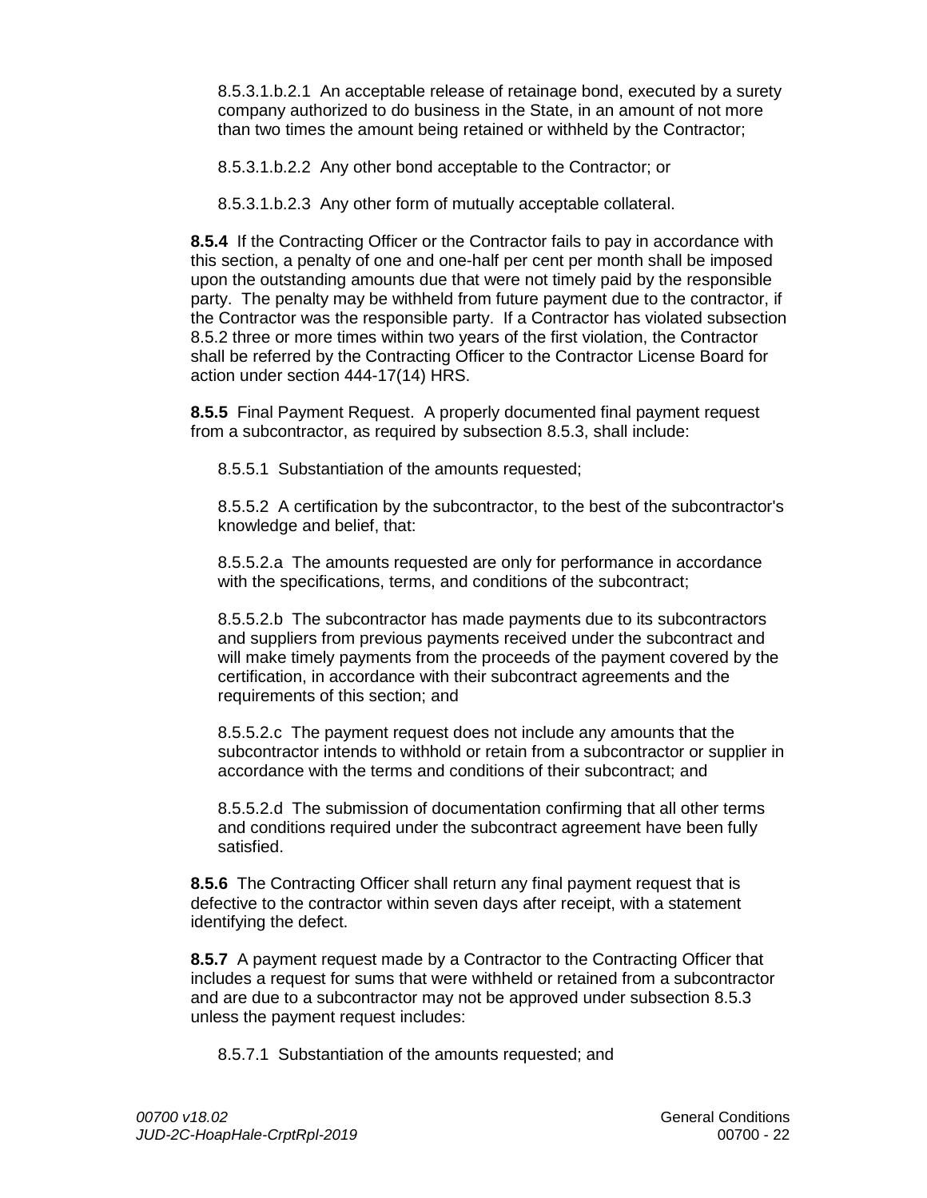8.5.3.1.b.2.1 An acceptable release of retainage bond, executed by a surety company authorized to do business in the State, in an amount of not more than two times the amount being retained or withheld by the Contractor;

8.5.3.1.b.2.2 Any other bond acceptable to the Contractor; or

8.5.3.1.b.2.3 Any other form of mutually acceptable collateral.

**8.5.4** If the Contracting Officer or the Contractor fails to pay in accordance with this section, a penalty of one and one-half per cent per month shall be imposed upon the outstanding amounts due that were not timely paid by the responsible party. The penalty may be withheld from future payment due to the contractor, if the Contractor was the responsible party. If a Contractor has violated subsection 8.5.2 three or more times within two years of the first violation, the Contractor shall be referred by the Contracting Officer to the Contractor License Board for action under section 444-17(14) HRS.

**8.5.5** Final Payment Request. A properly documented final payment request from a subcontractor, as required by subsection 8.5.3, shall include:

8.5.5.1 Substantiation of the amounts requested;

8.5.5.2 A certification by the subcontractor, to the best of the subcontractor's knowledge and belief, that:

8.5.5.2.a The amounts requested are only for performance in accordance with the specifications, terms, and conditions of the subcontract;

8.5.5.2.b The subcontractor has made payments due to its subcontractors and suppliers from previous payments received under the subcontract and will make timely payments from the proceeds of the payment covered by the certification, in accordance with their subcontract agreements and the requirements of this section; and

8.5.5.2.c The payment request does not include any amounts that the subcontractor intends to withhold or retain from a subcontractor or supplier in accordance with the terms and conditions of their subcontract; and

8.5.5.2.d The submission of documentation confirming that all other terms and conditions required under the subcontract agreement have been fully satisfied.

**8.5.6** The Contracting Officer shall return any final payment request that is defective to the contractor within seven days after receipt, with a statement identifying the defect.

**8.5.7** A payment request made by a Contractor to the Contracting Officer that includes a request for sums that were withheld or retained from a subcontractor and are due to a subcontractor may not be approved under subsection 8.5.3 unless the payment request includes:

8.5.7.1 Substantiation of the amounts requested; and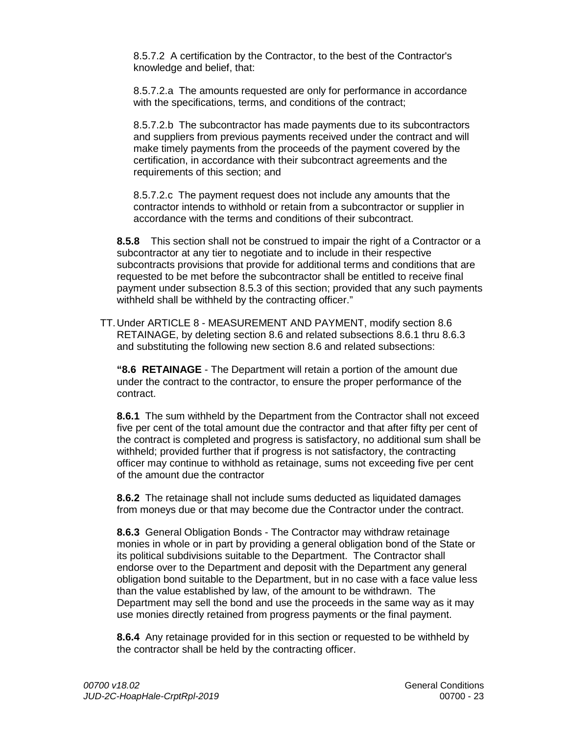8.5.7.2 A certification by the Contractor, to the best of the Contractor's knowledge and belief, that:

8.5.7.2.a The amounts requested are only for performance in accordance with the specifications, terms, and conditions of the contract;

8.5.7.2.b The subcontractor has made payments due to its subcontractors and suppliers from previous payments received under the contract and will make timely payments from the proceeds of the payment covered by the certification, in accordance with their subcontract agreements and the requirements of this section; and

8.5.7.2.c The payment request does not include any amounts that the contractor intends to withhold or retain from a subcontractor or supplier in accordance with the terms and conditions of their subcontract.

**8.5.8** This section shall not be construed to impair the right of a Contractor or a subcontractor at any tier to negotiate and to include in their respective subcontracts provisions that provide for additional terms and conditions that are requested to be met before the subcontractor shall be entitled to receive final payment under subsection 8.5.3 of this section; provided that any such payments withheld shall be withheld by the contracting officer."

TT. Under ARTICLE 8 - MEASUREMENT AND PAYMENT, modify section 8.6 RETAINAGE, by deleting section 8.6 and related subsections 8.6.1 thru 8.6.3 and substituting the following new section 8.6 and related subsections:

**"8.6 RETAINAGE** - The Department will retain a portion of the amount due under the contract to the contractor, to ensure the proper performance of the contract.

**8.6.1** The sum withheld by the Department from the Contractor shall not exceed five per cent of the total amount due the contractor and that after fifty per cent of the contract is completed and progress is satisfactory, no additional sum shall be withheld; provided further that if progress is not satisfactory, the contracting officer may continue to withhold as retainage, sums not exceeding five per cent of the amount due the contractor

**8.6.2** The retainage shall not include sums deducted as liquidated damages from moneys due or that may become due the Contractor under the contract.

**8.6.3** General Obligation Bonds - The Contractor may withdraw retainage monies in whole or in part by providing a general obligation bond of the State or its political subdivisions suitable to the Department. The Contractor shall endorse over to the Department and deposit with the Department any general obligation bond suitable to the Department, but in no case with a face value less than the value established by law, of the amount to be withdrawn. The Department may sell the bond and use the proceeds in the same way as it may use monies directly retained from progress payments or the final payment.

**8.6.4** Any retainage provided for in this section or requested to be withheld by the contractor shall be held by the contracting officer.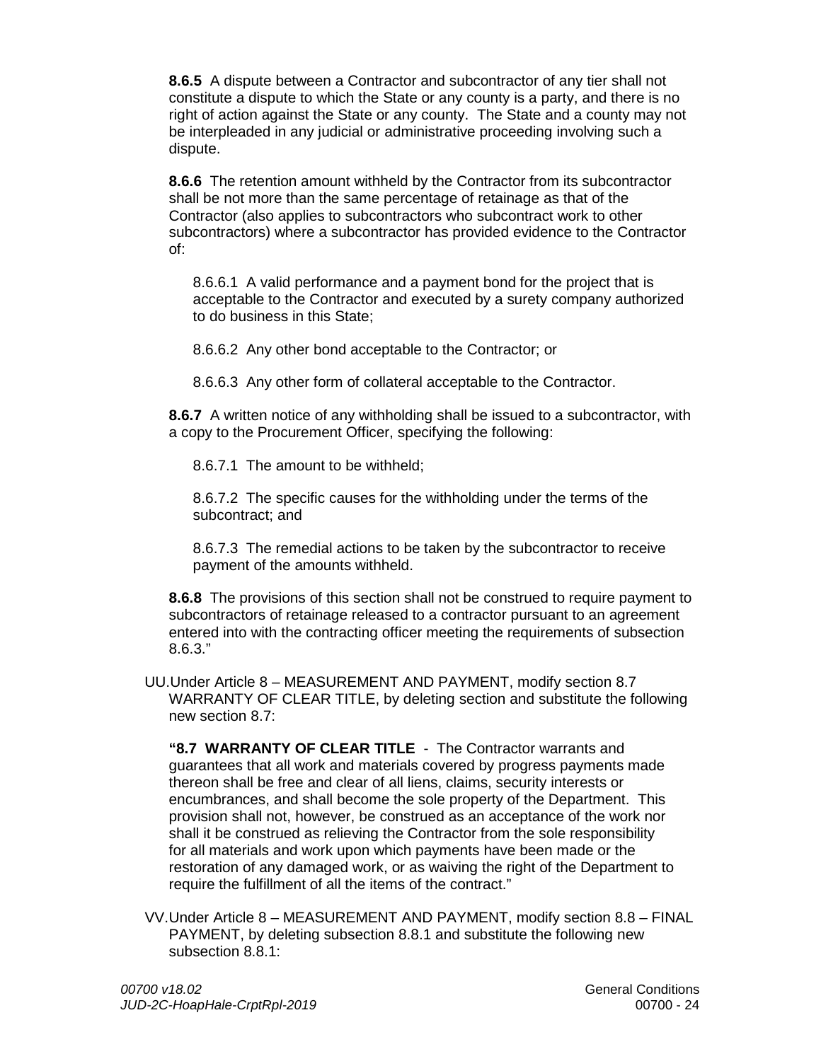**8.6.5** A dispute between a Contractor and subcontractor of any tier shall not constitute a dispute to which the State or any county is a party, and there is no right of action against the State or any county. The State and a county may not be interpleaded in any judicial or administrative proceeding involving such a dispute.

**8.6.6** The retention amount withheld by the Contractor from its subcontractor shall be not more than the same percentage of retainage as that of the Contractor (also applies to subcontractors who subcontract work to other subcontractors) where a subcontractor has provided evidence to the Contractor of:

8.6.6.1 A valid performance and a payment bond for the project that is acceptable to the Contractor and executed by a surety company authorized to do business in this State;

8.6.6.2 Any other bond acceptable to the Contractor; or

8.6.6.3 Any other form of collateral acceptable to the Contractor.

**8.6.7** A written notice of any withholding shall be issued to a subcontractor, with a copy to the Procurement Officer, specifying the following:

8.6.7.1 The amount to be withheld;

8.6.7.2 The specific causes for the withholding under the terms of the subcontract; and

8.6.7.3 The remedial actions to be taken by the subcontractor to receive payment of the amounts withheld.

**8.6.8** The provisions of this section shall not be construed to require payment to subcontractors of retainage released to a contractor pursuant to an agreement entered into with the contracting officer meeting the requirements of subsection 8.6.3."

UU. Under Article 8 – MEASUREMENT AND PAYMENT, modify section 8.7 WARRANTY OF CLEAR TITLE, by deleting section and substitute the following new section 8.7:

**"8.7 WARRANTY OF CLEAR TITLE** - The Contractor warrants and guarantees that all work and materials covered by progress payments made thereon shall be free and clear of all liens, claims, security interests or encumbrances, and shall become the sole property of the Department. This provision shall not, however, be construed as an acceptance of the work nor shall it be construed as relieving the Contractor from the sole responsibility for all materials and work upon which payments have been made or the restoration of any damaged work, or as waiving the right of the Department to require the fulfillment of all the items of the contract."

VV. Under Article 8 – MEASUREMENT AND PAYMENT, modify section 8.8 – FINAL PAYMENT, by deleting subsection 8.8.1 and substitute the following new subsection 8.8.1: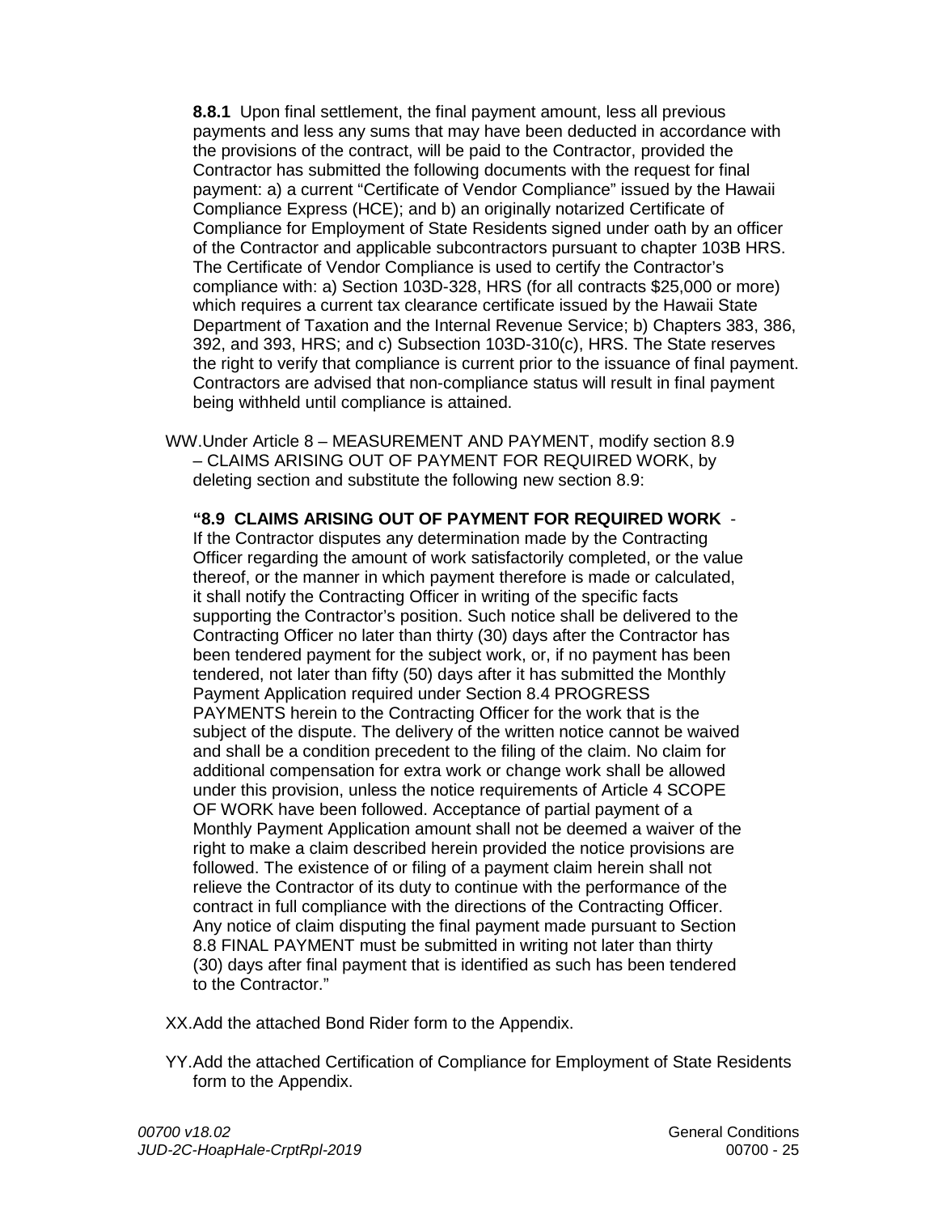**8.8.1** Upon final settlement, the final payment amount, less all previous payments and less any sums that may have been deducted in accordance with the provisions of the contract, will be paid to the Contractor, provided the Contractor has submitted the following documents with the request for final payment: a) a current "Certificate of Vendor Compliance" issued by the Hawaii Compliance Express (HCE); and b) an originally notarized Certificate of Compliance for Employment of State Residents signed under oath by an officer of the Contractor and applicable subcontractors pursuant to chapter 103B HRS. The Certificate of Vendor Compliance is used to certify the Contractor's compliance with: a) Section 103D-328, HRS (for all contracts $25,000 or more) which requires a current tax clearance certificate issued by the Hawaii State Department of Taxation and the Internal Revenue Service; b) Chapters 383, 386, 392, and 393, HRS; and c) Subsection 103D-310(c), HRS. The State reserves the right to verify that compliance is current prior to the issuance of final payment. Contractors are advised that non-compliance status will result in final payment being withheld until compliance is attained.

WW. Under Article 8 – MEASUREMENT AND PAYMENT, modify section 8.9 – CLAIMS ARISING OUT OF PAYMENT FOR REQUIRED WORK, by deleting section and substitute the following new section 8.9:

**"8.9 CLAIMS ARISING OUT OF PAYMENT FOR REQUIRED WORK** - If the Contractor disputes any determination made by the Contracting Officer regarding the amount of work satisfactorily completed, or the value thereof, or the manner in which payment therefore is made or calculated, it shall notify the Contracting Officer in writing of the specific facts supporting the Contractor's position. Such notice shall be delivered to the Contracting Officer no later than thirty (30) days after the Contractor has been tendered payment for the subject work, or, if no payment has been tendered, not later than fifty (50) days after it has submitted the Monthly Payment Application required under Section 8.4 PROGRESS PAYMENTS herein to the Contracting Officer for the work that is the subject of the dispute. The delivery of the written notice cannot be waived and shall be a condition precedent to the filing of the claim. No claim for additional compensation for extra work or change work shall be allowed under this provision, unless the notice requirements of Article 4 SCOPE OF WORK have been followed. Acceptance of partial payment of a Monthly Payment Application amount shall not be deemed a waiver of the right to make a claim described herein provided the notice provisions are followed. The existence of or filing of a payment claim herein shall not relieve the Contractor of its duty to continue with the performance of the contract in full compliance with the directions of the Contracting Officer. Any notice of claim disputing the final payment made pursuant to Section 8.8 FINAL PAYMENT must be submitted in writing not later than thirty (30) days after final payment that is identified as such has been tendered to the Contractor."

XX. Add the attached Bond Rider form to the Appendix.

YY. Add the attached Certification of Compliance for Employment of State Residents form to the Appendix.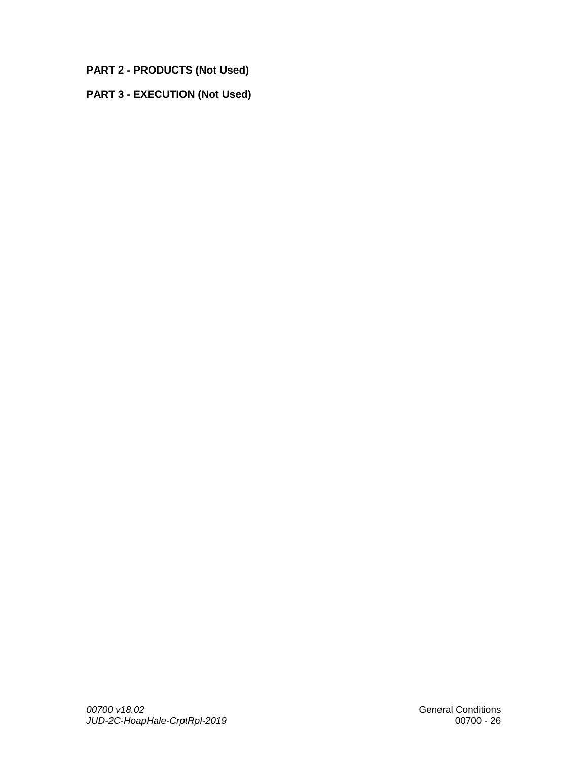**PART 2 - PRODUCTS (Not Used)**

**PART 3 - EXECUTION (Not Used)**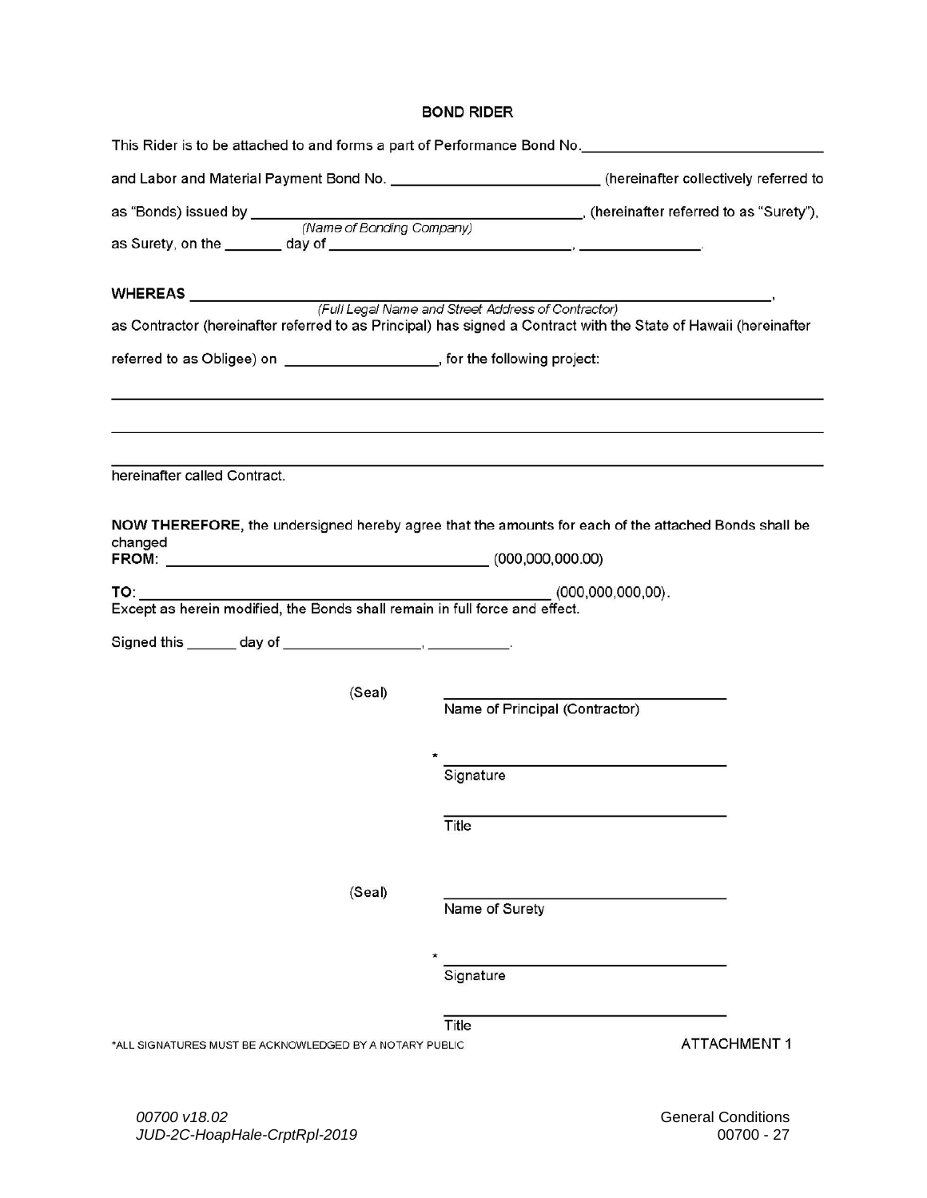# BOND RIDER

This Rider is to be attached to and forms a part of Performance Bond No.\_\_\_\_\_\_\_\_\_\_\_\_\_\_\_\_\_\_\_\_\_\_\_\_\_\_\_\_

and Labor and Material Payment Bond No. \_\_\_\_\_\_\_\_\_\_\_\_\_\_\_\_\_\_\_\_\_\_\_\_\_\_ (hereinafter collectively referred to

as "Bonds) issued by \_\_\_\_\_\_\_\_\_\_\_\_\_\_\_\_\_\_\_\_\_\_\_\_\_\_\_\_\_\_\_\_\_\_\_\_\_\_\_\_, (hereinafter referred to as "Surety"),
*(Name of Bonding Company)*

as Surety, on the \_\_\_\_\_\_\_ day of \_\_\_\_\_\_\_\_\_\_\_\_\_\_\_\_\_\_\_\_\_\_\_\_\_\_\_\_\_\_, \_\_\_\_\_\_\_\_\_\_\_\_\_\_\_.

**WHEREAS** \_\_\_\_\_\_\_\_\_\_\_\_\_\_\_\_\_\_\_\_\_\_\_\_\_\_\_\_\_\_\_\_\_\_\_\_\_\_\_\_\_\_\_\_\_\_\_\_\_\_\_\_\_\_\_\_\_\_\_\_\_\_\_\_\_\_\_\_,
*(Full Legal Name and Street Address of Contractor)*

as Contractor (hereinafter referred to as Principal) has signed a Contract with the State of Hawaii (hereinafter

referred to as Obligee) on \_\_\_\_\_\_\_\_\_\_\_\_\_\_\_\_\_\_\_, for the following project:

\_\_\_\_\_\_\_\_\_\_\_\_\_\_\_\_\_\_\_\_\_\_\_\_\_\_\_\_\_\_\_\_\_\_\_\_\_\_\_\_\_\_\_\_\_\_\_\_\_\_\_\_\_\_\_\_\_\_\_\_\_\_\_\_\_\_\_\_\_\_\_\_\_\_\_\_\_\_\_\_\_\_\_\_\_\_\_\_\_\_

\_\_\_\_\_\_\_\_\_\_\_\_\_\_\_\_\_\_\_\_\_\_\_\_\_\_\_\_\_\_\_\_\_\_\_\_\_\_\_\_\_\_\_\_\_\_\_\_\_\_\_\_\_\_\_\_\_\_\_\_\_\_\_\_\_\_\_\_\_\_\_\_\_\_\_\_\_\_\_\_\_\_\_\_\_\_\_\_\_\_

\_\_\_\_\_\_\_\_\_\_\_\_\_\_\_\_\_\_\_\_\_\_\_\_\_\_\_\_\_\_\_\_\_\_\_\_\_\_\_\_\_\_\_\_\_\_\_\_\_\_\_\_\_\_\_\_\_\_\_\_\_\_\_\_\_\_\_\_\_\_\_\_\_\_\_\_\_\_\_\_\_\_\_\_\_\_\_\_\_\_

hereinafter called Contract.

**NOW THEREFORE**, the undersigned hereby agree that the amounts for each of the attached Bonds shall be changed

**FROM**: \_\_\_\_\_\_\_\_\_\_\_\_\_\_\_\_\_\_\_\_\_\_\_\_\_\_\_\_\_\_\_\_\_\_\_\_\_\_\_\_\_\_\_ (000,000,000.00)

**TO**: \_\_\_\_\_\_\_\_\_\_\_\_\_\_\_\_\_\_\_\_\_\_\_\_\_\_\_\_\_\_\_\_\_\_\_\_\_\_\_\_\_\_\_\_\_\_\_\_\_\_\_\_\_ (000,000,000,00).

Except as herein modified, the Bonds shall remain in full force and effect.

Signed this \_\_\_\_\_\_ day of \_\_\_\_\_\_\_\_\_\_\_\_\_\_\_\_\_, \_\_\_\_\_\_\_\_\_\_.

(Seal) \_\_\_\_\_\_\_\_\_\_\_\_\_\_\_\_\_\_\_\_\_\_\_\_\_\_\_\_\_\_\_\_\_\_\_
Name of Principal (Contractor)

\* \_\_\_\_\_\_\_\_\_\_\_\_\_\_\_\_\_\_\_\_\_\_\_\_\_\_\_\_\_\_\_\_\_\_\_
Signature

\_\_\_\_\_\_\_\_\_\_\_\_\_\_\_\_\_\_\_\_\_\_\_\_\_\_\_\_\_\_\_\_\_\_\_
Title

(Seal) \_\_\_\_\_\_\_\_\_\_\_\_\_\_\_\_\_\_\_\_\_\_\_\_\_\_\_\_\_\_\_\_\_\_\_
Name of Surety

\* \_\_\_\_\_\_\_\_\_\_\_\_\_\_\_\_\_\_\_\_\_\_\_\_\_\_\_\_\_\_\_\_\_\_\_
Signature

\_\_\_\_\_\_\_\_\_\_\_\_\_\_\_\_\_\_\_\_\_\_\_\_\_\_\_\_\_\_\_\_\_\_\_
Title

*ALL SIGNATURES MUST BE ACKNOWLEDGED BY A NOTARY PUBLIC

ATTACHMENT 1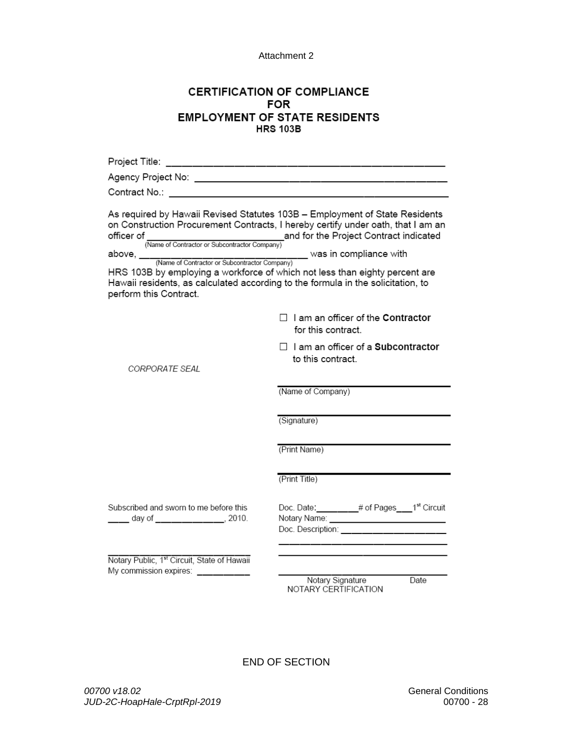Attachment 2

# CERTIFICATION OF COMPLIANCE FOR EMPLOYMENT OF STATE RESIDENTS

### HRS 103B

Project Title: ___________________________________________________

Agency Project No: ______________________________________________

Contract No.: ___________________________________________________

As required by Hawaii Revised Statutes 103B – Employment of State Residents on Construction Procurement Contracts, I hereby certify under oath, that I am an officer of ________________________ (Name of Contractor or Subcontractor Company) and for the Project Contract indicated above, ____________________________ (Name of Contractor or Subcontractor Company) was in compliance with HRS 103B by employing a workforce of which not less than eighty percent are Hawaii residents, as calculated according to the formula in the solicitation, to perform this Contract.

☐ I am an officer of the **Contractor** for this contract.

☐ I am an officer of a **Subcontractor** to this contract.

*CORPORATE SEAL*

______________________________
(Name of Company)

______________________________
(Signature)

______________________________
(Print Name)

______________________________
(Print Title)

Subscribed and sworn to me before this ____ day of _____________, 2010.

______________________________
Notary Public, 1st Circuit, State of Hawaii
My commission expires: __________

Doc. Date:_________# of Pages___1st Circuit
Notary Name: _______________________
Doc. Description: ____________________
______________________________
______________________________

______________________________
Notary Signature          Date
NOTARY CERTIFICATION

END OF SECTION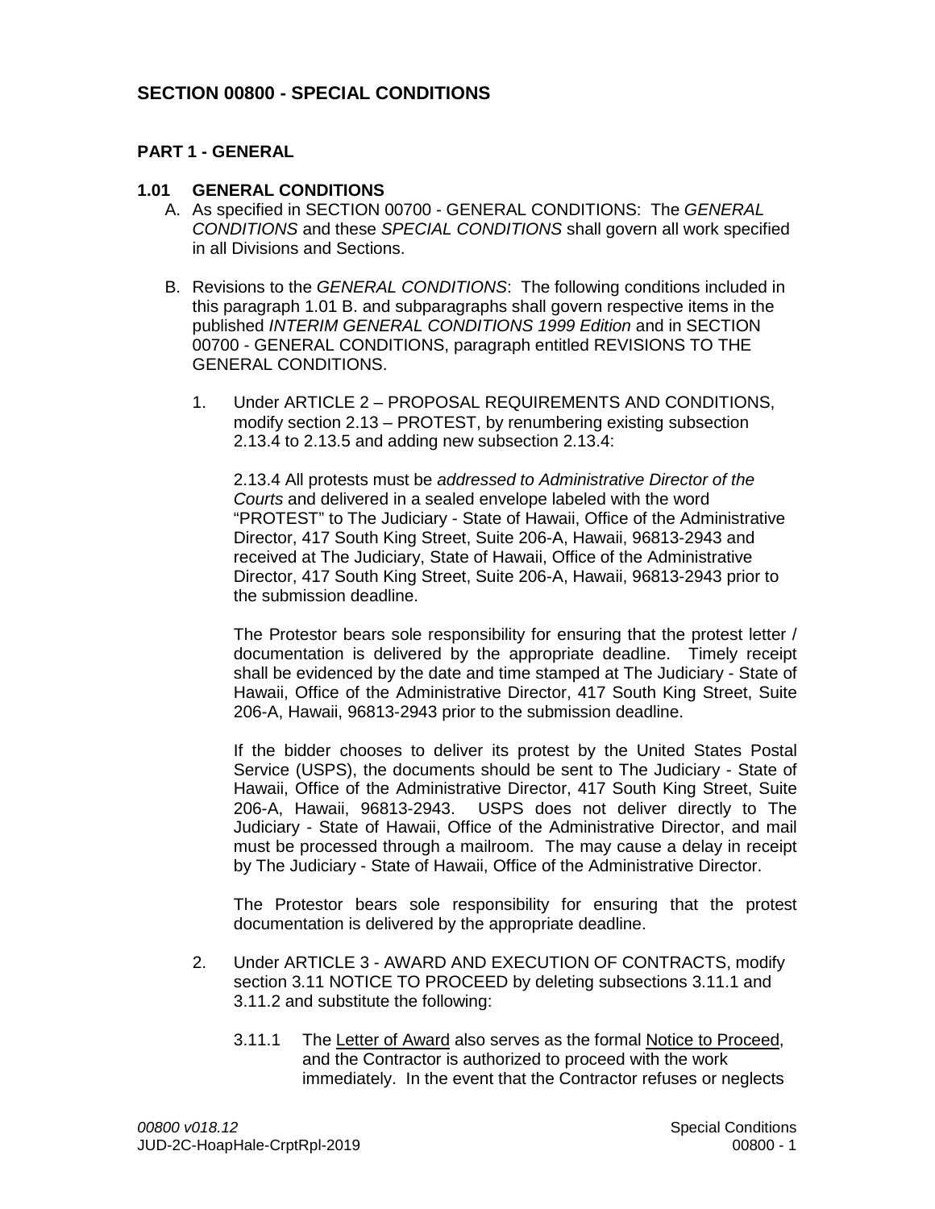## SECTION 00800 - SPECIAL CONDITIONS

### PART 1 - GENERAL

#### 1.01 GENERAL CONDITIONS

A. As specified in SECTION 00700 - GENERAL CONDITIONS: The *GENERAL CONDITIONS* and these *SPECIAL CONDITIONS* shall govern all work specified in all Divisions and Sections.

B. Revisions to the *GENERAL CONDITIONS*: The following conditions included in this paragraph 1.01 B. and subparagraphs shall govern respective items in the published *INTERIM GENERAL CONDITIONS 1999 Edition* and in SECTION 00700 - GENERAL CONDITIONS, paragraph entitled REVISIONS TO THE GENERAL CONDITIONS.

1. Under ARTICLE 2 – PROPOSAL REQUIREMENTS AND CONDITIONS, modify section 2.13 – PROTEST, by renumbering existing subsection 2.13.4 to 2.13.5 and adding new subsection 2.13.4:

   2.13.4 All protests must be *addressed to Administrative Director of the Courts* and delivered in a sealed envelope labeled with the word "PROTEST" to The Judiciary - State of Hawaii, Office of the Administrative Director, 417 South King Street, Suite 206-A, Hawaii, 96813-2943 and received at The Judiciary, State of Hawaii, Office of the Administrative Director, 417 South King Street, Suite 206-A, Hawaii, 96813-2943 prior to the submission deadline.

   The Protestor bears sole responsibility for ensuring that the protest letter / documentation is delivered by the appropriate deadline. Timely receipt shall be evidenced by the date and time stamped at The Judiciary - State of Hawaii, Office of the Administrative Director, 417 South King Street, Suite 206-A, Hawaii, 96813-2943 prior to the submission deadline.

   If the bidder chooses to deliver its protest by the United States Postal Service (USPS), the documents should be sent to The Judiciary - State of Hawaii, Office of the Administrative Director, 417 South King Street, Suite 206-A, Hawaii, 96813-2943. USPS does not deliver directly to The Judiciary - State of Hawaii, Office of the Administrative Director, and mail must be processed through a mailroom. The may cause a delay in receipt by The Judiciary - State of Hawaii, Office of the Administrative Director.

   The Protestor bears sole responsibility for ensuring that the protest documentation is delivered by the appropriate deadline.

2. Under ARTICLE 3 - AWARD AND EXECUTION OF CONTRACTS, modify section 3.11 NOTICE TO PROCEED by deleting subsections 3.11.1 and 3.11.2 and substitute the following:

   3.11.1 The Letter of Award also serves as the formal Notice to Proceed, and the Contractor is authorized to proceed with the work immediately. In the event that the Contractor refuses or neglects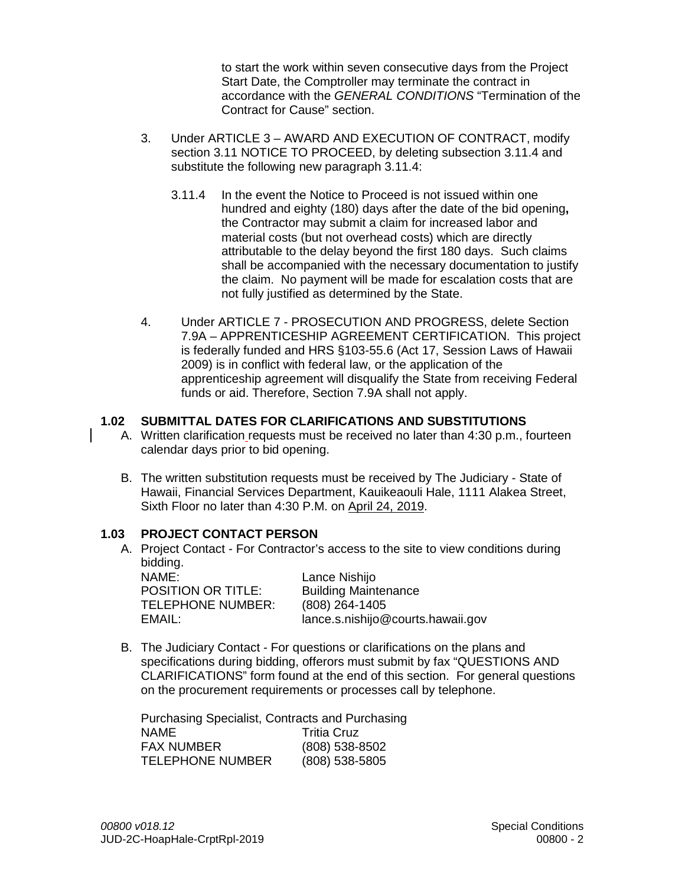to start the work within seven consecutive days from the Project Start Date, the Comptroller may terminate the contract in accordance with the *GENERAL CONDITIONS* "Termination of the Contract for Cause" section.

3. Under ARTICLE 3 – AWARD AND EXECUTION OF CONTRACT, modify section 3.11 NOTICE TO PROCEED, by deleting subsection 3.11.4 and substitute the following new paragraph 3.11.4:

   3.11.4 In the event the Notice to Proceed is not issued within one hundred and eighty (180) days after the date of the bid opening**,** the Contractor may submit a claim for increased labor and material costs (but not overhead costs) which are directly attributable to the delay beyond the first 180 days. Such claims shall be accompanied with the necessary documentation to justify the claim. No payment will be made for escalation costs that are not fully justified as determined by the State.

4. Under ARTICLE 7 - PROSECUTION AND PROGRESS, delete Section 7.9A – APPRENTICESHIP AGREEMENT CERTIFICATION. This project is federally funded and HRS §103-55.6 (Act 17, Session Laws of Hawaii 2009) is in conflict with federal law, or the application of the apprenticeship agreement will disqualify the State from receiving Federal funds or aid. Therefore, Section 7.9A shall not apply.

## 1.02 SUBMITTAL DATES FOR CLARIFICATIONS AND SUBSTITUTIONS

A. Written clarification requests must be received no later than 4:30 p.m., fourteen calendar days prior to bid opening.

B. The written substitution requests must be received by The Judiciary - State of Hawaii, Financial Services Department, Kauikeaouli Hale, 1111 Alakea Street, Sixth Floor no later than 4:30 P.M. on April 24, 2019.

## 1.03 PROJECT CONTACT PERSON

A. Project Contact - For Contractor's access to the site to view conditions during bidding.

| | |
|---|---|
| NAME: | Lance Nishijo |
| POSITION OR TITLE: | Building Maintenance |
| TELEPHONE NUMBER: | (808) 264-1405 |
| EMAIL: | lance.s.nishijo@courts.hawaii.gov |

B. The Judiciary Contact - For questions or clarifications on the plans and specifications during bidding, offerors must submit by fax "QUESTIONS AND CLARIFICATIONS" form found at the end of this section. For general questions on the procurement requirements or processes call by telephone.

Purchasing Specialist, Contracts and Purchasing

| | |
|---|---|
| NAME | Tritia Cruz |
| FAX NUMBER | (808) 538-8502 |
| TELEPHONE NUMBER | (808) 538-5805 |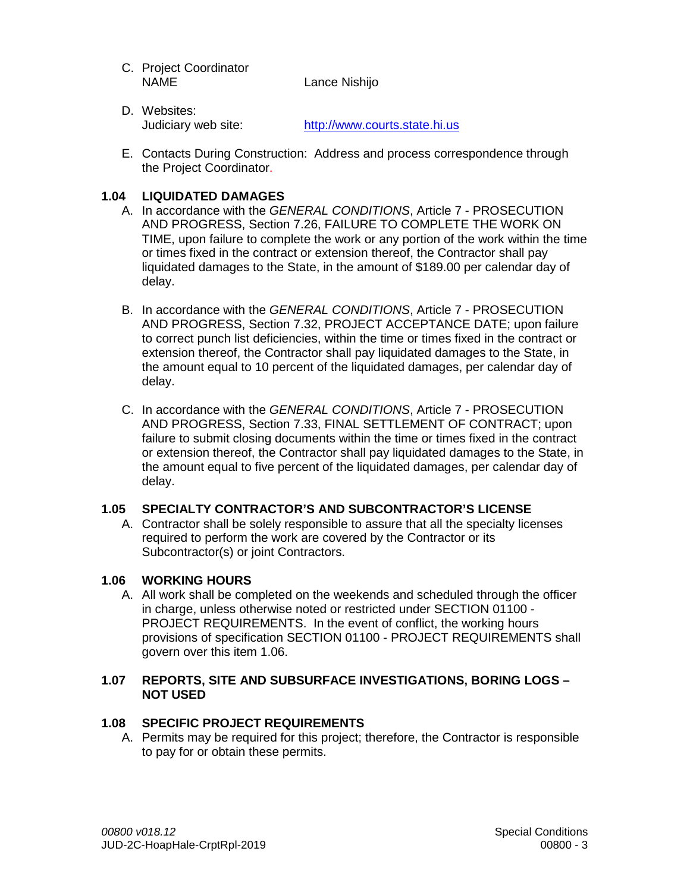C. Project Coordinator
   NAME Lance Nishijo

D. Websites:
   Judiciary web site: http://www.courts.state.hi.us

E. Contacts During Construction: Address and process correspondence through the Project Coordinator.

### 1.04 LIQUIDATED DAMAGES

A. In accordance with the *GENERAL CONDITIONS*, Article 7 - PROSECUTION AND PROGRESS, Section 7.26, FAILURE TO COMPLETE THE WORK ON TIME, upon failure to complete the work or any portion of the work within the time or times fixed in the contract or extension thereof, the Contractor shall pay liquidated damages to the State, in the amount of $189.00 per calendar day of delay.

B. In accordance with the *GENERAL CONDITIONS*, Article 7 - PROSECUTION AND PROGRESS, Section 7.32, PROJECT ACCEPTANCE DATE; upon failure to correct punch list deficiencies, within the time or times fixed in the contract or extension thereof, the Contractor shall pay liquidated damages to the State, in the amount equal to 10 percent of the liquidated damages, per calendar day of delay.

C. In accordance with the *GENERAL CONDITIONS*, Article 7 - PROSECUTION AND PROGRESS, Section 7.33, FINAL SETTLEMENT OF CONTRACT; upon failure to submit closing documents within the time or times fixed in the contract or extension thereof, the Contractor shall pay liquidated damages to the State, in the amount equal to five percent of the liquidated damages, per calendar day of delay.

### 1.05 SPECIALTY CONTRACTOR'S AND SUBCONTRACTOR'S LICENSE

A. Contractor shall be solely responsible to assure that all the specialty licenses required to perform the work are covered by the Contractor or its Subcontractor(s) or joint Contractors.

### 1.06 WORKING HOURS

A. All work shall be completed on the weekends and scheduled through the officer in charge, unless otherwise noted or restricted under SECTION 01100 - PROJECT REQUIREMENTS. In the event of conflict, the working hours provisions of specification SECTION 01100 - PROJECT REQUIREMENTS shall govern over this item 1.06.

### 1.07 REPORTS, SITE AND SUBSURFACE INVESTIGATIONS, BORING LOGS – NOT USED

### 1.08 SPECIFIC PROJECT REQUIREMENTS

A. Permits may be required for this project; therefore, the Contractor is responsible to pay for or obtain these permits.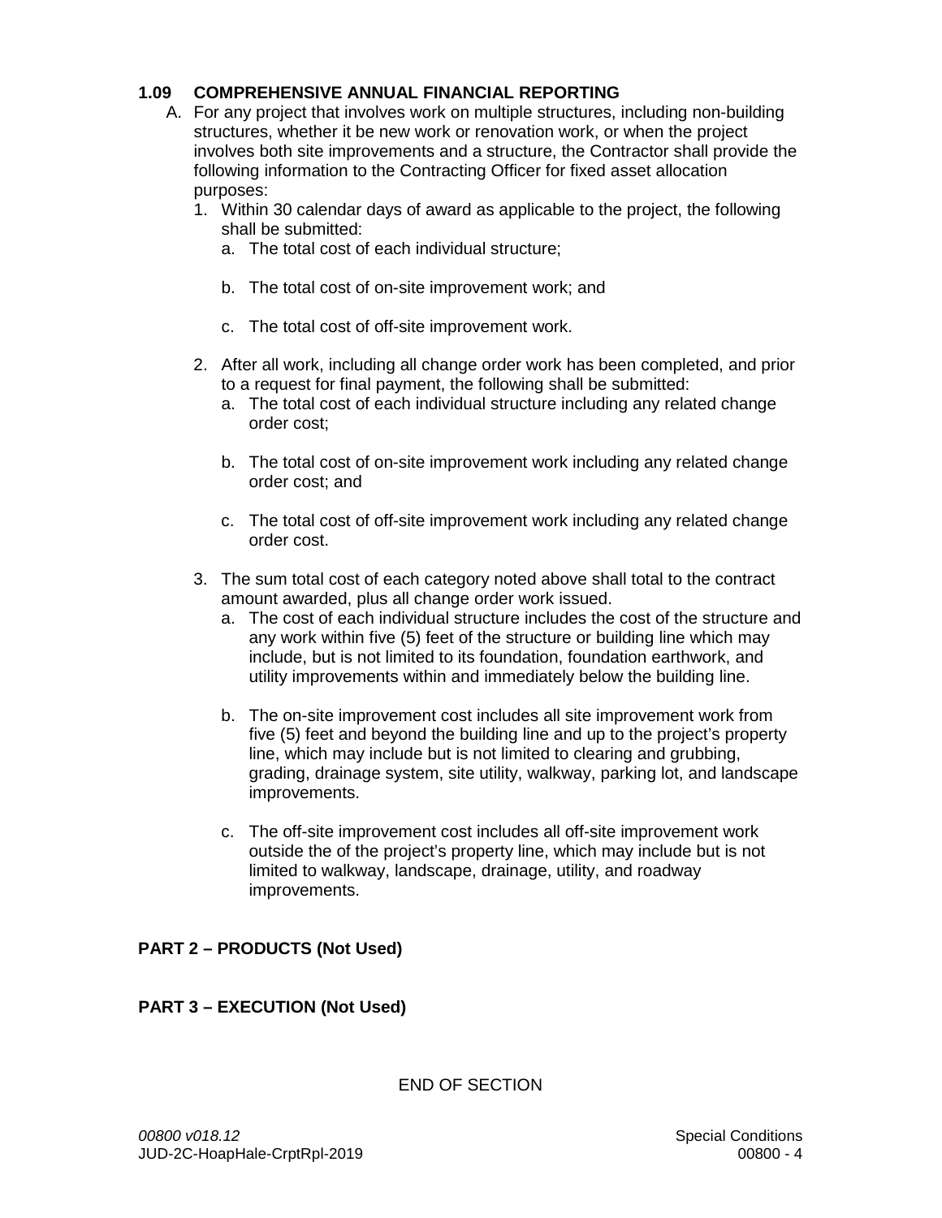### 1.09 COMPREHENSIVE ANNUAL FINANCIAL REPORTING

A. For any project that involves work on multiple structures, including non-building structures, whether it be new work or renovation work, or when the project involves both site improvements and a structure, the Contractor shall provide the following information to the Contracting Officer for fixed asset allocation purposes:

1. Within 30 calendar days of award as applicable to the project, the following shall be submitted:

   a. The total cost of each individual structure;

   b. The total cost of on-site improvement work; and

   c. The total cost of off-site improvement work.

2. After all work, including all change order work has been completed, and prior to a request for final payment, the following shall be submitted:

   a. The total cost of each individual structure including any related change order cost;

   b. The total cost of on-site improvement work including any related change order cost; and

   c. The total cost of off-site improvement work including any related change order cost.

3. The sum total cost of each category noted above shall total to the contract amount awarded, plus all change order work issued.

   a. The cost of each individual structure includes the cost of the structure and any work within five (5) feet of the structure or building line which may include, but is not limited to its foundation, foundation earthwork, and utility improvements within and immediately below the building line.

   b. The on-site improvement cost includes all site improvement work from five (5) feet and beyond the building line and up to the project's property line, which may include but is not limited to clearing and grubbing, grading, drainage system, site utility, walkway, parking lot, and landscape improvements.

   c. The off-site improvement cost includes all off-site improvement work outside the of the project's property line, which may include but is not limited to walkway, landscape, drainage, utility, and roadway improvements.

## PART 2 – PRODUCTS (Not Used)

## PART 3 – EXECUTION (Not Used)

END OF SECTION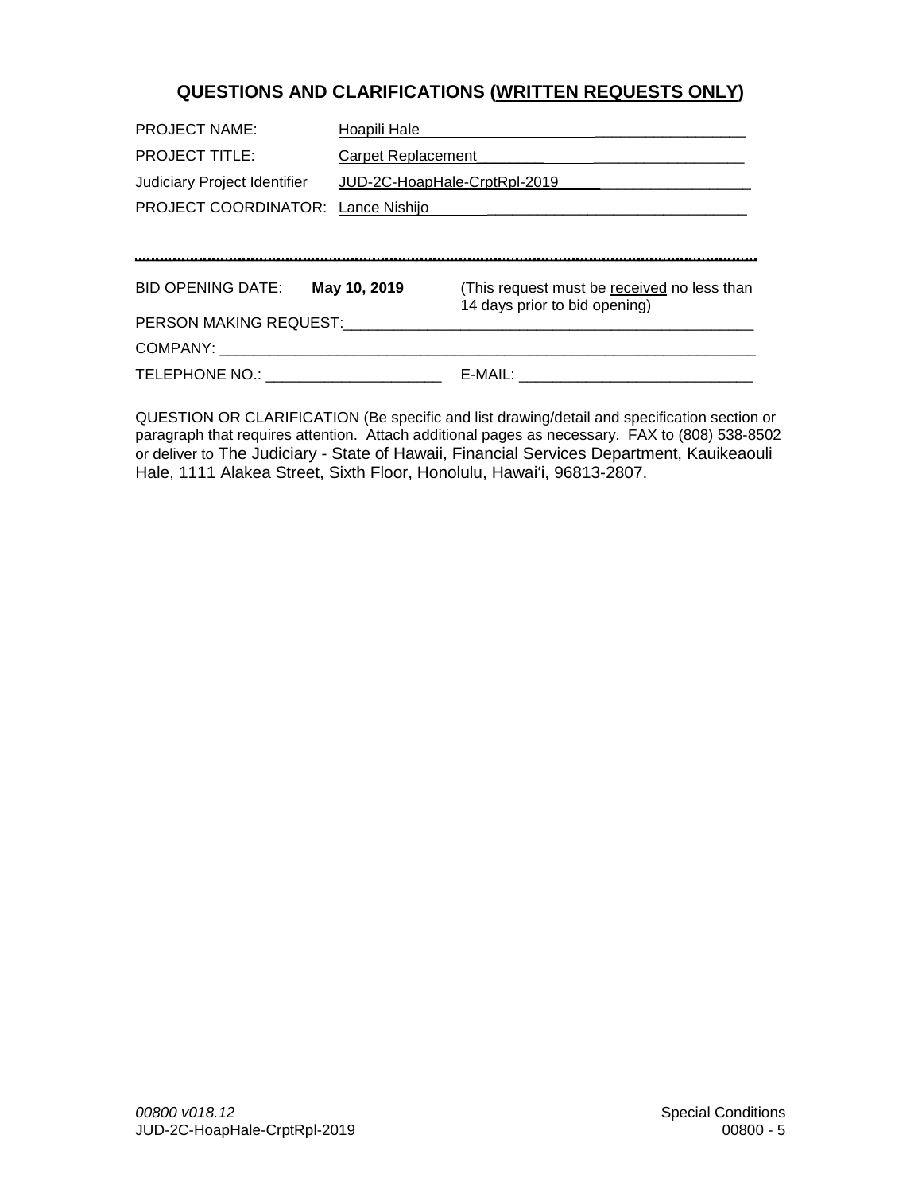## QUESTIONS AND CLARIFICATIONS (WRITTEN REQUESTS ONLY)

PROJECT NAME: Hoapili Hale ______________________

PROJECT TITLE: Carpet Replacement ______________________

Judiciary Project Identifier JUD-2C-HoapHale-CrptRpl-2019 ______________________

PROJECT COORDINATOR: Lance Nishijo ______________________

---

BID OPENING DATE: **May 10, 2019** (This request must be received no less than 14 days prior to bid opening)

PERSON MAKING REQUEST: ______________________________________________

COMPANY: ______________________________________________________________

TELEPHONE NO.: ____________________ E-MAIL: ___________________________

QUESTION OR CLARIFICATION (Be specific and list drawing/detail and specification section or paragraph that requires attention. Attach additional pages as necessary. FAX to (808) 538-8502 or deliver to The Judiciary - State of Hawaii, Financial Services Department, Kauikeaouli Hale, 1111 Alakea Street, Sixth Floor, Honolulu, Hawai'i, 96813-2807.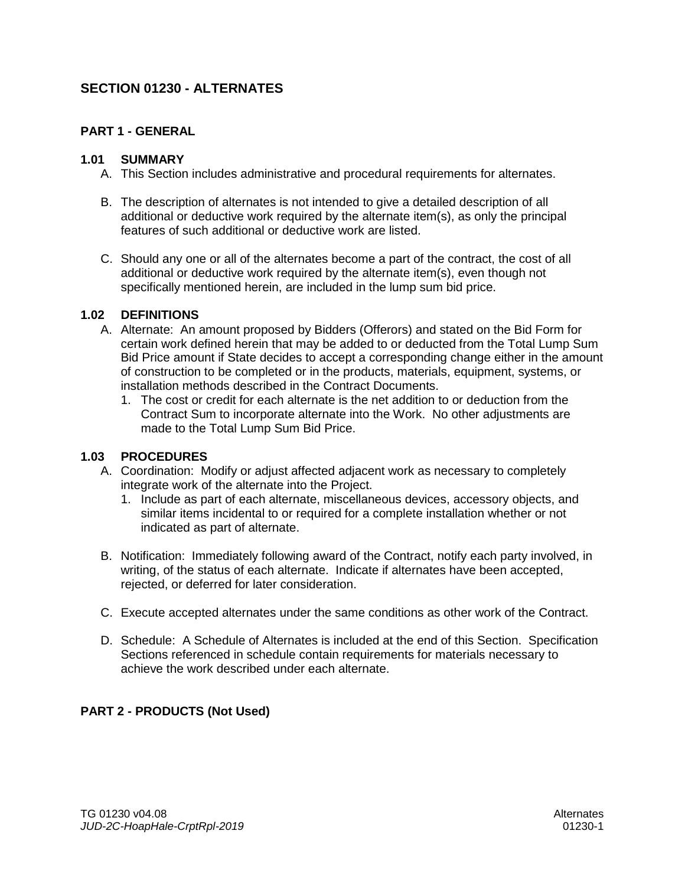# SECTION 01230 - ALTERNATES

## PART 1 - GENERAL

### 1.01 SUMMARY

A. This Section includes administrative and procedural requirements for alternates.

B. The description of alternates is not intended to give a detailed description of all additional or deductive work required by the alternate item(s), as only the principal features of such additional or deductive work are listed.

C. Should any one or all of the alternates become a part of the contract, the cost of all additional or deductive work required by the alternate item(s), even though not specifically mentioned herein, are included in the lump sum bid price.

### 1.02 DEFINITIONS

A. Alternate: An amount proposed by Bidders (Offerors) and stated on the Bid Form for certain work defined herein that may be added to or deducted from the Total Lump Sum Bid Price amount if State decides to accept a corresponding change either in the amount of construction to be completed or in the products, materials, equipment, systems, or installation methods described in the Contract Documents.

1. The cost or credit for each alternate is the net addition to or deduction from the Contract Sum to incorporate alternate into the Work. No other adjustments are made to the Total Lump Sum Bid Price.

### 1.03 PROCEDURES

A. Coordination: Modify or adjust affected adjacent work as necessary to completely integrate work of the alternate into the Project.

1. Include as part of each alternate, miscellaneous devices, accessory objects, and similar items incidental to or required for a complete installation whether or not indicated as part of alternate.

B. Notification: Immediately following award of the Contract, notify each party involved, in writing, of the status of each alternate. Indicate if alternates have been accepted, rejected, or deferred for later consideration.

C. Execute accepted alternates under the same conditions as other work of the Contract.

D. Schedule: A Schedule of Alternates is included at the end of this Section. Specification Sections referenced in schedule contain requirements for materials necessary to achieve the work described under each alternate.

## PART 2 - PRODUCTS (Not Used)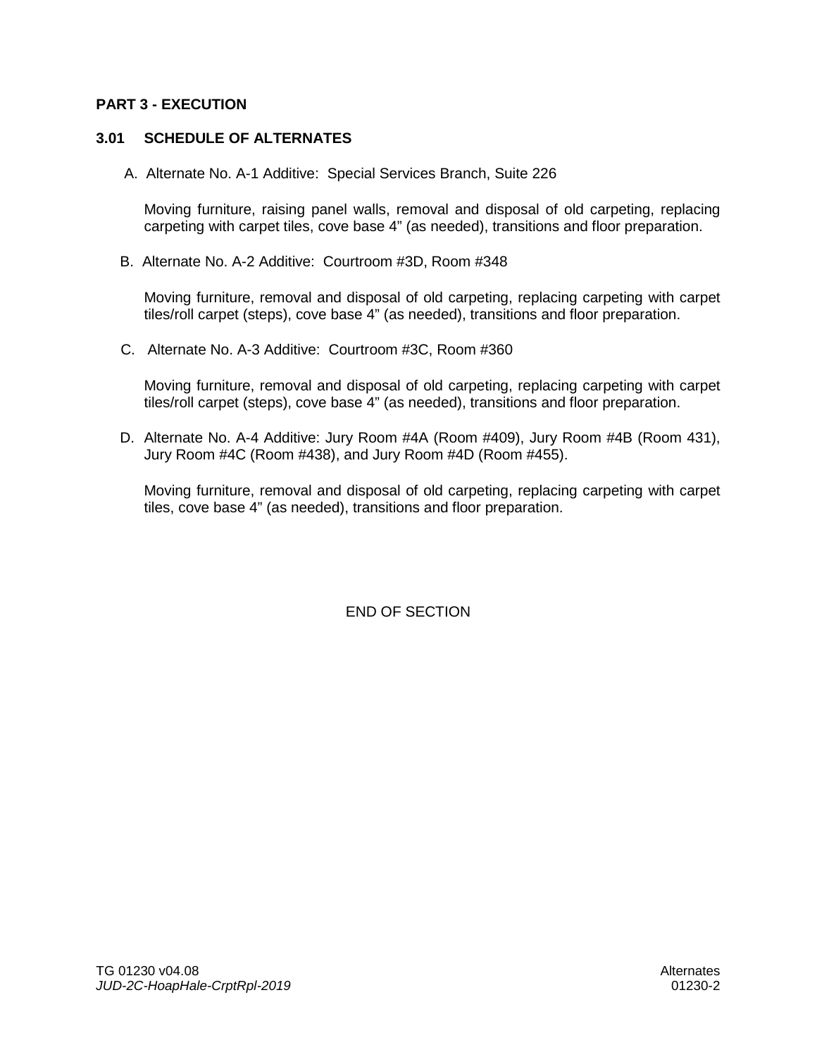## PART 3 - EXECUTION

### 3.01 SCHEDULE OF ALTERNATES

A. Alternate No. A-1 Additive: Special Services Branch, Suite 226

Moving furniture, raising panel walls, removal and disposal of old carpeting, replacing carpeting with carpet tiles, cove base 4" (as needed), transitions and floor preparation.

B. Alternate No. A-2 Additive: Courtroom #3D, Room #348

Moving furniture, removal and disposal of old carpeting, replacing carpeting with carpet tiles/roll carpet (steps), cove base 4" (as needed), transitions and floor preparation.

C. Alternate No. A-3 Additive: Courtroom #3C, Room #360

Moving furniture, removal and disposal of old carpeting, replacing carpeting with carpet tiles/roll carpet (steps), cove base 4" (as needed), transitions and floor preparation.

D. Alternate No. A-4 Additive: Jury Room #4A (Room #409), Jury Room #4B (Room 431), Jury Room #4C (Room #438), and Jury Room #4D (Room #455).

Moving furniture, removal and disposal of old carpeting, replacing carpeting with carpet tiles, cove base 4" (as needed), transitions and floor preparation.

END OF SECTION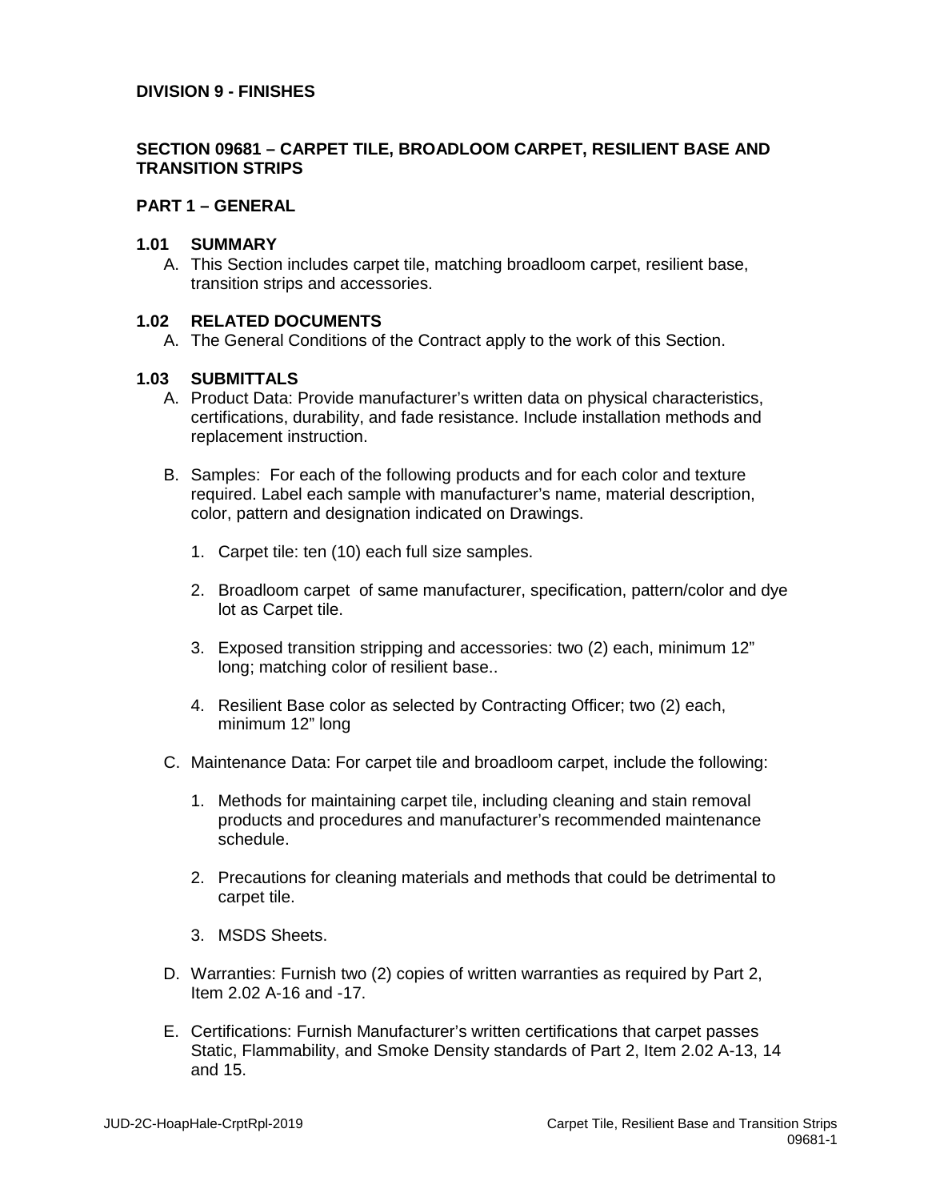## DIVISION 9 - FINISHES

## SECTION 09681 – CARPET TILE, BROADLOOM CARPET, RESILIENT BASE AND TRANSITION STRIPS

### PART 1 – GENERAL

#### 1.01 SUMMARY

A. This Section includes carpet tile, matching broadloom carpet, resilient base, transition strips and accessories.

#### 1.02 RELATED DOCUMENTS

A. The General Conditions of the Contract apply to the work of this Section.

#### 1.03 SUBMITTALS

A. Product Data: Provide manufacturer's written data on physical characteristics, certifications, durability, and fade resistance. Include installation methods and replacement instruction.

B. Samples: For each of the following products and for each color and texture required. Label each sample with manufacturer's name, material description, color, pattern and designation indicated on Drawings.

1. Carpet tile: ten (10) each full size samples.
2. Broadloom carpet of same manufacturer, specification, pattern/color and dye lot as Carpet tile.
3. Exposed transition stripping and accessories: two (2) each, minimum 12" long; matching color of resilient base..
4. Resilient Base color as selected by Contracting Officer; two (2) each, minimum 12" long

C. Maintenance Data: For carpet tile and broadloom carpet, include the following:

1. Methods for maintaining carpet tile, including cleaning and stain removal products and procedures and manufacturer's recommended maintenance schedule.
2. Precautions for cleaning materials and methods that could be detrimental to carpet tile.
3. MSDS Sheets.

D. Warranties: Furnish two (2) copies of written warranties as required by Part 2, Item 2.02 A-16 and -17.

E. Certifications: Furnish Manufacturer's written certifications that carpet passes Static, Flammability, and Smoke Density standards of Part 2, Item 2.02 A-13, 14 and 15.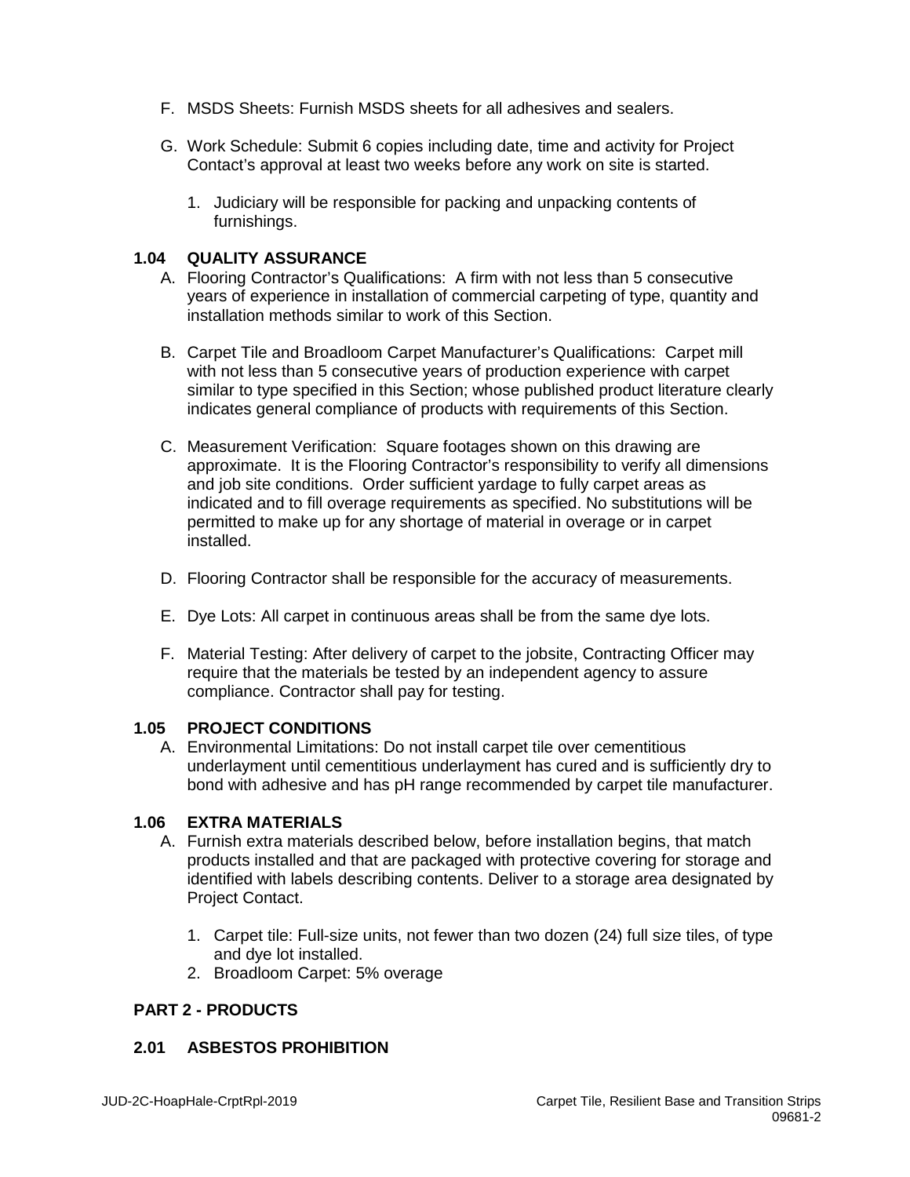F. MSDS Sheets: Furnish MSDS sheets for all adhesives and sealers.

G. Work Schedule: Submit 6 copies including date, time and activity for Project Contact's approval at least two weeks before any work on site is started.

   1. Judiciary will be responsible for packing and unpacking contents of furnishings.

### 1.04 QUALITY ASSURANCE

A. Flooring Contractor's Qualifications: A firm with not less than 5 consecutive years of experience in installation of commercial carpeting of type, quantity and installation methods similar to work of this Section.

B. Carpet Tile and Broadloom Carpet Manufacturer's Qualifications: Carpet mill with not less than 5 consecutive years of production experience with carpet similar to type specified in this Section; whose published product literature clearly indicates general compliance of products with requirements of this Section.

C. Measurement Verification: Square footages shown on this drawing are approximate. It is the Flooring Contractor's responsibility to verify all dimensions and job site conditions. Order sufficient yardage to fully carpet areas as indicated and to fill overage requirements as specified. No substitutions will be permitted to make up for any shortage of material in overage or in carpet installed.

D. Flooring Contractor shall be responsible for the accuracy of measurements.

E. Dye Lots: All carpet in continuous areas shall be from the same dye lots.

F. Material Testing: After delivery of carpet to the jobsite, Contracting Officer may require that the materials be tested by an independent agency to assure compliance. Contractor shall pay for testing.

### 1.05 PROJECT CONDITIONS

A. Environmental Limitations: Do not install carpet tile over cementitious underlayment until cementitious underlayment has cured and is sufficiently dry to bond with adhesive and has pH range recommended by carpet tile manufacturer.

### 1.06 EXTRA MATERIALS

A. Furnish extra materials described below, before installation begins, that match products installed and that are packaged with protective covering for storage and identified with labels describing contents. Deliver to a storage area designated by Project Contact.

   1. Carpet tile: Full-size units, not fewer than two dozen (24) full size tiles, of type and dye lot installed.
   2. Broadloom Carpet: 5% overage

## PART 2 - PRODUCTS

### 2.01 ASBESTOS PROHIBITION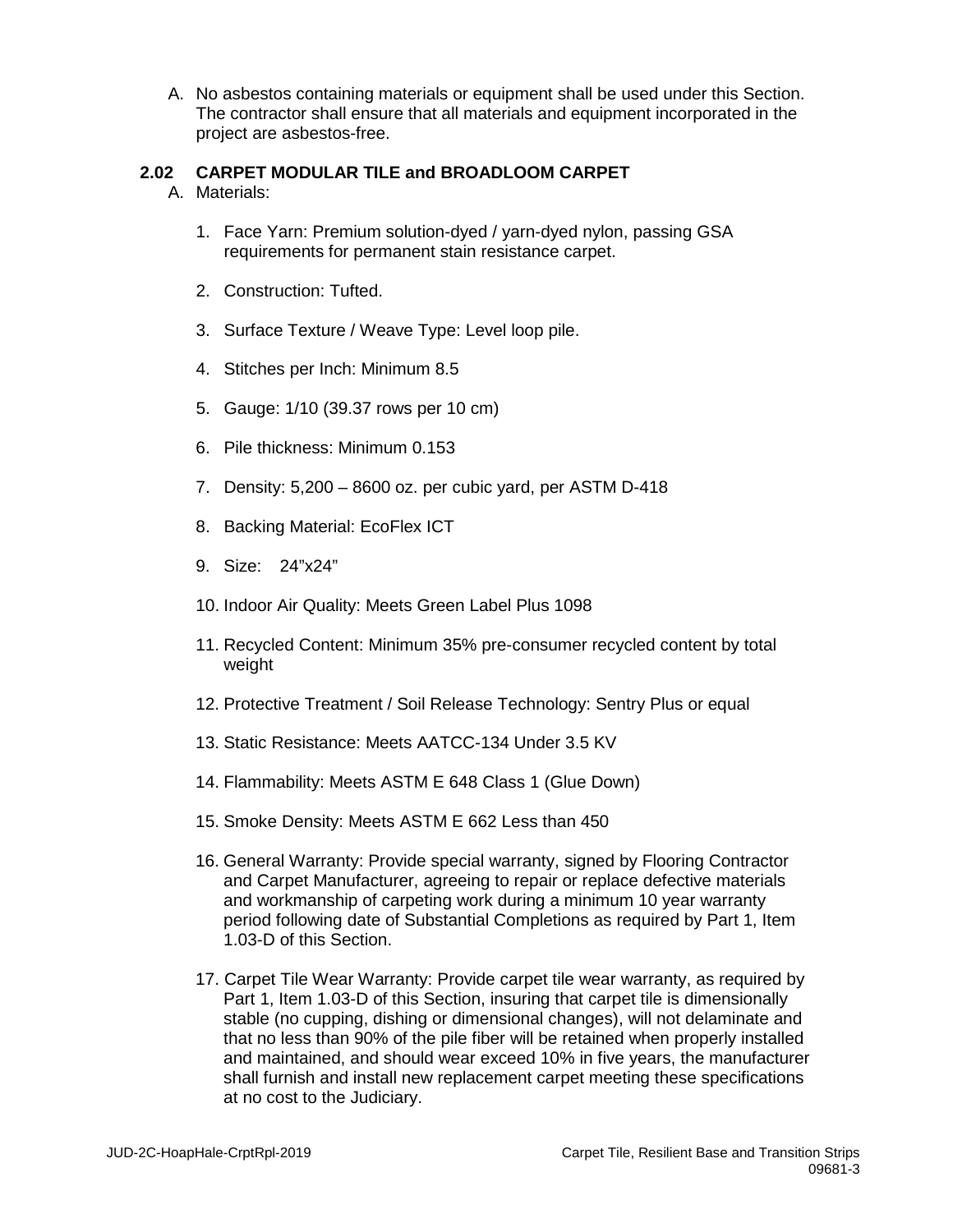A. No asbestos containing materials or equipment shall be used under this Section. The contractor shall ensure that all materials and equipment incorporated in the project are asbestos-free.

### 2.02 CARPET MODULAR TILE and BROADLOOM CARPET

A. Materials:

1. Face Yarn: Premium solution-dyed / yarn-dyed nylon, passing GSA requirements for permanent stain resistance carpet.

2. Construction: Tufted.

3. Surface Texture / Weave Type: Level loop pile.

4. Stitches per Inch: Minimum 8.5

5. Gauge: 1/10 (39.37 rows per 10 cm)

6. Pile thickness: Minimum 0.153

7. Density: 5,200 – 8600 oz. per cubic yard, per ASTM D-418

8. Backing Material: EcoFlex ICT

9. Size: 24"x24"

10. Indoor Air Quality: Meets Green Label Plus 1098

11. Recycled Content: Minimum 35% pre-consumer recycled content by total weight

12. Protective Treatment / Soil Release Technology: Sentry Plus or equal

13. Static Resistance: Meets AATCC-134 Under 3.5 KV

14. Flammability: Meets ASTM E 648 Class 1 (Glue Down)

15. Smoke Density: Meets ASTM E 662 Less than 450

16. General Warranty: Provide special warranty, signed by Flooring Contractor and Carpet Manufacturer, agreeing to repair or replace defective materials and workmanship of carpeting work during a minimum 10 year warranty period following date of Substantial Completions as required by Part 1, Item 1.03-D of this Section.

17. Carpet Tile Wear Warranty: Provide carpet tile wear warranty, as required by Part 1, Item 1.03-D of this Section, insuring that carpet tile is dimensionally stable (no cupping, dishing or dimensional changes), will not delaminate and that no less than 90% of the pile fiber will be retained when properly installed and maintained, and should wear exceed 10% in five years, the manufacturer shall furnish and install new replacement carpet meeting these specifications at no cost to the Judiciary.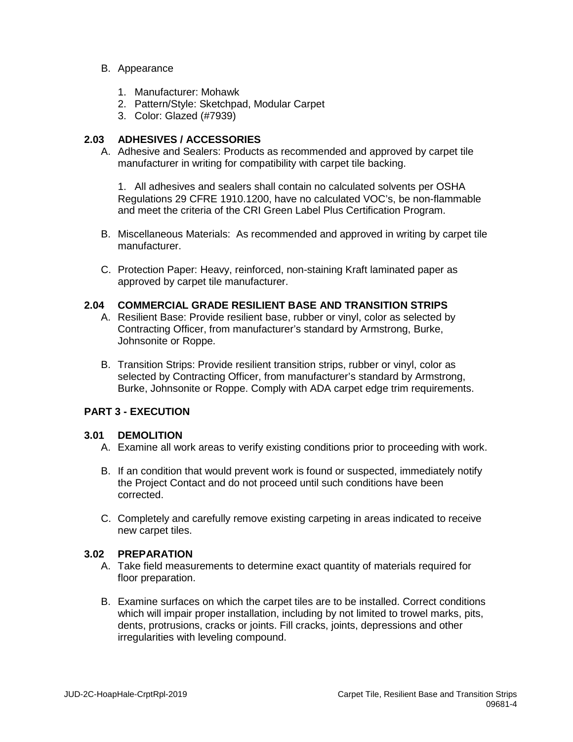B. Appearance

   1. Manufacturer: Mohawk
   2. Pattern/Style: Sketchpad, Modular Carpet
   3. Color: Glazed (#7939)

### 2.03 ADHESIVES / ACCESSORIES

A. Adhesive and Sealers: Products as recommended and approved by carpet tile manufacturer in writing for compatibility with carpet tile backing.

   1. All adhesives and sealers shall contain no calculated solvents per OSHA Regulations 29 CFRE 1910.1200, have no calculated VOC's, be non-flammable and meet the criteria of the CRI Green Label Plus Certification Program.

B. Miscellaneous Materials: As recommended and approved in writing by carpet tile manufacturer.

C. Protection Paper: Heavy, reinforced, non-staining Kraft laminated paper as approved by carpet tile manufacturer.

### 2.04 COMMERCIAL GRADE RESILIENT BASE AND TRANSITION STRIPS

A. Resilient Base: Provide resilient base, rubber or vinyl, color as selected by Contracting Officer, from manufacturer's standard by Armstrong, Burke, Johnsonite or Roppe.

B. Transition Strips: Provide resilient transition strips, rubber or vinyl, color as selected by Contracting Officer, from manufacturer's standard by Armstrong, Burke, Johnsonite or Roppe. Comply with ADA carpet edge trim requirements.

## PART 3 - EXECUTION

### 3.01 DEMOLITION

A. Examine all work areas to verify existing conditions prior to proceeding with work.

B. If an condition that would prevent work is found or suspected, immediately notify the Project Contact and do not proceed until such conditions have been corrected.

C. Completely and carefully remove existing carpeting in areas indicated to receive new carpet tiles.

### 3.02 PREPARATION

A. Take field measurements to determine exact quantity of materials required for floor preparation.

B. Examine surfaces on which the carpet tiles are to be installed. Correct conditions which will impair proper installation, including by not limited to trowel marks, pits, dents, protrusions, cracks or joints. Fill cracks, joints, depressions and other irregularities with leveling compound.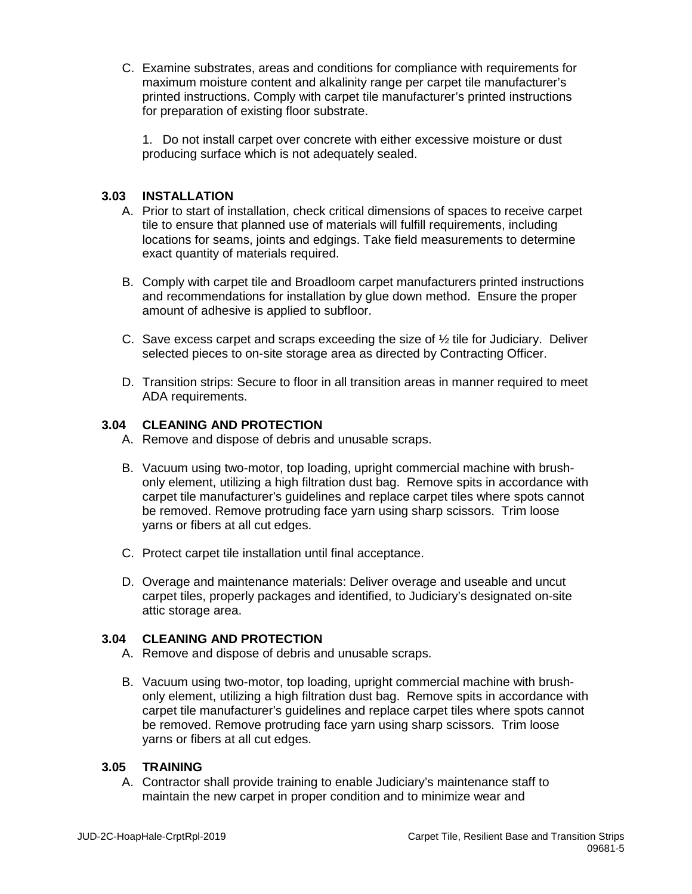C. Examine substrates, areas and conditions for compliance with requirements for maximum moisture content and alkalinity range per carpet tile manufacturer's printed instructions. Comply with carpet tile manufacturer's printed instructions for preparation of existing floor substrate.

   1. Do not install carpet over concrete with either excessive moisture or dust producing surface which is not adequately sealed.

### 3.03 INSTALLATION

A. Prior to start of installation, check critical dimensions of spaces to receive carpet tile to ensure that planned use of materials will fulfill requirements, including locations for seams, joints and edgings. Take field measurements to determine exact quantity of materials required.

B. Comply with carpet tile and Broadloom carpet manufacturers printed instructions and recommendations for installation by glue down method. Ensure the proper amount of adhesive is applied to subfloor.

C. Save excess carpet and scraps exceeding the size of ½ tile for Judiciary. Deliver selected pieces to on-site storage area as directed by Contracting Officer.

D. Transition strips: Secure to floor in all transition areas in manner required to meet ADA requirements.

### 3.04 CLEANING AND PROTECTION

A. Remove and dispose of debris and unusable scraps.

B. Vacuum using two-motor, top loading, upright commercial machine with brush-only element, utilizing a high filtration dust bag. Remove spits in accordance with carpet tile manufacturer's guidelines and replace carpet tiles where spots cannot be removed. Remove protruding face yarn using sharp scissors. Trim loose yarns or fibers at all cut edges.

C. Protect carpet tile installation until final acceptance.

D. Overage and maintenance materials: Deliver overage and useable and uncut carpet tiles, properly packages and identified, to Judiciary's designated on-site attic storage area.

### 3.04 CLEANING AND PROTECTION

A. Remove and dispose of debris and unusable scraps.

B. Vacuum using two-motor, top loading, upright commercial machine with brush-only element, utilizing a high filtration dust bag. Remove spits in accordance with carpet tile manufacturer's guidelines and replace carpet tiles where spots cannot be removed. Remove protruding face yarn using sharp scissors. Trim loose yarns or fibers at all cut edges.

### 3.05 TRAINING

A. Contractor shall provide training to enable Judiciary's maintenance staff to maintain the new carpet in proper condition and to minimize wear and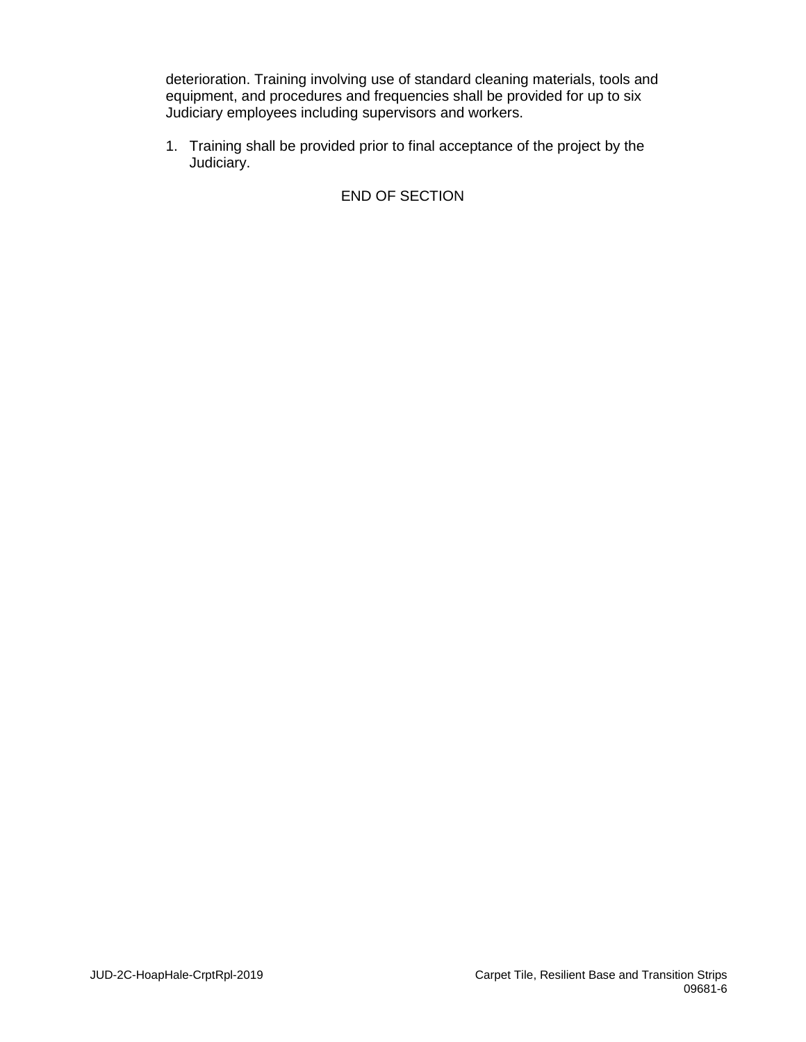deterioration. Training involving use of standard cleaning materials, tools and equipment, and procedures and frequencies shall be provided for up to six Judiciary employees including supervisors and workers.

1. Training shall be provided prior to final acceptance of the project by the Judiciary.

END OF SECTION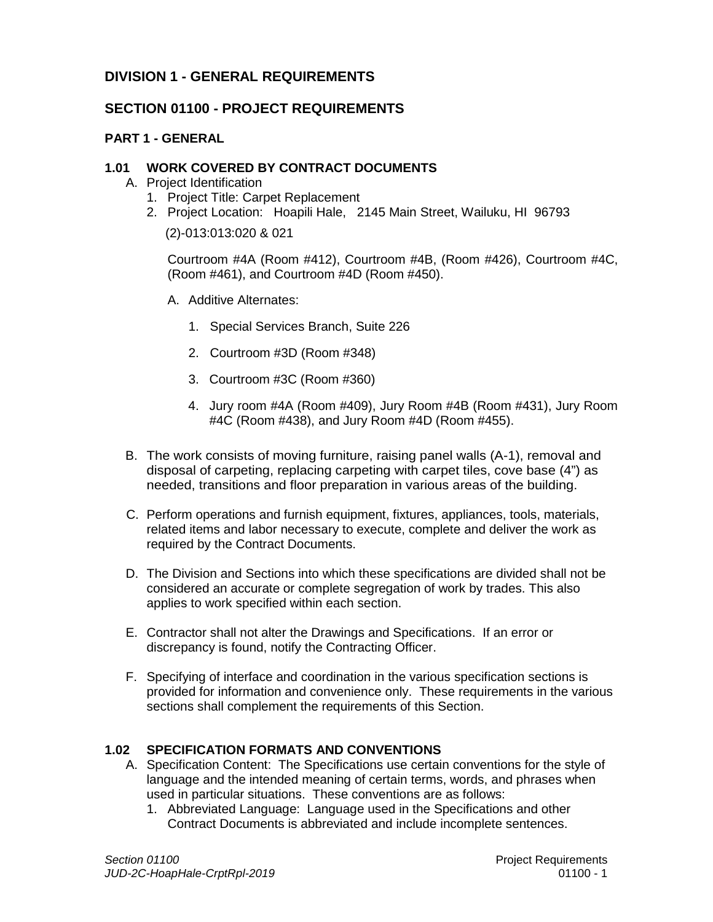# DIVISION 1 - GENERAL REQUIREMENTS

## SECTION 01100 - PROJECT REQUIREMENTS

### PART 1 - GENERAL

#### 1.01 WORK COVERED BY CONTRACT DOCUMENTS

A. Project Identification
   1. Project Title: Carpet Replacement
   2. Project Location: Hoapili Hale, 2145 Main Street, Wailuku, HI 96793

      (2)-013:013:020 & 021

      Courtroom #4A (Room #412), Courtroom #4B, (Room #426), Courtroom #4C, (Room #461), and Courtroom #4D (Room #450).

      A. Additive Alternates:

         1. Special Services Branch, Suite 226
         2. Courtroom #3D (Room #348)
         3. Courtroom #3C (Room #360)
         4. Jury room #4A (Room #409), Jury Room #4B (Room #431), Jury Room #4C (Room #438), and Jury Room #4D (Room #455).

B. The work consists of moving furniture, raising panel walls (A-1), removal and disposal of carpeting, replacing carpeting with carpet tiles, cove base (4") as needed, transitions and floor preparation in various areas of the building.

C. Perform operations and furnish equipment, fixtures, appliances, tools, materials, related items and labor necessary to execute, complete and deliver the work as required by the Contract Documents.

D. The Division and Sections into which these specifications are divided shall not be considered an accurate or complete segregation of work by trades. This also applies to work specified within each section.

E. Contractor shall not alter the Drawings and Specifications. If an error or discrepancy is found, notify the Contracting Officer.

F. Specifying of interface and coordination in the various specification sections is provided for information and convenience only. These requirements in the various sections shall complement the requirements of this Section.

#### 1.02 SPECIFICATION FORMATS AND CONVENTIONS

A. Specification Content: The Specifications use certain conventions for the style of language and the intended meaning of certain terms, words, and phrases when used in particular situations. These conventions are as follows:
   1. Abbreviated Language: Language used in the Specifications and other Contract Documents is abbreviated and include incomplete sentences.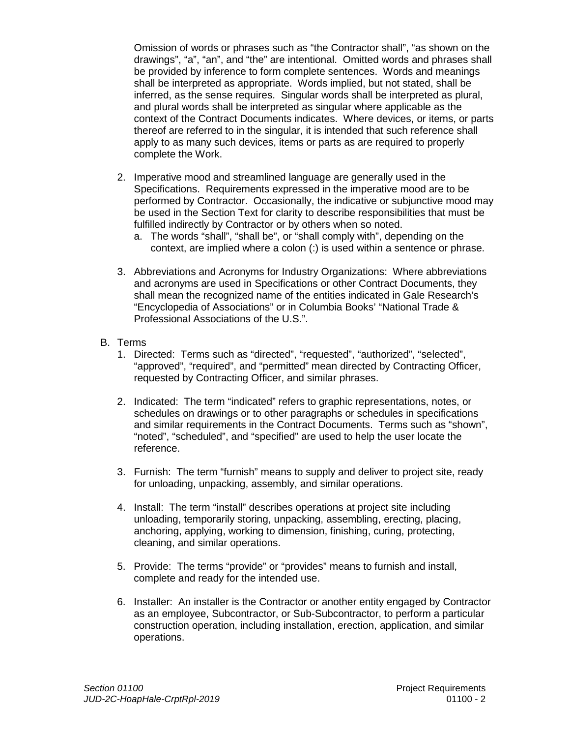Omission of words or phrases such as “the Contractor shall”, “as shown on the drawings”, “a”, “an”, and “the” are intentional. Omitted words and phrases shall be provided by inference to form complete sentences. Words and meanings shall be interpreted as appropriate. Words implied, but not stated, shall be inferred, as the sense requires. Singular words shall be interpreted as plural, and plural words shall be interpreted as singular where applicable as the context of the Contract Documents indicates. Where devices, or items, or parts thereof are referred to in the singular, it is intended that such reference shall apply to as many such devices, items or parts as are required to properly complete the Work.

2. Imperative mood and streamlined language are generally used in the Specifications. Requirements expressed in the imperative mood are to be performed by Contractor. Occasionally, the indicative or subjunctive mood may be used in the Section Text for clarity to describe responsibilities that must be fulfilled indirectly by Contractor or by others when so noted.
   a. The words “shall”, “shall be”, or “shall comply with”, depending on the context, are implied where a colon (:) is used within a sentence or phrase.

3. Abbreviations and Acronyms for Industry Organizations: Where abbreviations and acronyms are used in Specifications or other Contract Documents, they shall mean the recognized name of the entities indicated in Gale Research’s “Encyclopedia of Associations” or in Columbia Books’ “National Trade & Professional Associations of the U.S.”.

B. Terms

1. Directed: Terms such as “directed”, “requested”, “authorized”, “selected”, “approved”, “required”, and “permitted” mean directed by Contracting Officer, requested by Contracting Officer, and similar phrases.

2. Indicated: The term “indicated” refers to graphic representations, notes, or schedules on drawings or to other paragraphs or schedules in specifications and similar requirements in the Contract Documents. Terms such as “shown”, “noted”, “scheduled”, and “specified” are used to help the user locate the reference.

3. Furnish: The term “furnish” means to supply and deliver to project site, ready for unloading, unpacking, assembly, and similar operations.

4. Install: The term “install” describes operations at project site including unloading, temporarily storing, unpacking, assembling, erecting, placing, anchoring, applying, working to dimension, finishing, curing, protecting, cleaning, and similar operations.

5. Provide: The terms “provide” or “provides” means to furnish and install, complete and ready for the intended use.

6. Installer: An installer is the Contractor or another entity engaged by Contractor as an employee, Subcontractor, or Sub-Subcontractor, to perform a particular construction operation, including installation, erection, application, and similar operations.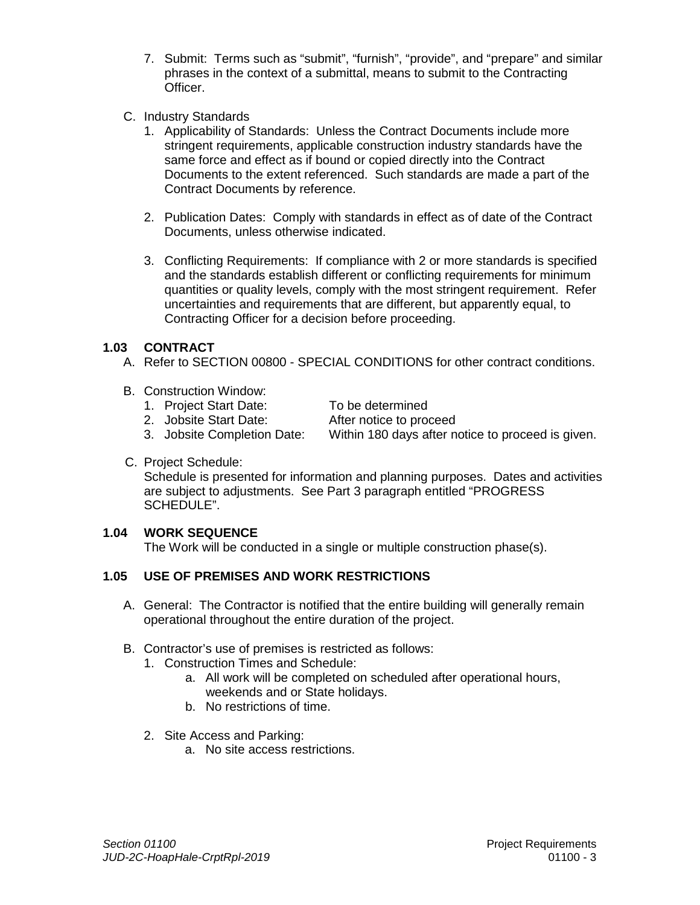7. Submit: Terms such as "submit", "furnish", "provide", and "prepare" and similar phrases in the context of a submittal, means to submit to the Contracting Officer.

C. Industry Standards

1. Applicability of Standards: Unless the Contract Documents include more stringent requirements, applicable construction industry standards have the same force and effect as if bound or copied directly into the Contract Documents to the extent referenced. Such standards are made a part of the Contract Documents by reference.

2. Publication Dates: Comply with standards in effect as of date of the Contract Documents, unless otherwise indicated.

3. Conflicting Requirements: If compliance with 2 or more standards is specified and the standards establish different or conflicting requirements for minimum quantities or quality levels, comply with the most stringent requirement. Refer uncertainties and requirements that are different, but apparently equal, to Contracting Officer for a decision before proceeding.

## 1.03 CONTRACT

A. Refer to SECTION 00800 - SPECIAL CONDITIONS for other contract conditions.

B. Construction Window:

1. Project Start Date: To be determined
2. Jobsite Start Date: After notice to proceed
3. Jobsite Completion Date: Within 180 days after notice to proceed is given.

C. Project Schedule:
Schedule is presented for information and planning purposes. Dates and activities are subject to adjustments. See Part 3 paragraph entitled "PROGRESS SCHEDULE".

## 1.04 WORK SEQUENCE

The Work will be conducted in a single or multiple construction phase(s).

## 1.05 USE OF PREMISES AND WORK RESTRICTIONS

A. General: The Contractor is notified that the entire building will generally remain operational throughout the entire duration of the project.

B. Contractor's use of premises is restricted as follows:

1. Construction Times and Schedule:
   a. All work will be completed on scheduled after operational hours, weekends and or State holidays.
   b. No restrictions of time.

2. Site Access and Parking:
   a. No site access restrictions.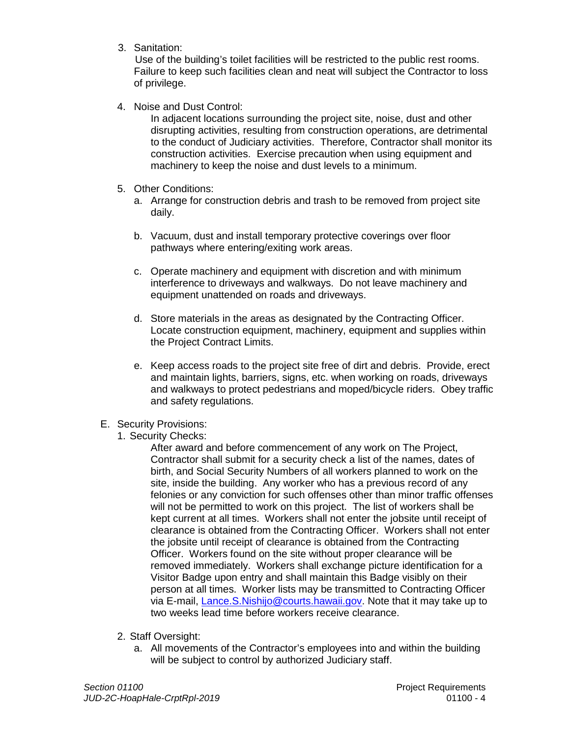3. Sanitation:
   Use of the building's toilet facilities will be restricted to the public rest rooms. Failure to keep such facilities clean and neat will subject the Contractor to loss of privilege.

4. Noise and Dust Control:
   In adjacent locations surrounding the project site, noise, dust and other disrupting activities, resulting from construction operations, are detrimental to the conduct of Judiciary activities. Therefore, Contractor shall monitor its construction activities. Exercise precaution when using equipment and machinery to keep the noise and dust levels to a minimum.

5. Other Conditions:
   a. Arrange for construction debris and trash to be removed from project site daily.

   b. Vacuum, dust and install temporary protective coverings over floor pathways where entering/exiting work areas.

   c. Operate machinery and equipment with discretion and with minimum interference to driveways and walkways. Do not leave machinery and equipment unattended on roads and driveways.

   d. Store materials in the areas as designated by the Contracting Officer. Locate construction equipment, machinery, equipment and supplies within the Project Contract Limits.

   e. Keep access roads to the project site free of dirt and debris. Provide, erect and maintain lights, barriers, signs, etc. when working on roads, driveways and walkways to protect pedestrians and moped/bicycle riders. Obey traffic and safety regulations.

E. Security Provisions:
   1. Security Checks:
      After award and before commencement of any work on The Project, Contractor shall submit for a security check a list of the names, dates of birth, and Social Security Numbers of all workers planned to work on the site, inside the building. Any worker who has a previous record of any felonies or any conviction for such offenses other than minor traffic offenses will not be permitted to work on this project. The list of workers shall be kept current at all times. Workers shall not enter the jobsite until receipt of clearance is obtained from the Contracting Officer. Workers shall not enter the jobsite until receipt of clearance is obtained from the Contracting Officer. Workers found on the site without proper clearance will be removed immediately. Workers shall exchange picture identification for a Visitor Badge upon entry and shall maintain this Badge visibly on their person at all times. Worker lists may be transmitted to Contracting Officer via E-mail, Lance.S.Nishijo@courts.hawaii.gov. Note that it may take up to two weeks lead time before workers receive clearance.

   2. Staff Oversight:
      a. All movements of the Contractor's employees into and within the building will be subject to control by authorized Judiciary staff.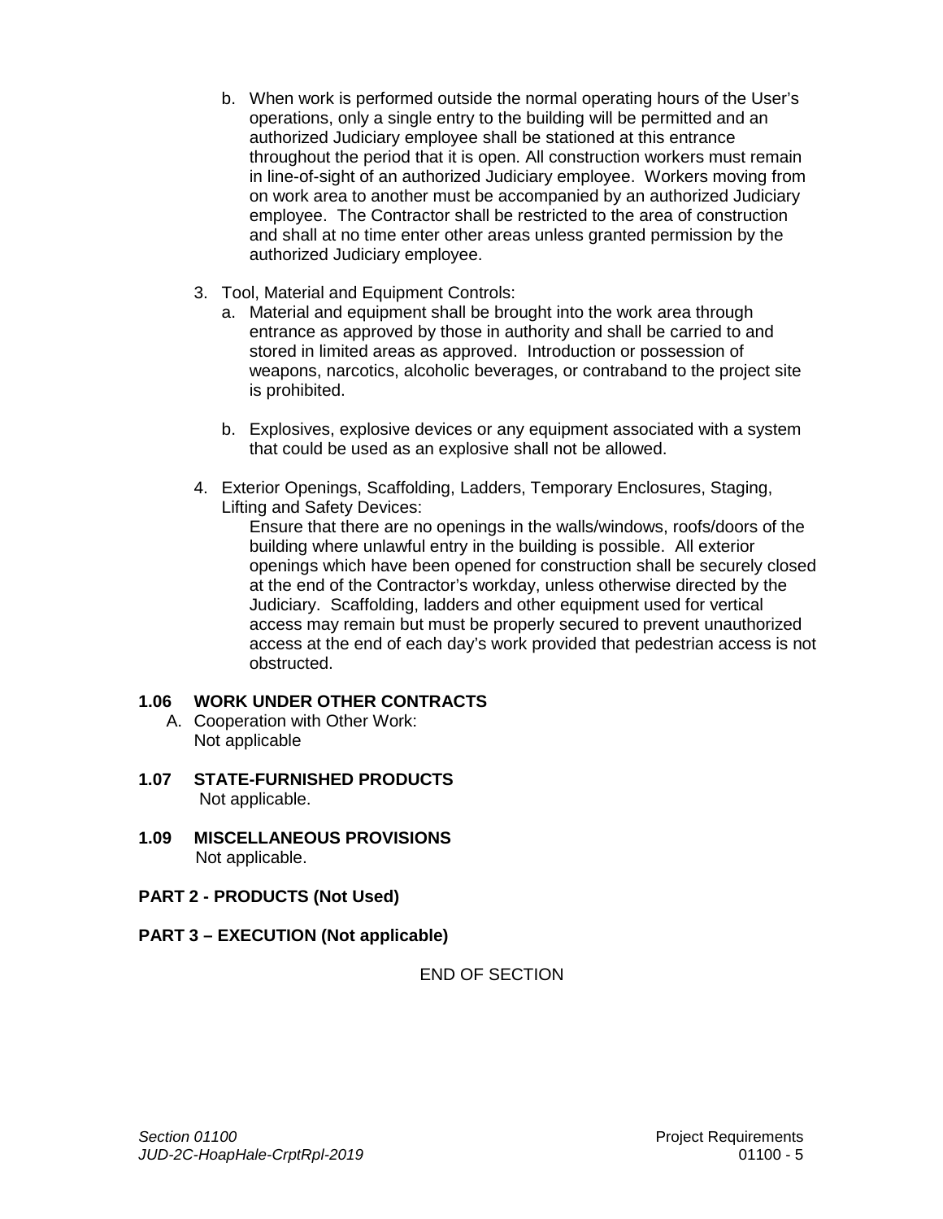b. When work is performed outside the normal operating hours of the User's operations, only a single entry to the building will be permitted and an authorized Judiciary employee shall be stationed at this entrance throughout the period that it is open. All construction workers must remain in line-of-sight of an authorized Judiciary employee. Workers moving from on work area to another must be accompanied by an authorized Judiciary employee. The Contractor shall be restricted to the area of construction and shall at no time enter other areas unless granted permission by the authorized Judiciary employee.

3. Tool, Material and Equipment Controls:
   a. Material and equipment shall be brought into the work area through entrance as approved by those in authority and shall be carried to and stored in limited areas as approved. Introduction or possession of weapons, narcotics, alcoholic beverages, or contraband to the project site is prohibited.

   b. Explosives, explosive devices or any equipment associated with a system that could be used as an explosive shall not be allowed.

4. Exterior Openings, Scaffolding, Ladders, Temporary Enclosures, Staging, Lifting and Safety Devices:
   Ensure that there are no openings in the walls/windows, roofs/doors of the building where unlawful entry in the building is possible. All exterior openings which have been opened for construction shall be securely closed at the end of the Contractor's workday, unless otherwise directed by the Judiciary. Scaffolding, ladders and other equipment used for vertical access may remain but must be properly secured to prevent unauthorized access at the end of each day's work provided that pedestrian access is not obstructed.

**1.06 WORK UNDER OTHER CONTRACTS**

A. Cooperation with Other Work:
Not applicable

**1.07 STATE-FURNISHED PRODUCTS**

Not applicable.

**1.09 MISCELLANEOUS PROVISIONS**

Not applicable.

**PART 2 - PRODUCTS (Not Used)**

**PART 3 – EXECUTION (Not applicable)**

END OF SECTION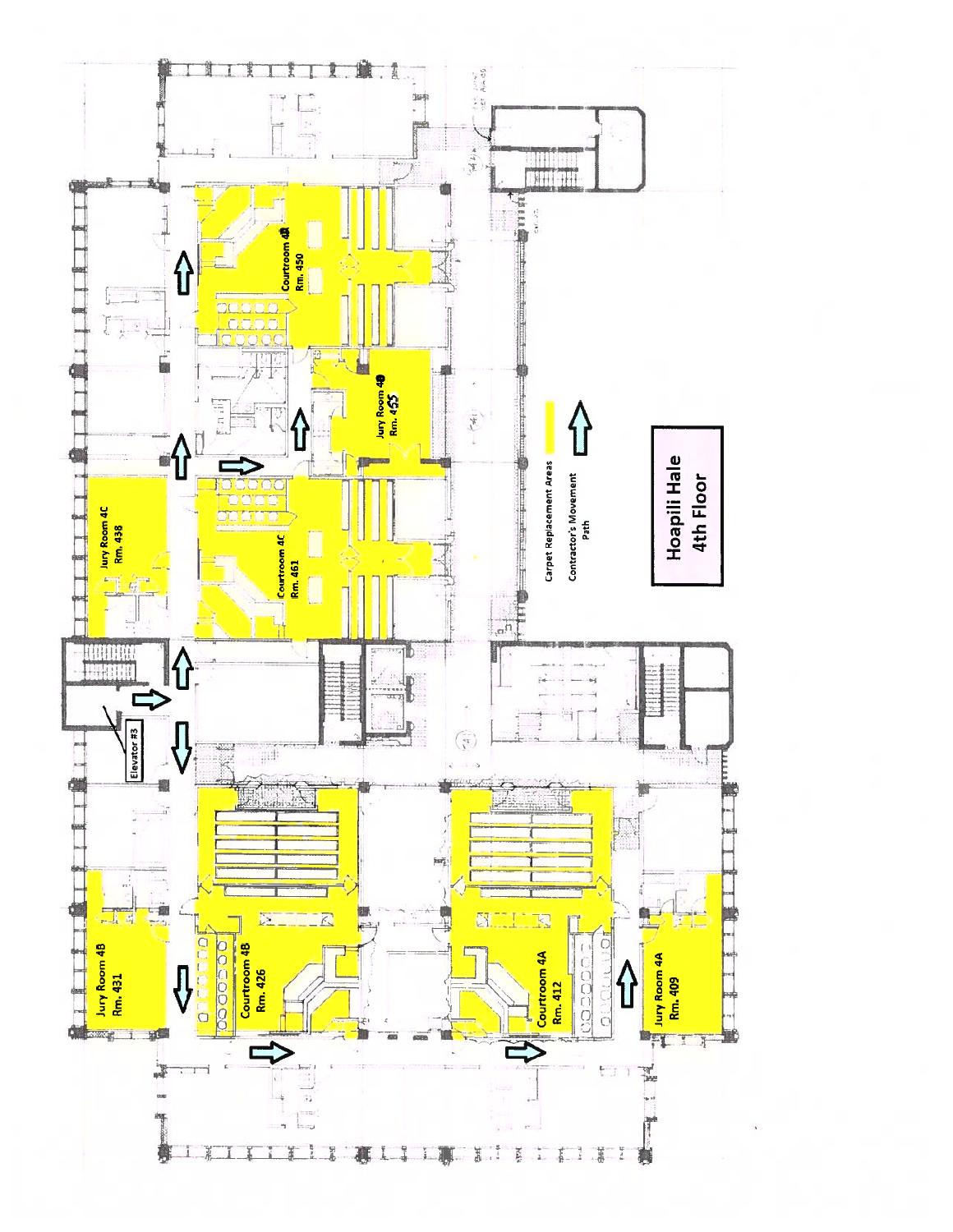# Hoapili Hale
## 4th Floor

Carpet Replacement Areas

Contractor's Movement Path

Elevator #3

Jury Room 4C
Rm. 438

Courtroom 4C
Rm. 461

Jury Room 4D
Rm. 455

Courtroom 4D
Rm. 450

Jury Room 4B
Rm. 431

Courtroom 4B
Rm. 426

Courtroom 4A
Rm. 412

Jury Room 4A
Rm. 409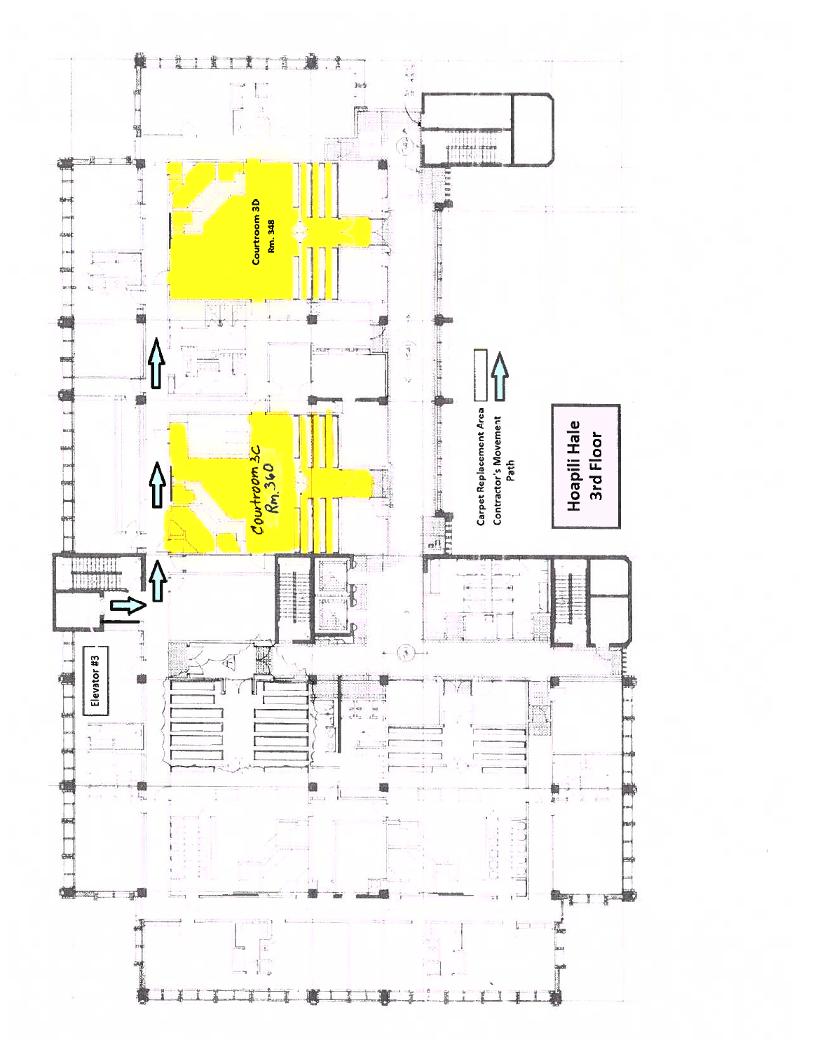Courtroom 3D
Rm. 348

Courtroom 3C
Rm. 360

Elevator #3

Carpet Replacement Area

Contractor's Movement Path

**Hoapili Hale**
**3rd Floor**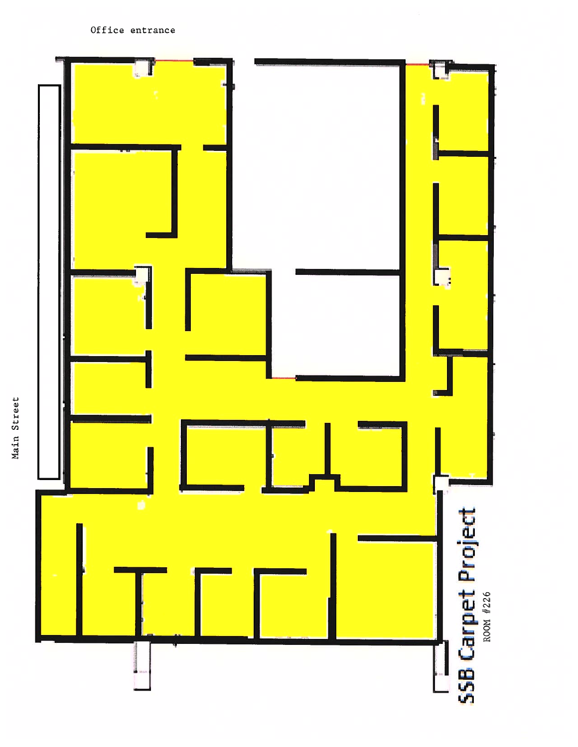Office entrance

Main Street

SSB Carpet Project

ROOM #226